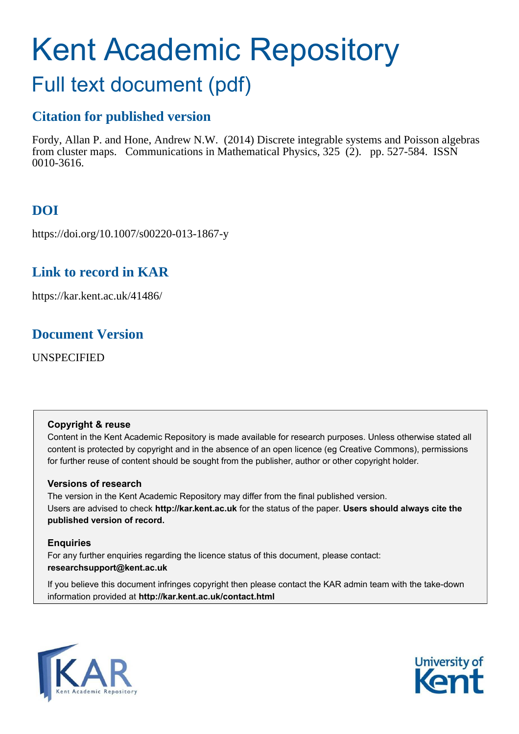# Kent Academic Repository

## Full text document (pdf)

### Citation for published version

Fordy, Allan P. and Hone, Andrew N.W. (2014) Discrete integrable systems and Poisson algebras from cluster maps. Communications in Mathematical Physics, 325 (2). pp. 527-584. ISSN 0010-3616.

### DOI

https://doi.org/10.1007/s00220-013-1867-y

### Link to record in KAR

https://kar.kent.ac.uk/41486/

### Document Version

UNSPECIFIED

**Copyright & reuse**

Content in the Kent Academic Repository is made available for research purposes. Unless otherwise stated all content is protected by copyright and in the absence of an open licence (eg Creative Commons), permissions for further reuse of content should be sought from the publisher, author or other copyright holder.

**Versions of research**

The version in the Kent Academic Repository may differ from the final published version. Users are advised to check **http://kar.kent.ac.uk** for the status of the paper. **Users should always cite the published version of record.**

**Enquiries**

For any further enquiries regarding the licence status of this document, please contact: **researchsupport@kent.ac.uk**

If you believe this document infringes copyright then please contact the KAR admin team with the take-down information provided at **http://kar.kent.ac.uk/contact.html**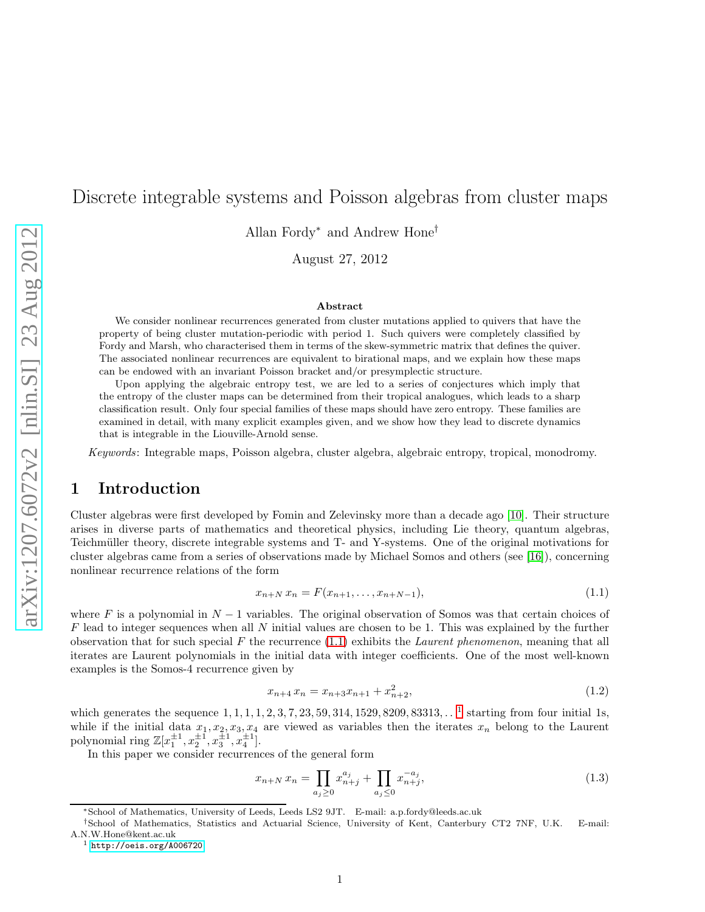# Discrete integrable systems and Poisson algebras from cluster maps

Allan Fordy[*] and Andrew Hone[†]

August 27, 2012

### Abstract

We consider nonlinear recurrences generated from cluster mutations applied to quivers that have the property of being cluster mutation-periodic with period 1. Such quivers were completely classified by Fordy and Marsh, who characterised them in terms of the skew-symmetric matrix that defines the quiver. The associated nonlinear recurrences are equivalent to birational maps, and we explain how these maps can be endowed with an invariant Poisson bracket and/or presymplectic structure.

Upon applying the algebraic entropy test, we are led to a series of conjectures which imply that the entropy of the cluster maps can be determined from their tropical analogues, which leads to a sharp classification result. Only four special families of these maps should have zero entropy. These families are examined in detail, with many explicit examples given, and we show how they lead to discrete dynamics that is integrable in the Liouville-Arnold sense.

*Keywords*: Integrable maps, Poisson algebra, cluster algebra, algebraic entropy, tropical, monodromy.

## 1 Introduction

Cluster algebras were first developed by Fomin and Zelevinsky more than a decade ago [10]. Their structure arises in diverse parts of mathematics and theoretical physics, including Lie theory, quantum algebras, Teichmüller theory, discrete integrable systems and T- and Y-systems. One of the original motivations for cluster algebras came from a series of observations made by Michael Somos and others (see [16]), concerning nonlinear recurrence relations of the form

$$x_{n+N}\, x_n = F(x_{n+1}, \ldots, x_{n+N-1}), \tag{1.1}$$

where $F$ is a polynomial in $N-1$ variables. The original observation of Somos was that certain choices of $F$ lead to integer sequences when all $N$ initial values are chosen to be 1. This was explained by the further observation that for such special $F$ the recurrence (1.1) exhibits the *Laurent phenomenon*, meaning that all iterates are Laurent polynomials in the initial data with integer coefficients. One of the most well-known examples is the Somos-4 recurrence given by

$$x_{n+4}\, x_n = x_{n+3}x_{n+1} + x_{n+2}^2, \tag{1.2}$$

which generates the sequence $1, 1, 1, 1, 2, 3, 7, 23, 59, 314, 1529, 8209, 83313, \ldots$ [1] starting from four initial 1s, while if the initial data $x_1, x_2, x_3, x_4$ are viewed as variables then the iterates $x_n$ belong to the Laurent polynomial ring $\mathbb{Z}[x_1^{\pm 1}, x_2^{\pm 1}, x_3^{\pm 1}, x_4^{\pm 1}]$.

In this paper we consider recurrences of the general form

$$x_{n+N}\, x_n = \prod_{a_j \geq 0} x_{n+j}^{a_j} + \prod_{a_j \leq 0} x_{n+j}^{-a_j}, \tag{1.3}$$

---

[*] School of Mathematics, University of Leeds, Leeds LS2 9JT. E-mail: a.p.fordy@leeds.ac.uk

[†] School of Mathematics, Statistics and Actuarial Science, University of Kent, Canterbury CT2 7NF, U.K. E-mail: A.N.W.Hone@kent.ac.uk

[1] http://oeis.org/A006720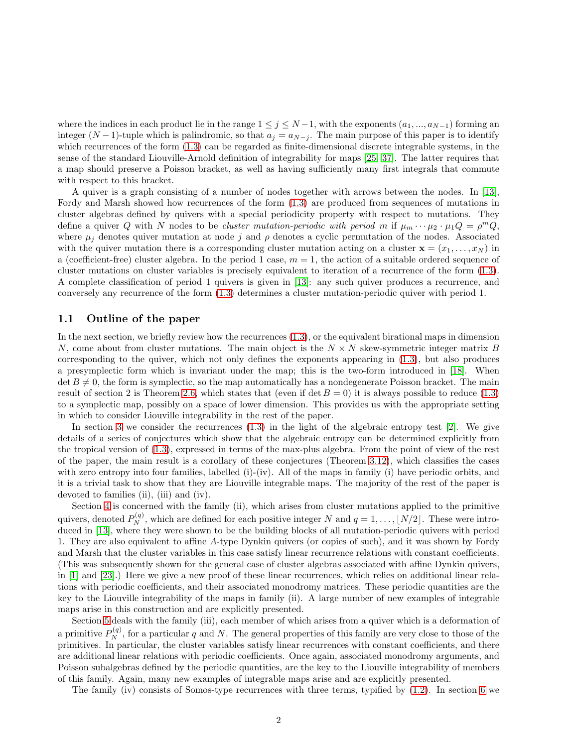where the indices in each product lie in the range $1 \leq j \leq N-1$, with the exponents $(a_1, ..., a_{N-1})$ forming an integer $(N-1)$-tuple which is palindromic, so that $a_j = a_{N-j}$. The main purpose of this paper is to identify which recurrences of the form (1.3) can be regarded as finite-dimensional discrete integrable systems, in the sense of the standard Liouville-Arnold definition of integrability for maps [25, 37]. The latter requires that a map should preserve a Poisson bracket, as well as having sufficiently many first integrals that commute with respect to this bracket.

A quiver is a graph consisting of a number of nodes together with arrows between the nodes. In [13], Fordy and Marsh showed how recurrences of the form (1.3) are produced from sequences of mutations in cluster algebras defined by quivers with a special periodicity property with respect to mutations. They define a quiver $Q$ with $N$ nodes to be *cluster mutation-periodic with period* $m$ if $\mu_m \cdots \mu_2 \cdot \mu_1 Q = \rho^m Q$, where $\mu_j$ denotes quiver mutation at node $j$ and $\rho$ denotes a cyclic permutation of the nodes. Associated with the quiver mutation there is a corresponding cluster mutation acting on a cluster $\mathbf{x} = (x_1, \ldots, x_N)$ in a (coefficient-free) cluster algebra. In the period 1 case, $m = 1$, the action of a suitable ordered sequence of cluster mutations on cluster variables is precisely equivalent to iteration of a recurrence of the form (1.3). A complete classification of period 1 quivers is given in [13]: any such quiver produces a recurrence, and conversely any recurrence of the form (1.3) determines a cluster mutation-periodic quiver with period 1.

## 1.1 Outline of the paper

In the next section, we briefly review how the recurrences (1.3), or the equivalent birational maps in dimension $N$, come about from cluster mutations. The main object is the $N \times N$ skew-symmetric integer matrix $B$ corresponding to the quiver, which not only defines the exponents appearing in (1.3), but also produces a presymplectic form which is invariant under the map; this is the two-form introduced in [18]. When $\det B \neq 0$, the form is symplectic, so the map automatically has a nondegenerate Poisson bracket. The main result of section 2 is Theorem 2.6, which states that (even if $\det B = 0$) it is always possible to reduce (1.3) to a symplectic map, possibly on a space of lower dimension. This provides us with the appropriate setting in which to consider Liouville integrability in the rest of the paper.

In section 3 we consider the recurrences (1.3) in the light of the algebraic entropy test [2]. We give details of a series of conjectures which show that the algebraic entropy can be determined explicitly from the tropical version of (1.3), expressed in terms of the max-plus algebra. From the point of view of the rest of the paper, the main result is a corollary of these conjectures (Theorem 3.12), which classifies the cases with zero entropy into four families, labelled (i)-(iv). All of the maps in family (i) have periodic orbits, and it is a trivial task to show that they are Liouville integrable maps. The majority of the rest of the paper is devoted to families (ii), (iii) and (iv).

Section 4 is concerned with the family (ii), which arises from cluster mutations applied to the primitive quivers, denoted $P_N^{(q)}$, which are defined for each positive integer $N$ and $q = 1, \ldots, \lfloor N/2 \rfloor$. These were introduced in [13], where they were shown to be the building blocks of all mutation-periodic quivers with period 1. They are also equivalent to affine $A$-type Dynkin quivers (or copies of such), and it was shown by Fordy and Marsh that the cluster variables in this case satisfy linear recurrence relations with constant coefficients. (This was subsequently shown for the general case of cluster algebras associated with affine Dynkin quivers, in [1] and [23].) Here we give a new proof of these linear recurrences, which relies on additional linear relations with periodic coefficients, and their associated monodromy matrices. These periodic quantities are the key to the Liouville integrability of the maps in family (ii). A large number of new examples of integrable maps arise in this construction and are explicitly presented.

Section 5 deals with the family (iii), each member of which arises from a quiver which is a deformation of a primitive $P_N^{(q)}$, for a particular $q$ and $N$. The general properties of this family are very close to those of the primitives. In particular, the cluster variables satisfy linear recurrences with constant coefficients, and there are additional linear relations with periodic coefficients. Once again, associated monodromy arguments, and Poisson subalgebras defined by the periodic quantities, are the key to the Liouville integrability of members of this family. Again, many new examples of integrable maps arise and are explicitly presented.

The family (iv) consists of Somos-type recurrences with three terms, typified by (1.2). In section 6 we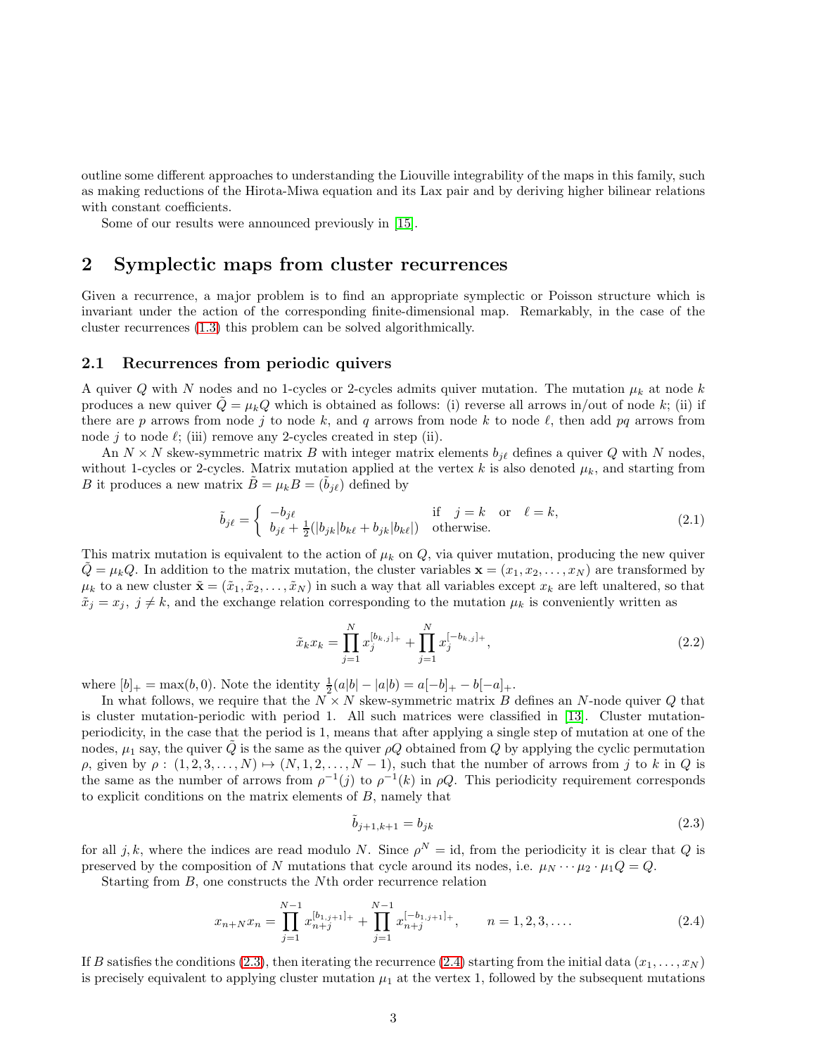outline some different approaches to understanding the Liouville integrability of the maps in this family, such as making reductions of the Hirota-Miwa equation and its Lax pair and by deriving higher bilinear relations with constant coefficients.

Some of our results were announced previously in [15].

## 2 Symplectic maps from cluster recurrences

Given a recurrence, a major problem is to find an appropriate symplectic or Poisson structure which is invariant under the action of the corresponding finite-dimensional map. Remarkably, in the case of the cluster recurrences (1.3) this problem can be solved algorithmically.

### 2.1 Recurrences from periodic quivers

A quiver $Q$ with $N$ nodes and no 1-cycles or 2-cycles admits quiver mutation. The mutation $\mu_k$ at node $k$ produces a new quiver $\tilde{Q} = \mu_k Q$ which is obtained as follows: (i) reverse all arrows in/out of node $k$; (ii) if there are $p$ arrows from node $j$ to node $k$, and $q$ arrows from node $k$ to node $\ell$, then add $pq$ arrows from node $j$ to node $\ell$; (iii) remove any 2-cycles created in step (ii).

An $N \times N$ skew-symmetric matrix $B$ with integer matrix elements $b_{j\ell}$ defines a quiver $Q$ with $N$ nodes, without 1-cycles or 2-cycles. Matrix mutation applied at the vertex $k$ is also denoted $\mu_k$, and starting from $B$ it produces a new matrix $\tilde{B} = \mu_k B = (\tilde{b}_{j\ell})$ defined by

$$\tilde{b}_{j\ell} = \begin{cases} -b_{j\ell} & \text{if} \quad j = k \quad \text{or} \quad \ell = k, \\ b_{j\ell} + \frac{1}{2}(|b_{jk}|b_{k\ell} + b_{jk}|b_{k\ell}|) & \text{otherwise.} \end{cases} \tag{2.1}$$

This matrix mutation is equivalent to the action of $\mu_k$ on $Q$, via quiver mutation, producing the new quiver $\tilde{Q} = \mu_k Q$. In addition to the matrix mutation, the cluster variables $\mathbf{x} = (x_1, x_2, \ldots, x_N)$ are transformed by $\mu_k$ to a new cluster $\tilde{\mathbf{x}} = (\tilde{x}_1, \tilde{x}_2, \ldots, \tilde{x}_N)$ in such a way that all variables except $x_k$ are left unaltered, so that $\tilde{x}_j = x_j,\ j \neq k$, and the exchange relation corresponding to the mutation $\mu_k$ is conveniently written as

$$\tilde{x}_k x_k = \prod_{j=1}^{N} x_j^{[b_{k,j}]_+} + \prod_{j=1}^{N} x_j^{[-b_{k,j}]_+}, \tag{2.2}$$

where $[b]_+ = \max(b, 0)$. Note the identity $\frac{1}{2}(a|b| - |a|b) = a[-b]_+ - b[-a]_+$.

In what follows, we require that the $N \times N$ skew-symmetric matrix $B$ defines an $N$-node quiver $Q$ that is cluster mutation-periodic with period 1. All such matrices were classified in [13]. Cluster mutation-periodicity, in the case that the period is 1, means that after applying a single step of mutation at one of the nodes, $\mu_1$ say, the quiver $\tilde{Q}$ is the same as the quiver $\rho Q$ obtained from $Q$ by applying the cyclic permutation $\rho$, given by $\rho : (1, 2, 3, \ldots, N) \mapsto (N, 1, 2, \ldots, N-1)$, such that the number of arrows from $j$ to $k$ in $Q$ is the same as the number of arrows from $\rho^{-1}(j)$ to $\rho^{-1}(k)$ in $\rho Q$. This periodicity requirement corresponds to explicit conditions on the matrix elements of $B$, namely that

$$\tilde{b}_{j+1,k+1} = b_{jk} \tag{2.3}$$

for all $j, k$, where the indices are read modulo $N$. Since $\rho^N = \text{id}$, from the periodicity it is clear that $Q$ is preserved by the composition of $N$ mutations that cycle around its nodes, i.e. $\mu_N \cdots \mu_2 \cdot \mu_1 Q = Q$.

Starting from $B$, one constructs the $N$th order recurrence relation

$$x_{n+N} x_n = \prod_{j=1}^{N-1} x_{n+j}^{[b_{1,j+1}]_+} + \prod_{j=1}^{N-1} x_{n+j}^{[-b_{1,j+1}]_+}, \qquad n = 1, 2, 3, \ldots. \tag{2.4}$$

If $B$ satisfies the conditions (2.3), then iterating the recurrence (2.4) starting from the initial data $(x_1, \ldots, x_N)$ is precisely equivalent to applying cluster mutation $\mu_1$ at the vertex 1, followed by the subsequent mutations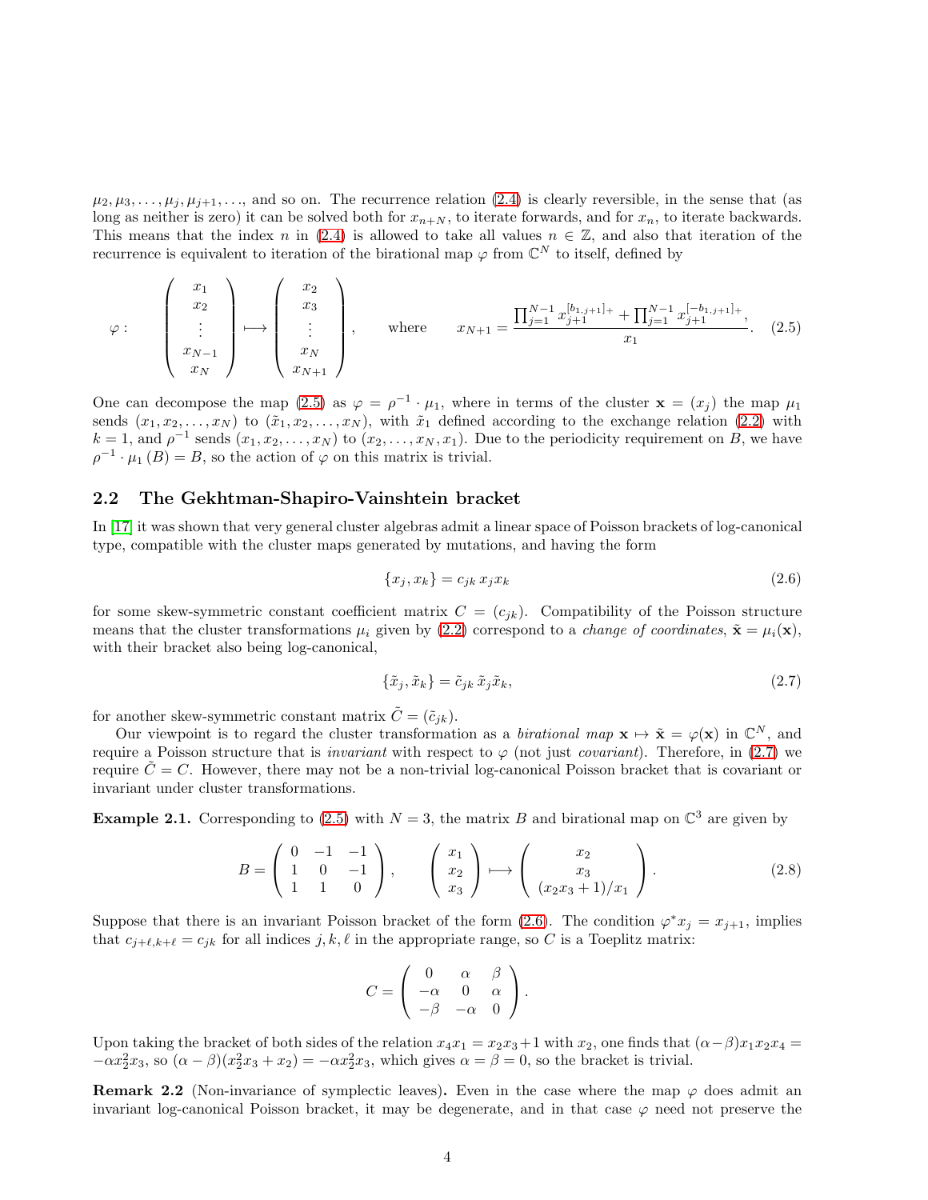$\mu_2, \mu_3, \ldots, \mu_j, \mu_{j+1}, \ldots$, and so on. The recurrence relation (2.4) is clearly reversible, in the sense that (as long as neither is zero) it can be solved both for $x_{n+N}$, to iterate forwards, and for $x_n$, to iterate backwards. This means that the index $n$ in (2.4) is allowed to take all values $n \in \mathbb{Z}$, and also that iteration of the recurrence is equivalent to iteration of the birational map $\varphi$ from $\mathbb{C}^N$ to itself, defined by

$$
\varphi : \qquad \begin{pmatrix} x_1 \\ x_2 \\ \vdots \\ x_{N-1} \\ x_N \end{pmatrix} \longmapsto \begin{pmatrix} x_2 \\ x_3 \\ \vdots \\ x_N \\ x_{N+1} \end{pmatrix}, \qquad \text{where} \qquad x_{N+1} = \frac{\prod_{j=1}^{N-1} x_{j+1}^{[b_{1,j+1}]_+} + \prod_{j=1}^{N-1} x_{j+1}^{[-b_{1,j+1}]_+}}{x_1}. \tag{2.5}
$$

One can decompose the map (2.5) as $\varphi = \rho^{-1} \cdot \mu_1$, where in terms of the cluster $\mathbf{x} = (x_j)$ the map $\mu_1$ sends $(x_1, x_2, \ldots, x_N)$ to $(\tilde{x}_1, x_2, \ldots, x_N)$, with $\tilde{x}_1$ defined according to the exchange relation (2.2) with $k = 1$, and $\rho^{-1}$ sends $(x_1, x_2, \ldots, x_N)$ to $(x_2, \ldots, x_N, x_1)$. Due to the periodicity requirement on $B$, we have $\rho^{-1} \cdot \mu_1 (B) = B$, so the action of $\varphi$ on this matrix is trivial.

## 2.2 The Gekhtman-Shapiro-Vainshtein bracket

In [17] it was shown that very general cluster algebras admit a linear space of Poisson brackets of log-canonical type, compatible with the cluster maps generated by mutations, and having the form

$$
\{x_j, x_k\} = c_{jk}\, x_j x_k \tag{2.6}
$$

for some skew-symmetric constant coefficient matrix $C = (c_{jk})$. Compatibility of the Poisson structure means that the cluster transformations $\mu_i$ given by (2.2) correspond to a *change of coordinates*, $\tilde{\mathbf{x}} = \mu_i(\mathbf{x})$, with their bracket also being log-canonical,

$$
\{\tilde{x}_j, \tilde{x}_k\} = \tilde{c}_{jk}\, \tilde{x}_j \tilde{x}_k, \tag{2.7}
$$

for another skew-symmetric constant matrix $\tilde{C} = (\tilde{c}_{jk})$.

Our viewpoint is to regard the cluster transformation as a *birational map* $\mathbf{x} \mapsto \tilde{\mathbf{x}} = \varphi(\mathbf{x})$ in $\mathbb{C}^N$, and require a Poisson structure that is *invariant* with respect to $\varphi$ (not just *covariant*). Therefore, in (2.7) we require $\tilde{C} = C$. However, there may not be a non-trivial log-canonical Poisson bracket that is covariant or invariant under cluster transformations.

**Example 2.1.** Corresponding to (2.5) with $N = 3$, the matrix $B$ and birational map on $\mathbb{C}^3$ are given by

$$
B = \begin{pmatrix} 0 & -1 & -1 \\ 1 & 0 & -1 \\ 1 & 1 & 0 \end{pmatrix}, \qquad \begin{pmatrix} x_1 \\ x_2 \\ x_3 \end{pmatrix} \longmapsto \begin{pmatrix} x_2 \\ x_3 \\ (x_2 x_3 + 1)/x_1 \end{pmatrix}. \tag{2.8}
$$

Suppose that there is an invariant Poisson bracket of the form (2.6). The condition $\varphi^* x_j = x_{j+1}$, implies that $c_{j+\ell, k+\ell} = c_{jk}$ for all indices $j, k, \ell$ in the appropriate range, so $C$ is a Toeplitz matrix:

$$
C = \begin{pmatrix} 0 & \alpha & \beta \\ -\alpha & 0 & \alpha \\ -\beta & -\alpha & 0 \end{pmatrix}.
$$

Upon taking the bracket of both sides of the relation $x_4 x_1 = x_2 x_3 + 1$ with $x_2$, one finds that $(\alpha - \beta) x_1 x_2 x_4 = -\alpha x_2^2 x_3$, so $(\alpha - \beta)(x_2^2 x_3 + x_2) = -\alpha x_2^2 x_3$, which gives $\alpha = \beta = 0$, so the bracket is trivial.

**Remark 2.2** (Non-invariance of symplectic leaves)**.** Even in the case where the map $\varphi$ does admit an invariant log-canonical Poisson bracket, it may be degenerate, and in that case $\varphi$ need not preserve the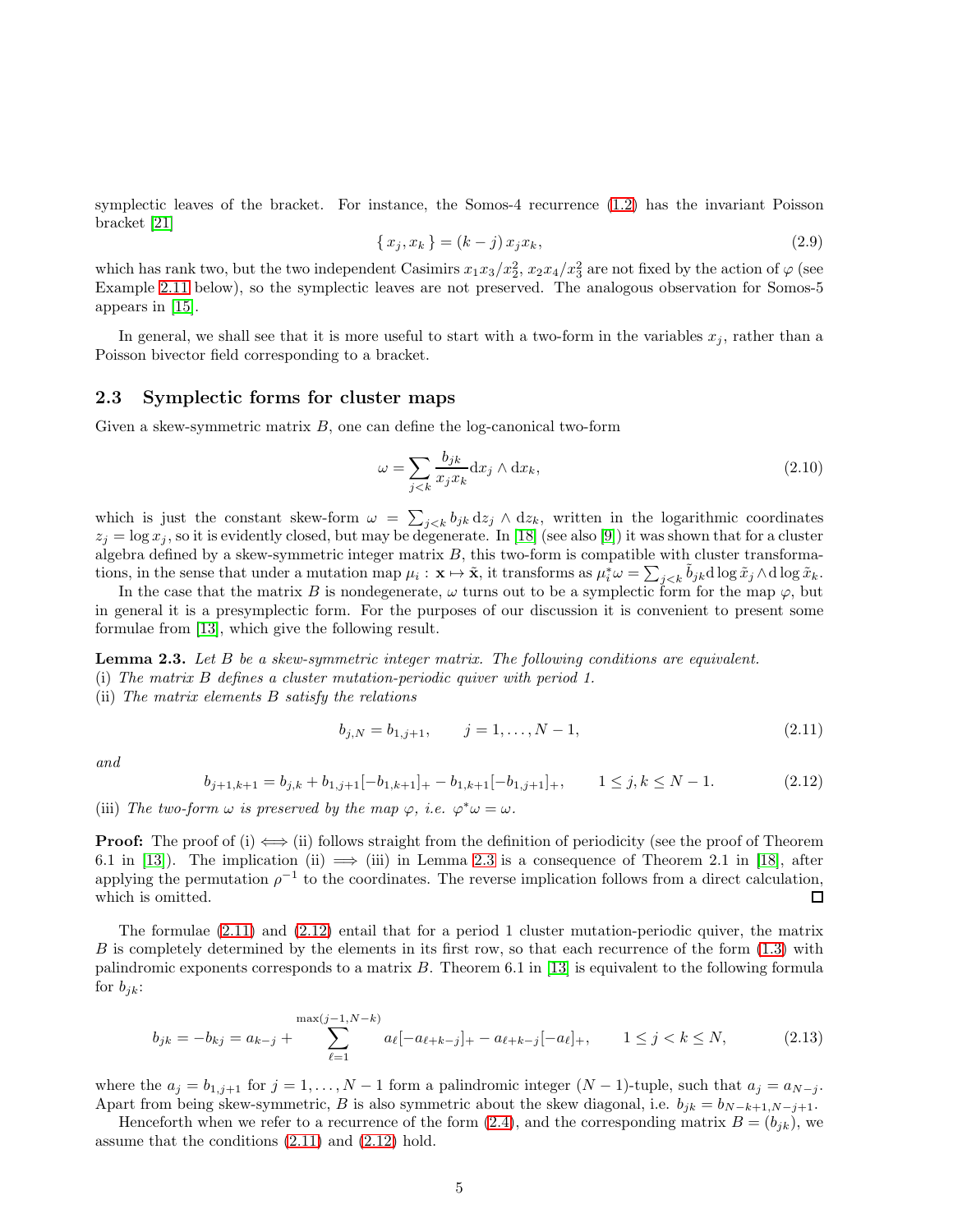symplectic leaves of the bracket. For instance, the Somos-4 recurrence (1.2) has the invariant Poisson bracket [21]

$$\{ x_j, x_k \} = (k-j)\, x_j x_k, \tag{2.9}$$

which has rank two, but the two independent Casimirs $x_1x_3/x_2^2$, $x_2x_4/x_3^2$ are not fixed by the action of $\varphi$ (see Example 2.11 below), so the symplectic leaves are not preserved. The analogous observation for Somos-5 appears in [15].

In general, we shall see that it is more useful to start with a two-form in the variables $x_j$, rather than a Poisson bivector field corresponding to a bracket.

### 2.3 Symplectic forms for cluster maps

Given a skew-symmetric matrix $B$, one can define the log-canonical two-form

$$\omega = \sum_{j<k} \frac{b_{jk}}{x_j x_k} \mathrm{d}x_j \wedge \mathrm{d}x_k, \tag{2.10}$$

which is just the constant skew-form $\omega = \sum_{j<k} b_{jk}\, \mathrm{d}z_j \wedge \mathrm{d}z_k$, written in the logarithmic coordinates $z_j = \log x_j$, so it is evidently closed, but may be degenerate. In [18] (see also [9]) it was shown that for a cluster algebra defined by a skew-symmetric integer matrix $B$, this two-form is compatible with cluster transformations, in the sense that under a mutation map $\mu_i : \mathbf{x} \mapsto \tilde{\mathbf{x}}$, it transforms as $\mu_i^*\omega = \sum_{j<k} \tilde{b}_{jk} \mathrm{d}\log \tilde{x}_j \wedge \mathrm{d}\log \tilde{x}_k$.

In the case that the matrix $B$ is nondegenerate, $\omega$ turns out to be a symplectic form for the map $\varphi$, but in general it is a presymplectic form. For the purposes of our discussion it is convenient to present some formulae from [13], which give the following result.

**Lemma 2.3.** *Let $B$ be a skew-symmetric integer matrix. The following conditions are equivalent.*
(i) *The matrix $B$ defines a cluster mutation-periodic quiver with period 1.*
(ii) *The matrix elements $B$ satisfy the relations*

$$b_{j,N} = b_{1,j+1}, \qquad j = 1, \ldots, N-1, \tag{2.11}$$

*and*

$$b_{j+1,k+1} = b_{j,k} + b_{1,j+1}[-b_{1,k+1}]_+ - b_{1,k+1}[-b_{1,j+1}]_+, \qquad 1 \le j,k \le N-1. \tag{2.12}$$

(iii) *The two-form $\omega$ is preserved by the map $\varphi$, i.e. $\varphi^*\omega = \omega$.*

**Proof:** The proof of (i) $\iff$ (ii) follows straight from the definition of periodicity (see the proof of Theorem 6.1 in [13]). The implication (ii) $\implies$ (iii) in Lemma 2.3 is a consequence of Theorem 2.1 in [18], after applying the permutation $\rho^{-1}$ to the coordinates. The reverse implication follows from a direct calculation, which is omitted. ◻

The formulae (2.11) and (2.12) entail that for a period 1 cluster mutation-periodic quiver, the matrix $B$ is completely determined by the elements in its first row, so that each recurrence of the form (1.3) with palindromic exponents corresponds to a matrix $B$. Theorem 6.1 in [13] is equivalent to the following formula for $b_{jk}$:

$$b_{jk} = -b_{kj} = a_{k-j} + \sum_{\ell=1}^{\max(j-1,N-k)} a_\ell[-a_{\ell+k-j}]_+ - a_{\ell+k-j}[-a_\ell]_+, \qquad 1 \le j < k \le N, \tag{2.13}$$

where the $a_j = b_{1,j+1}$ for $j = 1, \ldots, N-1$ form a palindromic integer $(N-1)$-tuple, such that $a_j = a_{N-j}$. Apart from being skew-symmetric, $B$ is also symmetric about the skew diagonal, i.e. $b_{jk} = b_{N-k+1,N-j+1}$.

Henceforth when we refer to a recurrence of the form (2.4), and the corresponding matrix $B = (b_{jk})$, we assume that the conditions (2.11) and (2.12) hold.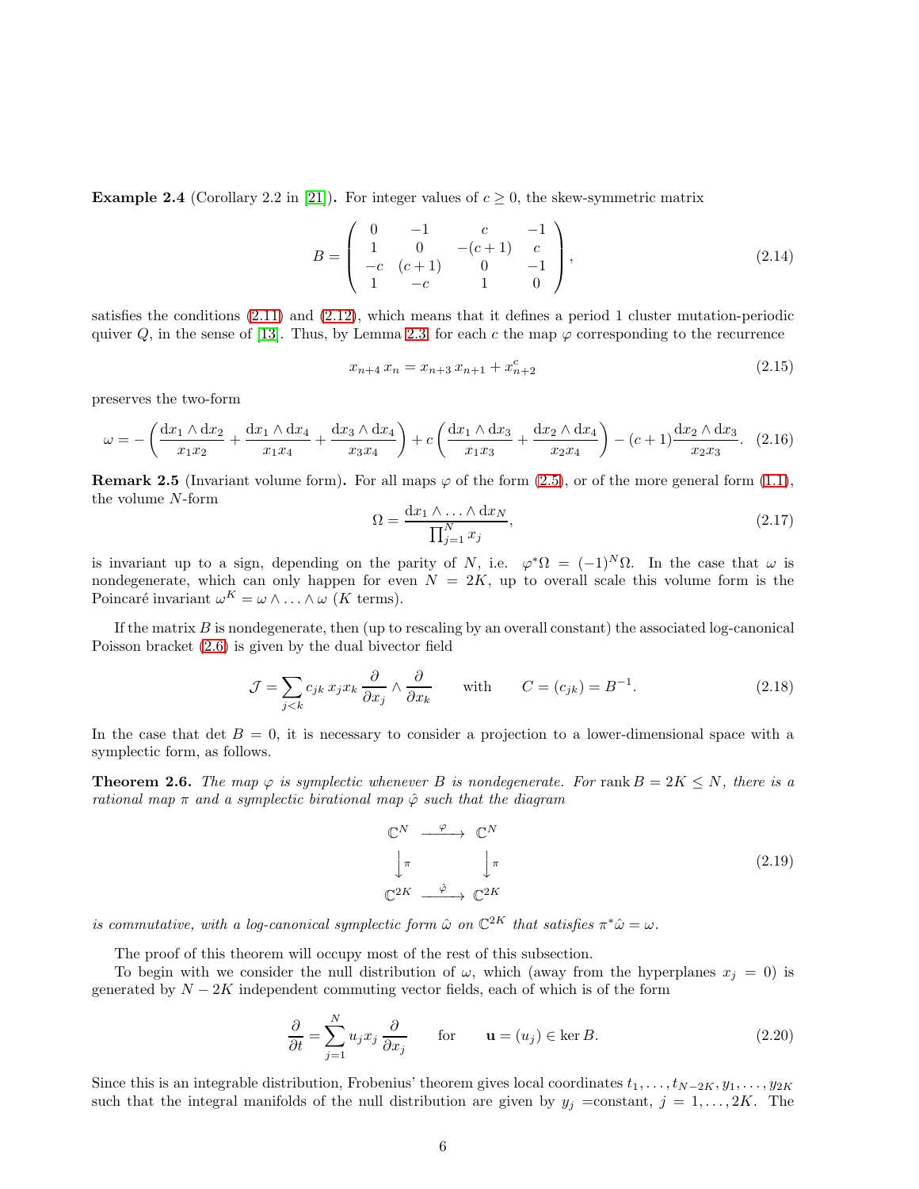**Example 2.4** (Corollary 2.2 in [21])**.** For integer values of $c \geq 0$, the skew-symmetric matrix

$$B = \begin{pmatrix} 0 & -1 & c & -1 \\ 1 & 0 & -(c+1) & c \\ -c & (c+1) & 0 & -1 \\ 1 & -c & 1 & 0 \end{pmatrix}, \tag{2.14}$$

satisfies the conditions (2.11) and (2.12), which means that it defines a period 1 cluster mutation-periodic quiver $Q$, in the sense of [13]. Thus, by Lemma 2.3, for each $c$ the map $\varphi$ corresponding to the recurrence

$$x_{n+4}\, x_n = x_{n+3}\, x_{n+1} + x_{n+2}^c \tag{2.15}$$

preserves the two-form

$$\omega = -\left(\frac{\mathrm{d}x_1 \wedge \mathrm{d}x_2}{x_1 x_2} + \frac{\mathrm{d}x_1 \wedge \mathrm{d}x_4}{x_1 x_4} + \frac{\mathrm{d}x_3 \wedge \mathrm{d}x_4}{x_3 x_4}\right) + c\left(\frac{\mathrm{d}x_1 \wedge \mathrm{d}x_3}{x_1 x_3} + \frac{\mathrm{d}x_2 \wedge \mathrm{d}x_4}{x_2 x_4}\right) - (c+1)\frac{\mathrm{d}x_2 \wedge \mathrm{d}x_3}{x_2 x_3}. \tag{2.16}$$

**Remark 2.5** (Invariant volume form)**.** For all maps $\varphi$ of the form (2.5), or of the more general form (1.1), the volume $N$-form

$$\Omega = \frac{\mathrm{d}x_1 \wedge \ldots \wedge \mathrm{d}x_N}{\prod_{j=1}^N x_j}, \tag{2.17}$$

is invariant up to a sign, depending on the parity of $N$, i.e. $\varphi^*\Omega = (-1)^N \Omega$. In the case that $\omega$ is nondegenerate, which can only happen for even $N = 2K$, up to overall scale this volume form is the Poincaré invariant $\omega^K = \omega \wedge \ldots \wedge \omega$ ($K$ terms).

If the matrix $B$ is nondegenerate, then (up to rescaling by an overall constant) the associated log-canonical Poisson bracket (2.6) is given by the dual bivector field

$$\mathcal{J} = \sum_{j<k} c_{jk}\, x_j x_k \, \frac{\partial}{\partial x_j} \wedge \frac{\partial}{\partial x_k} \qquad \text{with} \qquad C = (c_{jk}) = B^{-1}. \tag{2.18}$$

In the case that $\det B = 0$, it is necessary to consider a projection to a lower-dimensional space with a symplectic form, as follows.

**Theorem 2.6.** *The map $\varphi$ is symplectic whenever $B$ is nondegenerate. For* $\operatorname{rank} B = 2K \leq N$, *there is a rational map $\pi$ and a symplectic birational map $\hat{\varphi}$ such that the diagram*

$$\begin{array}{ccc} \mathbb{C}^N & \xrightarrow{\ \varphi\ } & \mathbb{C}^N \\ \big\downarrow \pi & & \big\downarrow \pi \\ \mathbb{C}^{2K} & \xrightarrow{\ \hat{\varphi}\ } & \mathbb{C}^{2K} \end{array} \tag{2.19}$$

*is commutative, with a log-canonical symplectic form $\hat{\omega}$ on $\mathbb{C}^{2K}$ that satisfies $\pi^*\hat{\omega} = \omega$.*

The proof of this theorem will occupy most of the rest of this subsection.

To begin with we consider the null distribution of $\omega$, which (away from the hyperplanes $x_j = 0$) is generated by $N - 2K$ independent commuting vector fields, each of which is of the form

$$\frac{\partial}{\partial t} = \sum_{j=1}^N u_j x_j \, \frac{\partial}{\partial x_j} \qquad \text{for} \qquad \mathbf{u} = (u_j) \in \ker B. \tag{2.20}$$

Since this is an integrable distribution, Frobenius' theorem gives local coordinates $t_1, \ldots, t_{N-2K}, y_1, \ldots, y_{2K}$ such that the integral manifolds of the null distribution are given by $y_j$ =constant, $j = 1, \ldots, 2K$. The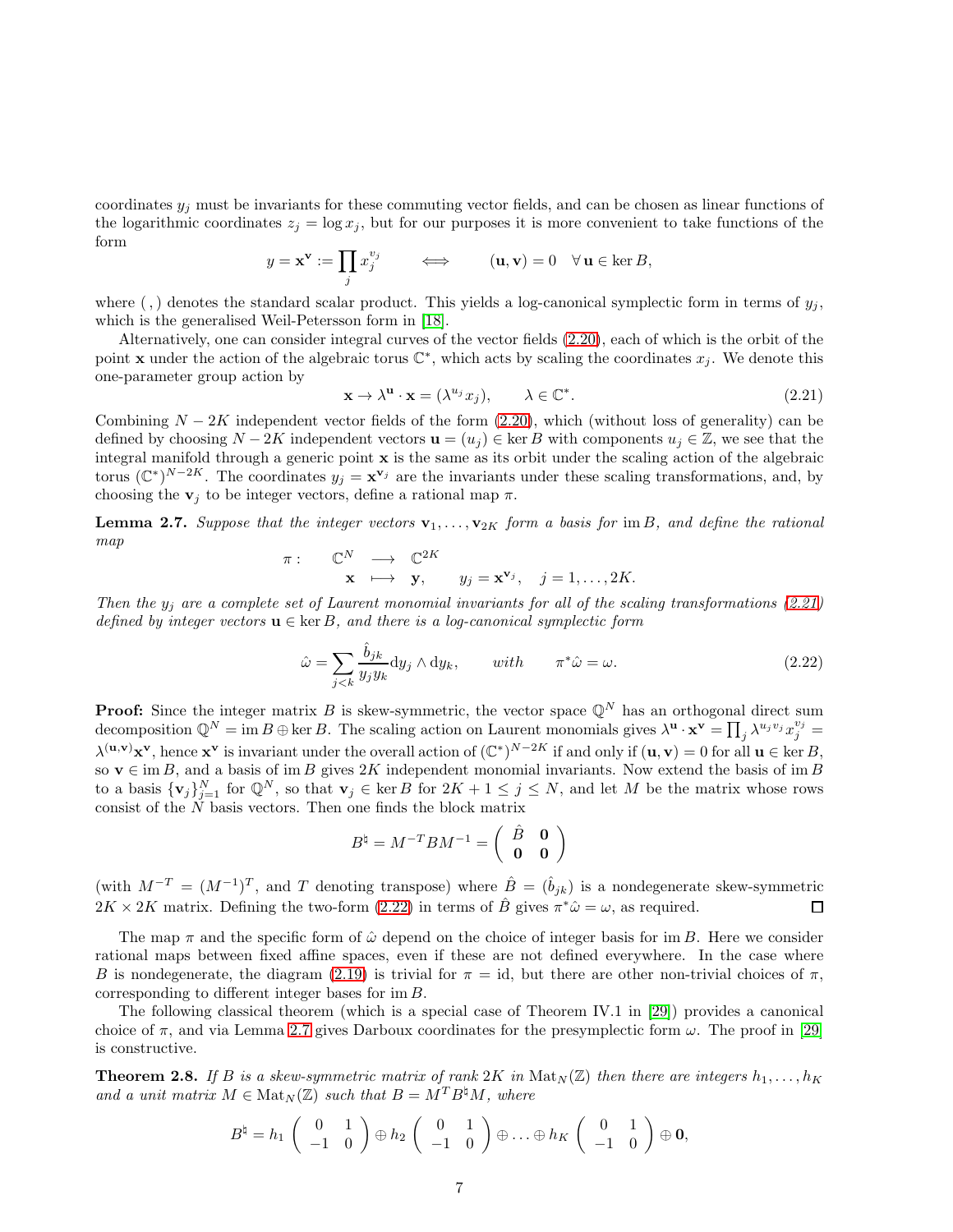coordinates $y_j$ must be invariants for these commuting vector fields, and can be chosen as linear functions of the logarithmic coordinates $z_j = \log x_j$, but for our purposes it is more convenient to take functions of the form

$$y = \mathbf{x}^{\mathbf{v}} := \prod_j x_j^{v_j} \qquad \Longleftrightarrow \qquad (\mathbf{u}, \mathbf{v}) = 0 \quad \forall\, \mathbf{u} \in \ker B,$$

where $(\,,)$ denotes the standard scalar product. This yields a log-canonical symplectic form in terms of $y_j$, which is the generalised Weil-Petersson form in [18].

Alternatively, one can consider integral curves of the vector fields (2.20), each of which is the orbit of the point $\mathbf{x}$ under the action of the algebraic torus $\mathbb{C}^*$, which acts by scaling the coordinates $x_j$. We denote this one-parameter group action by

$$\mathbf{x} \to \lambda^{\mathbf{u}} \cdot \mathbf{x} = (\lambda^{u_j} x_j), \qquad \lambda \in \mathbb{C}^*. \tag{2.21}$$

Combining $N - 2K$ independent vector fields of the form (2.20), which (without loss of generality) can be defined by choosing $N - 2K$ independent vectors $\mathbf{u} = (u_j) \in \ker B$ with components $u_j \in \mathbb{Z}$, we see that the integral manifold through a generic point $\mathbf{x}$ is the same as its orbit under the scaling action of the algebraic torus $(\mathbb{C}^*)^{N-2K}$. The coordinates $y_j = \mathbf{x}^{\mathbf{v}_j}$ are the invariants under these scaling transformations, and, by choosing the $\mathbf{v}_j$ to be integer vectors, define a rational map $\pi$.

**Lemma 2.7.** *Suppose that the integer vectors $\mathbf{v}_1, \ldots, \mathbf{v}_{2K}$ form a basis for $\operatorname{im} B$, and define the rational map*

$$\pi: \quad \begin{array}{ccc} \mathbb{C}^N & \longrightarrow & \mathbb{C}^{2K} \\ \mathbf{x} & \longmapsto & \mathbf{y}, \end{array} \qquad y_j = \mathbf{x}^{\mathbf{v}_j}, \quad j = 1, \ldots, 2K.$$

*Then the $y_j$ are a complete set of Laurent monomial invariants for all of the scaling transformations (2.21) defined by integer vectors $\mathbf{u} \in \ker B$, and there is a log-canonical symplectic form*

$$\hat{\omega} = \sum_{j<k} \frac{\hat{b}_{jk}}{y_j y_k} \mathrm{d}y_j \wedge \mathrm{d}y_k, \qquad \text{with} \qquad \pi^* \hat{\omega} = \omega. \tag{2.22}$$

**Proof:** Since the integer matrix $B$ is skew-symmetric, the vector space $\mathbb{Q}^N$ has an orthogonal direct sum decomposition $\mathbb{Q}^N = \operatorname{im} B \oplus \ker B$. The scaling action on Laurent monomials gives $\lambda^{\mathbf{u}} \cdot \mathbf{x}^{\mathbf{v}} = \prod_j \lambda^{u_j v_j} x_j^{v_j} = \lambda^{(\mathbf{u},\mathbf{v})} \mathbf{x}^{\mathbf{v}}$, hence $\mathbf{x}^{\mathbf{v}}$ is invariant under the overall action of $(\mathbb{C}^*)^{N-2K}$ if and only if $(\mathbf{u}, \mathbf{v}) = 0$ for all $\mathbf{u} \in \ker B$, so $\mathbf{v} \in \operatorname{im} B$, and a basis of $\operatorname{im} B$ gives $2K$ independent monomial invariants. Now extend the basis of $\operatorname{im} B$ to a basis $\{\mathbf{v}_j\}_{j=1}^N$ for $\mathbb{Q}^N$, so that $\mathbf{v}_j \in \ker B$ for $2K + 1 \le j \le N$, and let $M$ be the matrix whose rows consist of the $N$ basis vectors. Then one finds the block matrix

$$B^\natural = M^{-T} B M^{-1} = \begin{pmatrix} \hat{B} & \mathbf{0} \\ \mathbf{0} & \mathbf{0} \end{pmatrix}$$

(with $M^{-T} = (M^{-1})^T$, and $T$ denoting transpose) where $\hat{B} = (\hat{b}_{jk})$ is a nondegenerate skew-symmetric $2K \times 2K$ matrix. Defining the two-form (2.22) in terms of $\hat{B}$ gives $\pi^* \hat{\omega} = \omega$, as required. $\square$

The map $\pi$ and the specific form of $\hat{\omega}$ depend on the choice of integer basis for $\operatorname{im} B$. Here we consider rational maps between fixed affine spaces, even if these are not defined everywhere. In the case where $B$ is nondegenerate, the diagram (2.19) is trivial for $\pi = \mathrm{id}$, but there are other non-trivial choices of $\pi$, corresponding to different integer bases for $\operatorname{im} B$.

The following classical theorem (which is a special case of Theorem IV.1 in [29]) provides a canonical choice of $\pi$, and via Lemma 2.7 gives Darboux coordinates for the presymplectic form $\omega$. The proof in [29] is constructive.

**Theorem 2.8.** *If $B$ is a skew-symmetric matrix of rank $2K$ in $\mathrm{Mat}_N(\mathbb{Z})$ then there are integers $h_1, \ldots, h_K$ and a unit matrix $M \in \mathrm{Mat}_N(\mathbb{Z})$ such that $B = M^T B^\natural M$, where*

$$B^\natural = h_1 \begin{pmatrix} 0 & 1 \\ -1 & 0 \end{pmatrix} \oplus h_2 \begin{pmatrix} 0 & 1 \\ -1 & 0 \end{pmatrix} \oplus \ldots \oplus h_K \begin{pmatrix} 0 & 1 \\ -1 & 0 \end{pmatrix} \oplus \mathbf{0},$$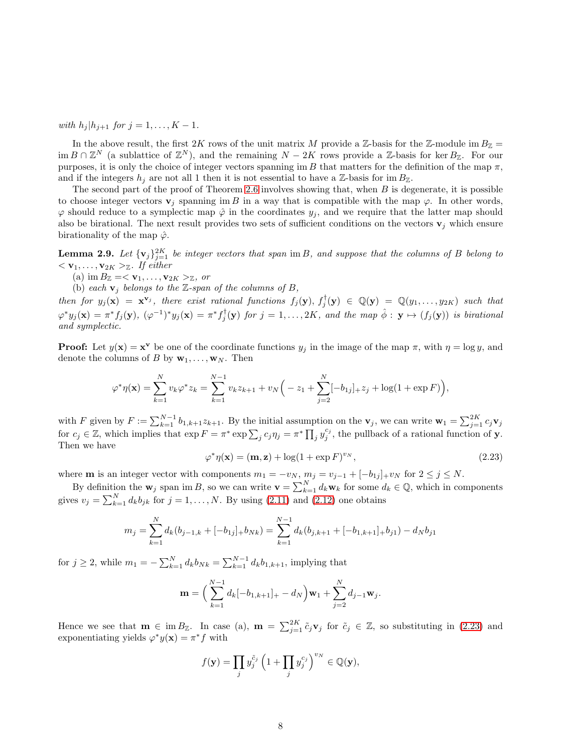*with* $h_j | h_{j+1}$ *for* $j = 1, \ldots, K-1$.

In the above result, the first $2K$ rows of the unit matrix $M$ provide a $\mathbb{Z}$-basis for the $\mathbb{Z}$-module $\operatorname{im} B_{\mathbb{Z}} = \operatorname{im} B \cap \mathbb{Z}^N$ (a sublattice of $\mathbb{Z}^N$), and the remaining $N - 2K$ rows provide a $\mathbb{Z}$-basis for $\ker B_{\mathbb{Z}}$. For our purposes, it is only the choice of integer vectors spanning $\operatorname{im} B$ that matters for the definition of the map $\pi$, and if the integers $h_j$ are not all 1 then it is not essential to have a $\mathbb{Z}$-basis for $\operatorname{im} B_{\mathbb{Z}}$.

The second part of the proof of Theorem 2.6 involves showing that, when $B$ is degenerate, it is possible to choose integer vectors $\mathbf{v}_j$ spanning $\operatorname{im} B$ in a way that is compatible with the map $\varphi$. In other words, $\varphi$ should reduce to a symplectic map $\hat{\varphi}$ in the coordinates $y_j$, and we require that the latter map should also be birational. The next result provides two sets of sufficient conditions on the vectors $\mathbf{v}_j$ which ensure birationality of the map $\hat{\varphi}$.

**Lemma 2.9.** *Let* $\{\mathbf{v}_j\}_{j=1}^{2K}$ *be integer vectors that span* $\operatorname{im} B$*, and suppose that the columns of* $B$ *belong to* $< \mathbf{v}_1, \ldots, \mathbf{v}_{2K} >_{\mathbb{Z}}$*. If either*

(a) $\operatorname{im} B_{\mathbb{Z}} = < \mathbf{v}_1, \ldots, \mathbf{v}_{2K} >_{\mathbb{Z}}$*, or*

(b) *each* $\mathbf{v}_j$ *belongs to the* $\mathbb{Z}$*-span of the columns of* $B$*,*

*then for* $y_j(\mathbf{x}) = \mathbf{x}^{\mathbf{v}_j}$*, there exist rational functions* $f_j(\mathbf{y}), f_j^\dagger(\mathbf{y}) \in \mathbb{Q}(\mathbf{y}) = \mathbb{Q}(y_1, \ldots, y_{2K})$ *such that* $\varphi^* y_j(\mathbf{x}) = \pi^* f_j(\mathbf{y})$*,* $(\varphi^{-1})^* y_j(\mathbf{x}) = \pi^* f_j^\dagger(\mathbf{y})$ *for* $j = 1, \ldots, 2K$*, and the map* $\hat{\phi} : \mathbf{y} \mapsto (f_j(\mathbf{y}))$ *is birational and symplectic.*

**Proof:** Let $y(\mathbf{x}) = \mathbf{x}^{\mathbf{v}}$ be one of the coordinate functions $y_j$ in the image of the map $\pi$, with $\eta = \log y$, and denote the columns of $B$ by $\mathbf{w}_1, \ldots, \mathbf{w}_N$. Then

$$\varphi^* \eta(\mathbf{x}) = \sum_{k=1}^{N} v_k \varphi^* z_k = \sum_{k=1}^{N-1} v_k z_{k+1} + v_N \Big( -z_1 + \sum_{j=2}^{N} [-b_{1j}]_+ z_j + \log(1 + \exp F) \Big),$$

with $F$ given by $F := \sum_{k=1}^{N-1} b_{1,k+1} z_{k+1}$. By the initial assumption on the $\mathbf{v}_j$, we can write $\mathbf{w}_1 = \sum_{j=1}^{2K} c_j \mathbf{v}_j$ for $c_j \in \mathbb{Z}$, which implies that $\exp F = \pi^* \exp \sum_j c_j \eta_j = \pi^* \prod_j y_j^{c_j}$, the pullback of a rational function of $\mathbf{y}$. Then we have

$$\varphi^* \eta(\mathbf{x}) = (\mathbf{m}, \mathbf{z}) + \log(1 + \exp F)^{v_N}, \tag{2.23}$$

where $\mathbf{m}$ is an integer vector with components $m_1 = -v_N$, $m_j = v_{j-1} + [-b_{1j}]_+ v_N$ for $2 \le j \le N$.

By definition the $\mathbf{w}_j$ span $\operatorname{im} B$, so we can write $\mathbf{v} = \sum_{k=1}^{N} d_k \mathbf{w}_k$ for some $d_k \in \mathbb{Q}$, which in components gives $v_j = \sum_{k=1}^{N} d_k b_{jk}$ for $j = 1, \ldots, N$. By using (2.11) and (2.12) one obtains

$$m_j = \sum_{k=1}^{N} d_k (b_{j-1,k} + [-b_{1j}]_+ b_{Nk}) = \sum_{k=1}^{N-1} d_k (b_{j,k+1} + [-b_{1,k+1}]_+ b_{j1}) - d_N b_{j1}$$

for $j \ge 2$, while $m_1 = -\sum_{k=1}^{N} d_k b_{Nk} = \sum_{k=1}^{N-1} d_k b_{1,k+1}$, implying that

$$\mathbf{m} = \Big( \sum_{k=1}^{N-1} d_k [-b_{1,k+1}]_+ - d_N \Big) \mathbf{w}_1 + \sum_{j=2}^{N} d_{j-1} \mathbf{w}_j.$$

Hence we see that $\mathbf{m} \in \operatorname{im} B_{\mathbb{Z}}$. In case (a), $\mathbf{m} = \sum_{j=1}^{2K} \tilde{c}_j \mathbf{v}_j$ for $\tilde{c}_j \in \mathbb{Z}$, so substituting in (2.23) and exponentiating yields $\varphi^* y(\mathbf{x}) = \pi^* f$ with

$$f(\mathbf{y}) = \prod_j y_j^{\tilde{c}_j} \Big( 1 + \prod_j y_j^{c_j} \Big)^{v_N} \in \mathbb{Q}(\mathbf{y}),$$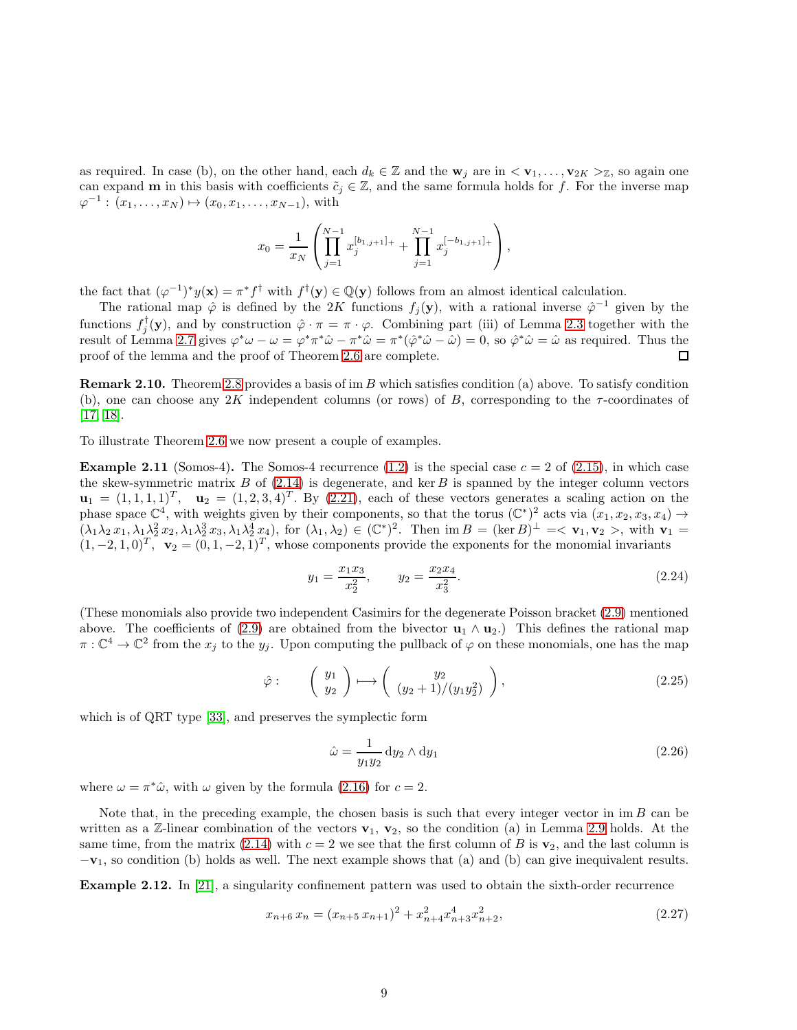as required. In case (b), on the other hand, each $d_k \in \mathbb{Z}$ and the $\mathbf{w}_j$ are in $<\mathbf{v}_1, \ldots, \mathbf{v}_{2K}>_{\mathbb{Z}}$, so again one can expand $\mathbf{m}$ in this basis with coefficients $\tilde{c}_j \in \mathbb{Z}$, and the same formula holds for $f$. For the inverse map $\varphi^{-1} : (x_1, \ldots, x_N) \mapsto (x_0, x_1, \ldots, x_{N-1})$, with

$$x_0 = \frac{1}{x_N} \left( \prod_{j=1}^{N-1} x_j^{[b_{1,j+1}]_+} + \prod_{j=1}^{N-1} x_j^{[-b_{1,j+1}]_+} \right),$$

the fact that $(\varphi^{-1})^* y(\mathbf{x}) = \pi^* f^\dagger$ with $f^\dagger(\mathbf{y}) \in \mathbb{Q}(\mathbf{y})$ follows from an almost identical calculation.

The rational map $\hat{\varphi}$ is defined by the $2K$ functions $f_j(\mathbf{y})$, with a rational inverse $\hat{\varphi}^{-1}$ given by the functions $f_j^\dagger(\mathbf{y})$, and by construction $\hat{\varphi} \cdot \pi = \pi \cdot \varphi$. Combining part (iii) of Lemma 2.3 together with the result of Lemma 2.7 gives $\varphi^*\omega - \omega = \varphi^*\pi^*\hat{\omega} - \pi^*\hat{\omega} = \pi^*(\hat{\varphi}^*\hat{\omega} - \hat{\omega}) = 0$, so $\hat{\varphi}^*\hat{\omega} = \hat{\omega}$ as required. Thus the proof of the lemma and the proof of Theorem 2.6 are complete. □

**Remark 2.10.** Theorem 2.8 provides a basis of $\operatorname{im} B$ which satisfies condition (a) above. To satisfy condition (b), one can choose any $2K$ independent columns (or rows) of $B$, corresponding to the $\tau$-coordinates of [17, 18].

To illustrate Theorem 2.6 we now present a couple of examples.

**Example 2.11** (Somos-4)**.** The Somos-4 recurrence (1.2) is the special case $c = 2$ of (2.15), in which case the skew-symmetric matrix $B$ of (2.14) is degenerate, and $\ker B$ is spanned by the integer column vectors $\mathbf{u}_1 = (1, 1, 1, 1)^T$, $\mathbf{u}_2 = (1, 2, 3, 4)^T$. By (2.21), each of these vectors generates a scaling action on the phase space $\mathbb{C}^4$, with weights given by their components, so that the torus $(\mathbb{C}^*)^2$ acts via $(x_1, x_2, x_3, x_4) \to (\lambda_1\lambda_2\, x_1, \lambda_1\lambda_2^2\, x_2, \lambda_1\lambda_2^3\, x_3, \lambda_1\lambda_2^4\, x_4)$, for $(\lambda_1, \lambda_2) \in (\mathbb{C}^*)^2$. Then $\operatorname{im} B = (\ker B)^\perp = <\mathbf{v}_1, \mathbf{v}_2>$, with $\mathbf{v}_1 = (1, -2, 1, 0)^T$, $\mathbf{v}_2 = (0, 1, -2, 1)^T$, whose components provide the exponents for the monomial invariants

$$y_1 = \frac{x_1 x_3}{x_2^2}, \qquad y_2 = \frac{x_2 x_4}{x_3^2}. \tag{2.24}$$

(These monomials also provide two independent Casimirs for the degenerate Poisson bracket (2.9) mentioned above. The coefficients of (2.9) are obtained from the bivector $\mathbf{u}_1 \wedge \mathbf{u}_2$.) This defines the rational map $\pi : \mathbb{C}^4 \to \mathbb{C}^2$ from the $x_j$ to the $y_j$. Upon computing the pullback of $\varphi$ on these monomials, one has the map

$$\hat{\varphi} : \qquad \begin{pmatrix} y_1 \\ y_2 \end{pmatrix} \longmapsto \begin{pmatrix} y_2 \\ (y_2 + 1)/(y_1 y_2^2) \end{pmatrix}, \tag{2.25}$$

which is of QRT type [33], and preserves the symplectic form

$$\hat{\omega} = \frac{1}{y_1 y_2}\, \mathrm{d}y_2 \wedge \mathrm{d}y_1 \tag{2.26}$$

where $\omega = \pi^*\hat{\omega}$, with $\omega$ given by the formula (2.16) for $c = 2$.

Note that, in the preceding example, the chosen basis is such that every integer vector in $\operatorname{im} B$ can be written as a $\mathbb{Z}$-linear combination of the vectors $\mathbf{v}_1$, $\mathbf{v}_2$, so the condition (a) in Lemma 2.9 holds. At the same time, from the matrix (2.14) with $c = 2$ we see that the first column of $B$ is $\mathbf{v}_2$, and the last column is $-\mathbf{v}_1$, so condition (b) holds as well. The next example shows that (a) and (b) can give inequivalent results.

**Example 2.12.** In [21], a singularity confinement pattern was used to obtain the sixth-order recurrence

$$x_{n+6}\, x_n = (x_{n+5}\, x_{n+1})^2 + x_{n+4}^2 x_{n+3}^4 x_{n+2}^2, \tag{2.27}$$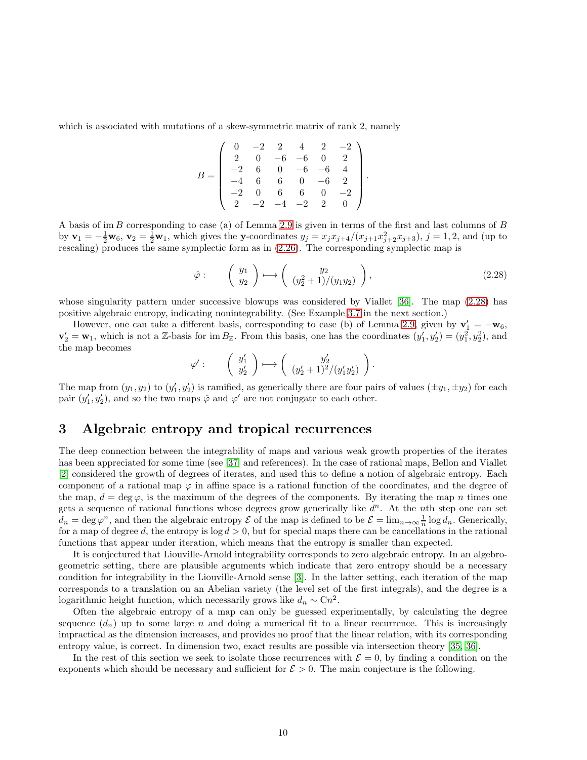which is associated with mutations of a skew-symmetric matrix of rank 2, namely

$$B = \begin{pmatrix} 0 & -2 & 2 & 4 & 2 & -2 \\ 2 & 0 & -6 & -6 & 0 & 2 \\ -2 & 6 & 0 & -6 & -6 & 4 \\ -4 & 6 & 6 & 0 & -6 & 2 \\ -2 & 0 & 6 & 6 & 0 & -2 \\ 2 & -2 & -4 & -2 & 2 & 0 \end{pmatrix}.$$

A basis of $\operatorname{im} B$ corresponding to case (a) of Lemma 2.9 is given in terms of the first and last columns of $B$ by $\mathbf{v}_1 = -\frac{1}{2}\mathbf{w}_6$, $\mathbf{v}_2 = \frac{1}{2}\mathbf{w}_1$, which gives the $\mathbf{y}$-coordinates $y_j = x_j x_{j+4}/(x_{j+1}x_{j+2}^2 x_{j+3})$, $j = 1, 2$, and (up to rescaling) produces the same symplectic form as in (2.26). The corresponding symplectic map is

$$\hat{\varphi}: \qquad \begin{pmatrix} y_1 \\ y_2 \end{pmatrix} \longmapsto \begin{pmatrix} y_2 \\ (y_2^2+1)/(y_1 y_2) \end{pmatrix}, \tag{2.28}$$

whose singularity pattern under successive blowups was considered by Viallet [36]. The map (2.28) has positive algebraic entropy, indicating nonintegrability. (See Example 3.7 in the next section.)

However, one can take a different basis, corresponding to case (b) of Lemma 2.9, given by $\mathbf{v}_1' = -\mathbf{w}_6$, $\mathbf{v}_2' = \mathbf{w}_1$, which is not a $\mathbb{Z}$-basis for $\operatorname{im} B_{\mathbb{Z}}$. From this basis, one has the coordinates $(y_1', y_2') = (y_1^2, y_2^2)$, and the map becomes

$$\varphi': \qquad \begin{pmatrix} y_1' \\ y_2' \end{pmatrix} \longmapsto \begin{pmatrix} y_2' \\ (y_2'+1)^2/(y_1' y_2') \end{pmatrix}.$$

The map from $(y_1, y_2)$ to $(y_1', y_2')$ is ramified, as generically there are four pairs of values $(\pm y_1, \pm y_2)$ for each pair $(y_1', y_2')$, and so the two maps $\hat{\varphi}$ and $\varphi'$ are not conjugate to each other.

# 3 Algebraic entropy and tropical recurrences

The deep connection between the integrability of maps and various weak growth properties of the iterates has been appreciated for some time (see [37] and references). In the case of rational maps, Bellon and Viallet [2] considered the growth of degrees of iterates, and used this to define a notion of algebraic entropy. Each component of a rational map $\varphi$ in affine space is a rational function of the coordinates, and the degree of the map, $d = \deg \varphi$, is the maximum of the degrees of the components. By iterating the map $n$ times one gets a sequence of rational functions whose degrees grow generically like $d^n$. At the $n$th step one can set $d_n = \deg \varphi^n$, and then the algebraic entropy $\mathcal{E}$ of the map is defined to be $\mathcal{E} = \lim_{n\to\infty} \frac{1}{n} \log d_n$. Generically, for a map of degree $d$, the entropy is $\log d > 0$, but for special maps there can be cancellations in the rational functions that appear under iteration, which means that the entropy is smaller than expected.

It is conjectured that Liouville-Arnold integrability corresponds to zero algebraic entropy. In an algebro-geometric setting, there are plausible arguments which indicate that zero entropy should be a necessary condition for integrability in the Liouville-Arnold sense [3]. In the latter setting, each iteration of the map corresponds to a translation on an Abelian variety (the level set of the first integrals), and the degree is a logarithmic height function, which necessarily grows like $d_n \sim \mathrm{C}n^2$.

Often the algebraic entropy of a map can only be guessed experimentally, by calculating the degree sequence $(d_n)$ up to some large $n$ and doing a numerical fit to a linear recurrence. This is increasingly impractical as the dimension increases, and provides no proof that the linear relation, with its corresponding entropy value, is correct. In dimension two, exact results are possible via intersection theory [35, 36].

In the rest of this section we seek to isolate those recurrences with $\mathcal{E} = 0$, by finding a condition on the exponents which should be necessary and sufficient for $\mathcal{E} > 0$. The main conjecture is the following.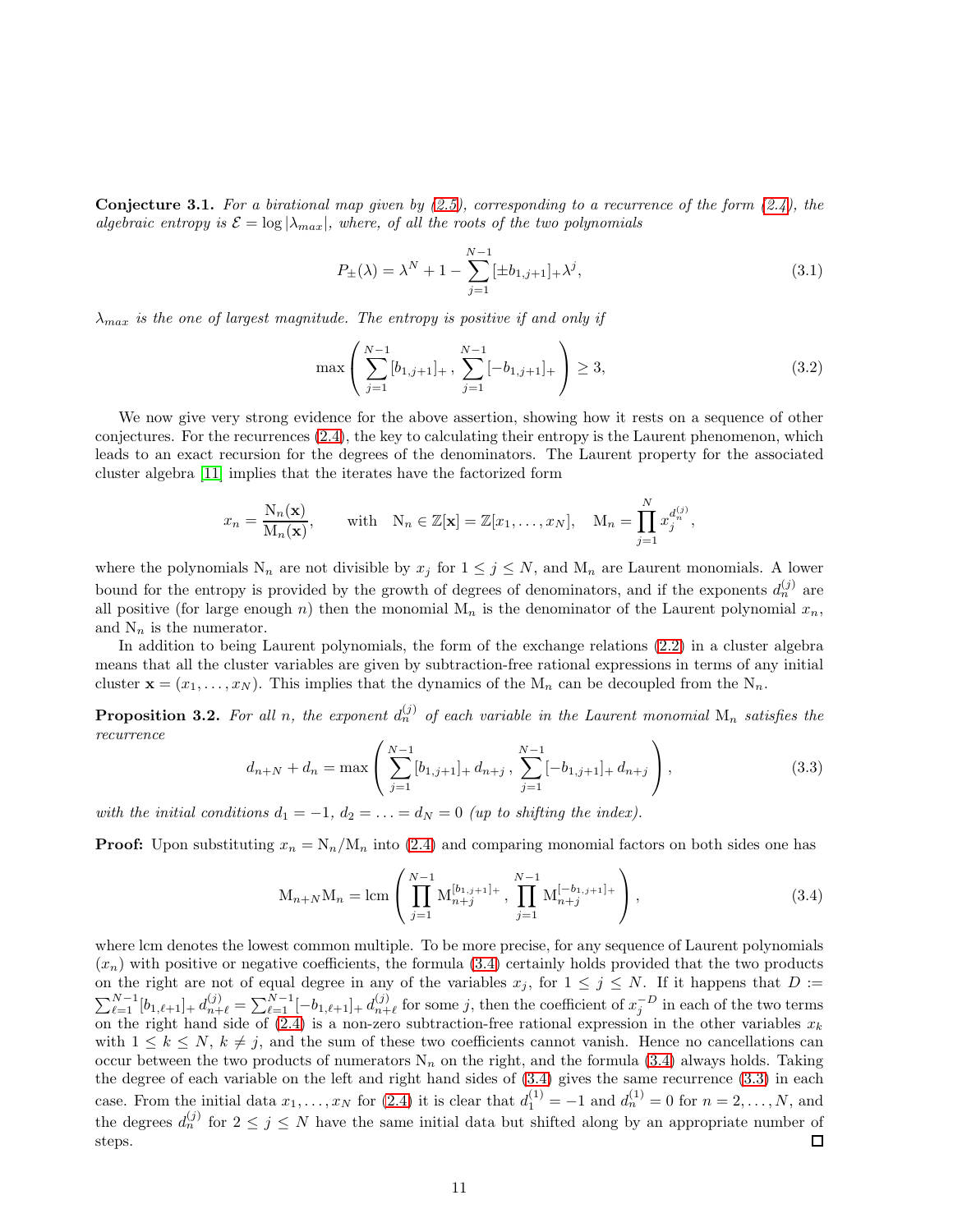**Conjecture 3.1.** *For a birational map given by (2.5), corresponding to a recurrence of the form (2.4), the algebraic entropy is $\mathcal{E} = \log|\lambda_{max}|$, where, of all the roots of the two polynomials*

$$P_{\pm}(\lambda) = \lambda^N + 1 - \sum_{j=1}^{N-1} [\pm b_{1,j+1}]_+ \lambda^j, \tag{3.1}$$

*$\lambda_{max}$ is the one of largest magnitude. The entropy is positive if and only if*

$$\max\left( \sum_{j=1}^{N-1} [b_{1,j+1}]_+ \, , \, \sum_{j=1}^{N-1} [-b_{1,j+1}]_+ \right) \geq 3, \tag{3.2}$$

We now give very strong evidence for the above assertion, showing how it rests on a sequence of other conjectures. For the recurrences (2.4), the key to calculating their entropy is the Laurent phenomenon, which leads to an exact recursion for the degrees of the denominators. The Laurent property for the associated cluster algebra [11] implies that the iterates have the factorized form

$$x_n = \frac{\mathrm{N}_n(\mathbf{x})}{\mathrm{M}_n(\mathbf{x})}, \qquad \text{with} \quad \mathrm{N}_n \in \mathbb{Z}[\mathbf{x}] = \mathbb{Z}[x_1, \ldots, x_N], \quad \mathrm{M}_n = \prod_{j=1}^{N} x_j^{d_n^{(j)}},$$

where the polynomials $\mathrm{N}_n$ are not divisible by $x_j$ for $1 \leq j \leq N$, and $\mathrm{M}_n$ are Laurent monomials. A lower bound for the entropy is provided by the growth of degrees of denominators, and if the exponents $d_n^{(j)}$ are all positive (for large enough $n$) then the monomial $\mathrm{M}_n$ is the denominator of the Laurent polynomial $x_n$, and $\mathrm{N}_n$ is the numerator.

In addition to being Laurent polynomials, the form of the exchange relations (2.2) in a cluster algebra means that all the cluster variables are given by subtraction-free rational expressions in terms of any initial cluster $\mathbf{x} = (x_1, \ldots, x_N)$. This implies that the dynamics of the $\mathrm{M}_n$ can be decoupled from the $\mathrm{N}_n$.

**Proposition 3.2.** *For all $n$, the exponent $d_n^{(j)}$ of each variable in the Laurent monomial $\mathrm{M}_n$ satisfies the recurrence*

$$d_{n+N} + d_n = \max\left( \sum_{j=1}^{N-1} [b_{1,j+1}]_+ \, d_{n+j} \, , \, \sum_{j=1}^{N-1} [-b_{1,j+1}]_+ \, d_{n+j} \right), \tag{3.3}$$

*with the initial conditions $d_1 = -1$, $d_2 = \ldots = d_N = 0$ (up to shifting the index).*

**Proof:** Upon substituting $x_n = \mathrm{N}_n/\mathrm{M}_n$ into (2.4) and comparing monomial factors on both sides one has

$$\mathrm{M}_{n+N}\mathrm{M}_n = \mathrm{lcm}\left( \prod_{j=1}^{N-1} \mathrm{M}_{n+j}^{[b_{1,j+1}]_+} \, , \, \prod_{j=1}^{N-1} \mathrm{M}_{n+j}^{[-b_{1,j+1}]_+} \right), \tag{3.4}$$

where lcm denotes the lowest common multiple. To be more precise, for any sequence of Laurent polynomials $(x_n)$ with positive or negative coefficients, the formula (3.4) certainly holds provided that the two products on the right are not of equal degree in any of the variables $x_j$, for $1 \leq j \leq N$. If it happens that $D := \sum_{\ell=1}^{N-1} [b_{1,\ell+1}]_+ \, d_{n+\ell}^{(j)} = \sum_{\ell=1}^{N-1} [-b_{1,\ell+1}]_+ \, d_{n+\ell}^{(j)}$ for some $j$, then the coefficient of $x_j^{-D}$ in each of the two terms on the right hand side of (2.4) is a non-zero subtraction-free rational expression in the other variables $x_k$ with $1 \leq k \leq N$, $k \neq j$, and the sum of these two coefficients cannot vanish. Hence no cancellations can occur between the two products of numerators $\mathrm{N}_n$ on the right, and the formula (3.4) always holds. Taking the degree of each variable on the left and right hand sides of (3.4) gives the same recurrence (3.3) in each case. From the initial data $x_1, \ldots, x_N$ for (2.4) it is clear that $d_1^{(1)} = -1$ and $d_n^{(1)} = 0$ for $n = 2, \ldots, N$, and the degrees $d_n^{(j)}$ for $2 \leq j \leq N$ have the same initial data but shifted along by an appropriate number of steps. $\square$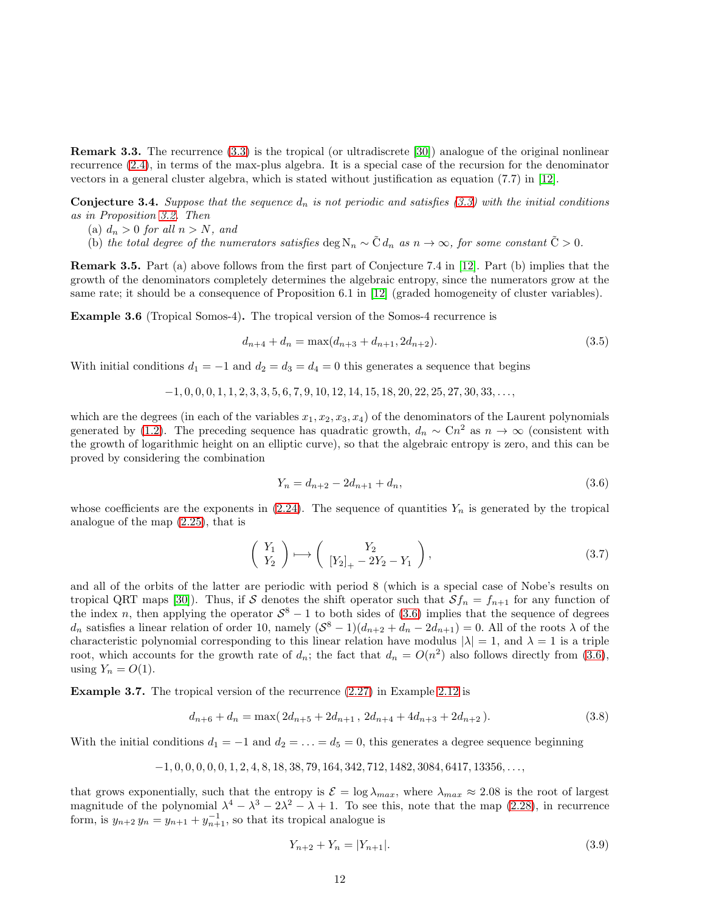**Remark 3.3.** The recurrence (3.3) is the tropical (or ultradiscrete [30]) analogue of the original nonlinear recurrence (2.4), in terms of the max-plus algebra. It is a special case of the recursion for the denominator vectors in a general cluster algebra, which is stated without justification as equation (7.7) in [12].

**Conjecture 3.4.** *Suppose that the sequence $d_n$ is not periodic and satisfies (3.3) with the initial conditions as in Proposition 3.2. Then*

(a) *$d_n > 0$ for all $n > N$, and*

(b) *the total degree of the numerators satisfies $\deg \mathrm{N}_n \sim \tilde{\mathrm{C}}\, d_n$ as $n \to \infty$, for some constant $\tilde{\mathrm{C}} > 0$.*

**Remark 3.5.** Part (a) above follows from the first part of Conjecture 7.4 in [12]. Part (b) implies that the growth of the denominators completely determines the algebraic entropy, since the numerators grow at the same rate; it should be a consequence of Proposition 6.1 in [12] (graded homogeneity of cluster variables).

**Example 3.6** (Tropical Somos-4)**.** The tropical version of the Somos-4 recurrence is

$$d_{n+4} + d_n = \max(d_{n+3} + d_{n+1}, 2d_{n+2}). \tag{3.5}$$

With initial conditions $d_1 = -1$ and $d_2 = d_3 = d_4 = 0$ this generates a sequence that begins

$$-1, 0, 0, 0, 1, 1, 2, 3, 3, 5, 6, 7, 9, 10, 12, 14, 15, 18, 20, 22, 25, 27, 30, 33, \ldots,$$

which are the degrees (in each of the variables $x_1, x_2, x_3, x_4$) of the denominators of the Laurent polynomials generated by (1.2). The preceding sequence has quadratic growth, $d_n \sim \mathrm{C}n^2$ as $n \to \infty$ (consistent with the growth of logarithmic height on an elliptic curve), so that the algebraic entropy is zero, and this can be proved by considering the combination

$$Y_n = d_{n+2} - 2d_{n+1} + d_n, \tag{3.6}$$

whose coefficients are the exponents in (2.24). The sequence of quantities $Y_n$ is generated by the tropical analogue of the map (2.25), that is

$$\begin{pmatrix} Y_1 \\ Y_2 \end{pmatrix} \longmapsto \begin{pmatrix} Y_2 \\ [Y_2]_+ - 2Y_2 - Y_1 \end{pmatrix}, \tag{3.7}$$

and all of the orbits of the latter are periodic with period 8 (which is a special case of Nobe's results on tropical QRT maps [30]). Thus, if $\mathcal{S}$ denotes the shift operator such that $\mathcal{S} f_n = f_{n+1}$ for any function of the index $n$, then applying the operator $\mathcal{S}^8 - 1$ to both sides of (3.6) implies that the sequence of degrees $d_n$ satisfies a linear relation of order 10, namely $(\mathcal{S}^8 - 1)(d_{n+2} + d_n - 2d_{n+1}) = 0$. All of the roots $\lambda$ of the characteristic polynomial corresponding to this linear relation have modulus $|\lambda| = 1$, and $\lambda = 1$ is a triple root, which accounts for the growth rate of $d_n$; the fact that $d_n = O(n^2)$ also follows directly from (3.6), using $Y_n = O(1)$.

**Example 3.7.** The tropical version of the recurrence (2.27) in Example 2.12 is

$$d_{n+6} + d_n = \max(\, 2d_{n+5} + 2d_{n+1}\,,\, 2d_{n+4} + 4d_{n+3} + 2d_{n+2}\,). \tag{3.8}$$

With the initial conditions $d_1 = -1$ and $d_2 = \ldots = d_5 = 0$, this generates a degree sequence beginning

$$-1, 0, 0, 0, 0, 0, 1, 2, 4, 8, 18, 38, 79, 164, 342, 712, 1482, 3084, 6417, 13356, \ldots,$$

that grows exponentially, such that the entropy is $\mathcal{E} = \log \lambda_{max}$, where $\lambda_{max} \approx 2.08$ is the root of largest magnitude of the polynomial $\lambda^4 - \lambda^3 - 2\lambda^2 - \lambda + 1$. To see this, note that the map (2.28), in recurrence form, is $y_{n+2}\, y_n = y_{n+1} + y_{n+1}^{-1}$, so that its tropical analogue is

$$Y_{n+2} + Y_n = |Y_{n+1}|. \tag{3.9}$$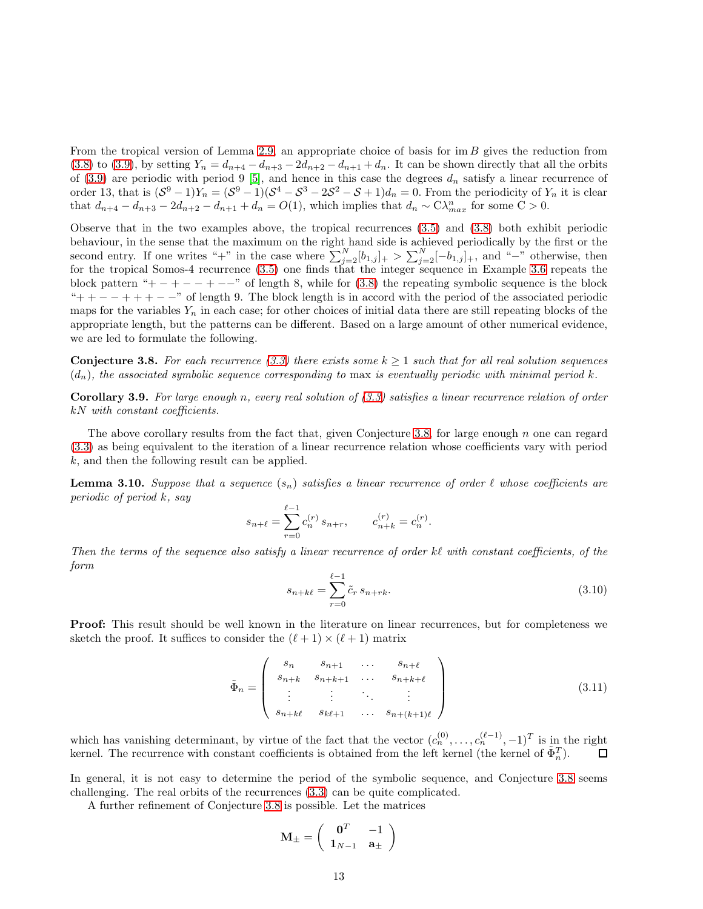From the tropical version of Lemma 2.9, an appropriate choice of basis for $\operatorname{im} B$ gives the reduction from (3.8) to (3.9), by setting $Y_n = d_{n+4} - d_{n+3} - 2d_{n+2} - d_{n+1} + d_n$. It can be shown directly that all the orbits of (3.9) are periodic with period 9 [5], and hence in this case the degrees $d_n$ satisfy a linear recurrence of order 13, that is $(\mathcal{S}^9 - 1)Y_n = (\mathcal{S}^9 - 1)(\mathcal{S}^4 - \mathcal{S}^3 - 2\mathcal{S}^2 - \mathcal{S} + 1)d_n = 0$. From the periodicity of $Y_n$ it is clear that $d_{n+4} - d_{n+3} - 2d_{n+2} - d_{n+1} + d_n = O(1)$, which implies that $d_n \sim \mathrm{C}\lambda_{max}^n$ for some $\mathrm{C} > 0$.

Observe that in the two examples above, the tropical recurrences (3.5) and (3.8) both exhibit periodic behaviour, in the sense that the maximum on the right hand side is achieved periodically by the first or the second entry. If one writes "+" in the case where $\sum_{j=2}^{N}[b_{1,j}]_+ > \sum_{j=2}^{N}[-b_{1,j}]_+$, and "−" otherwise, then for the tropical Somos-4 recurrence (3.5) one finds that the integer sequence in Example 3.6 repeats the block pattern "$+ - + - - + - -$" of length 8, while for (3.8) the repeating symbolic sequence is the block "$+ + - - + + + - -$" of length 9. The block length is in accord with the period of the associated periodic maps for the variables $Y_n$ in each case; for other choices of initial data there are still repeating blocks of the appropriate length, but the patterns can be different. Based on a large amount of other numerical evidence, we are led to formulate the following.

**Conjecture 3.8.** *For each recurrence (3.3) there exists some $k \geq 1$ such that for all real solution sequences $(d_n)$, the associated symbolic sequence corresponding to* max *is eventually periodic with minimal period $k$.*

**Corollary 3.9.** *For large enough $n$, every real solution of (3.3) satisfies a linear recurrence relation of order $kN$ with constant coefficients.*

The above corollary results from the fact that, given Conjecture 3.8, for large enough $n$ one can regard (3.3) as being equivalent to the iteration of a linear recurrence relation whose coefficients vary with period $k$, and then the following result can be applied.

**Lemma 3.10.** *Suppose that a sequence $(s_n)$ satisfies a linear recurrence of order $\ell$ whose coefficients are periodic of period $k$, say*

$$s_{n+\ell} = \sum_{r=0}^{\ell-1} c_n^{(r)}\, s_{n+r}, \qquad c_{n+k}^{(r)} = c_n^{(r)}.$$

*Then the terms of the sequence also satisfy a linear recurrence of order $k\ell$ with constant coefficients, of the form*

$$s_{n+k\ell} = \sum_{r=0}^{\ell-1} \tilde{c}_r\, s_{n+rk}. \tag{3.10}$$

**Proof:** This result should be well known in the literature on linear recurrences, but for completeness we sketch the proof. It suffices to consider the $(\ell+1)\times(\ell+1)$ matrix

$$\tilde{\Phi}_n = \begin{pmatrix} s_n & s_{n+1} & \dots & s_{n+\ell} \\ s_{n+k} & s_{n+k+1} & \dots & s_{n+k+\ell} \\ \vdots & \vdots & \ddots & \vdots \\ s_{n+k\ell} & s_{k\ell+1} & \dots & s_{n+(k+1)\ell} \end{pmatrix} \tag{3.11}$$

which has vanishing determinant, by virtue of the fact that the vector $(c_n^{(0)}, \dots, c_n^{(\ell-1)}, -1)^T$ is in the right kernel. The recurrence with constant coefficients is obtained from the left kernel (the kernel of $\tilde{\Phi}_n^T$). $\square$

In general, it is not easy to determine the period of the symbolic sequence, and Conjecture 3.8 seems challenging. The real orbits of the recurrences (3.3) can be quite complicated.

A further refinement of Conjecture 3.8 is possible. Let the matrices

$$\mathbf{M}_{\pm} = \begin{pmatrix} \mathbf{0}^T & -1 \\ \mathbf{1}_{N-1} & \mathbf{a}_{\pm} \end{pmatrix}$$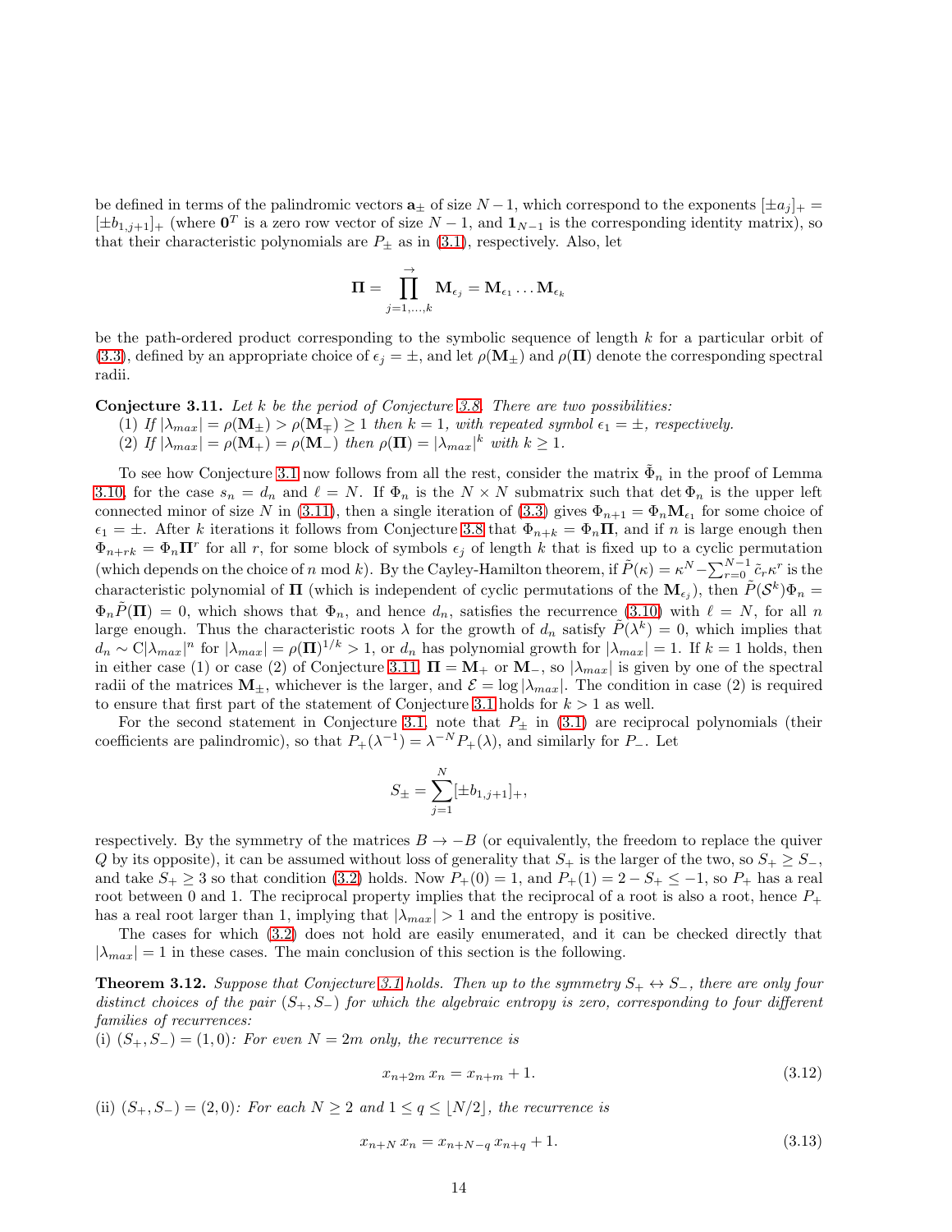be defined in terms of the palindromic vectors $\mathbf{a}_\pm$ of size $N-1$, which correspond to the exponents $[\pm a_j]_+ = [\pm b_{1,j+1}]_+$ (where $\mathbf{0}^T$ is a zero row vector of size $N-1$, and $\mathbf{1}_{N-1}$ is the corresponding identity matrix), so that their characteristic polynomials are $P_\pm$ as in (3.1), respectively. Also, let

$$\mathbf{\Pi} = \prod_{j=1,\ldots,k}^{\rightarrow} \mathbf{M}_{\epsilon_j} = \mathbf{M}_{\epsilon_1} \ldots \mathbf{M}_{\epsilon_k}$$

be the path-ordered product corresponding to the symbolic sequence of length $k$ for a particular orbit of (3.3), defined by an appropriate choice of $\epsilon_j = \pm$, and let $\rho(\mathbf{M}_\pm)$ and $\rho(\mathbf{\Pi})$ denote the corresponding spectral radii.

**Conjecture 3.11.** *Let $k$ be the period of Conjecture 3.8. There are two possibilities:*
(1) *If $|\lambda_{max}| = \rho(\mathbf{M}_\pm) > \rho(\mathbf{M}_\mp) \geq 1$ then $k = 1$, with repeated symbol $\epsilon_1 = \pm$, respectively.*
(2) *If $|\lambda_{max}| = \rho(\mathbf{M}_+) = \rho(\mathbf{M}_-)$ then $\rho(\mathbf{\Pi}) = |\lambda_{max}|^k$ with $k \geq 1$.*

To see how Conjecture 3.1 now follows from all the rest, consider the matrix $\tilde{\Phi}_n$ in the proof of Lemma 3.10, for the case $s_n = d_n$ and $\ell = N$. If $\Phi_n$ is the $N \times N$ submatrix such that $\det \Phi_n$ is the upper left connected minor of size $N$ in (3.11), then a single iteration of (3.3) gives $\Phi_{n+1} = \Phi_n \mathbf{M}_{\epsilon_1}$ for some choice of $\epsilon_1 = \pm$. After $k$ iterations it follows from Conjecture 3.8 that $\Phi_{n+k} = \Phi_n \mathbf{\Pi}$, and if $n$ is large enough then $\Phi_{n+rk} = \Phi_n \mathbf{\Pi}^r$ for all $r$, for some block of symbols $\epsilon_j$ of length $k$ that is fixed up to a cyclic permutation (which depends on the choice of $n \bmod k$). By the Cayley-Hamilton theorem, if $\tilde{P}(\kappa) = \kappa^N - \sum_{r=0}^{N-1} \tilde{c}_r \kappa^r$ is the characteristic polynomial of $\mathbf{\Pi}$ (which is independent of cyclic permutations of the $\mathbf{M}_{\epsilon_j}$), then $\tilde{P}(\mathcal{S}^k)\Phi_n = \Phi_n \tilde{P}(\mathbf{\Pi}) = 0$, which shows that $\Phi_n$, and hence $d_n$, satisfies the recurrence (3.10) with $\ell = N$, for all $n$ large enough. Thus the characteristic roots $\lambda$ for the growth of $d_n$ satisfy $\tilde{P}(\lambda^k) = 0$, which implies that $d_n \sim \mathrm{C}|\lambda_{max}|^n$ for $|\lambda_{max}| = \rho(\mathbf{\Pi})^{1/k} > 1$, or $d_n$ has polynomial growth for $|\lambda_{max}| = 1$. If $k = 1$ holds, then in either case (1) or case (2) of Conjecture 3.11, $\mathbf{\Pi} = \mathbf{M}_+$ or $\mathbf{M}_-$, so $|\lambda_{max}|$ is given by one of the spectral radii of the matrices $\mathbf{M}_\pm$, whichever is the larger, and $\mathcal{E} = \log |\lambda_{max}|$. The condition in case (2) is required to ensure that first part of the statement of Conjecture 3.1 holds for $k > 1$ as well.

For the second statement in Conjecture 3.1, note that $P_\pm$ in (3.1) are reciprocal polynomials (their coefficients are palindromic), so that $P_+(\lambda^{-1}) = \lambda^{-N} P_+(\lambda)$, and similarly for $P_-$. Let

$$S_\pm = \sum_{j=1}^{N} [\pm b_{1,j+1}]_+,$$

respectively. By the symmetry of the matrices $B \to -B$ (or equivalently, the freedom to replace the quiver $Q$ by its opposite), it can be assumed without loss of generality that $S_+$ is the larger of the two, so $S_+ \geq S_-$, and take $S_+ \geq 3$ so that condition (3.2) holds. Now $P_+(0) = 1$, and $P_+(1) = 2 - S_+ \leq -1$, so $P_+$ has a real root between 0 and 1. The reciprocal property implies that the reciprocal of a root is also a root, hence $P_+$ has a real root larger than 1, implying that $|\lambda_{max}| > 1$ and the entropy is positive.

The cases for which (3.2) does not hold are easily enumerated, and it can be checked directly that $|\lambda_{max}| = 1$ in these cases. The main conclusion of this section is the following.

**Theorem 3.12.** *Suppose that Conjecture 3.1 holds. Then up to the symmetry $S_+ \leftrightarrow S_-$, there are only four distinct choices of the pair $(S_+, S_-)$ for which the algebraic entropy is zero, corresponding to four different families of recurrences:*
(i) $(S_+, S_-) = (1, 0)$*: For even $N = 2m$ only, the recurrence is*

$$x_{n+2m}\, x_n = x_{n+m} + 1. \tag{3.12}$$

(ii) $(S_+, S_-) = (2, 0)$*: For each $N \geq 2$ and $1 \leq q \leq \lfloor N/2 \rfloor$, the recurrence is*

$$x_{n+N}\, x_n = x_{n+N-q}\, x_{n+q} + 1. \tag{3.13}$$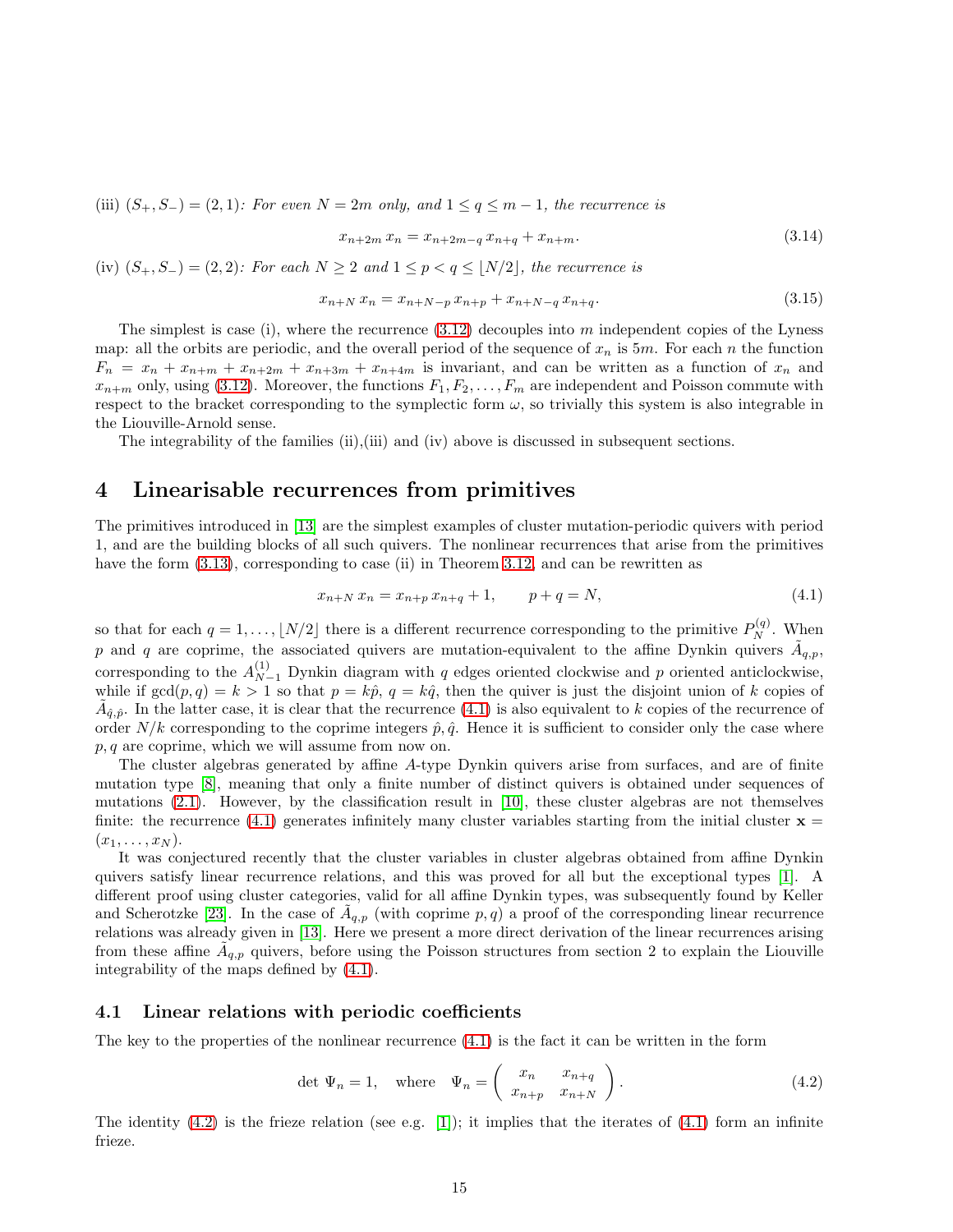(iii) $(S_+, S_-) = (2, 1)$*: For even* $N = 2m$ *only, and* $1 \leq q \leq m-1$*, the recurrence is*

$$x_{n+2m}\, x_n = x_{n+2m-q}\, x_{n+q} + x_{n+m}. \tag{3.14}$$

(iv) $(S_+, S_-) = (2, 2)$*: For each* $N \geq 2$ *and* $1 \leq p < q \leq \lfloor N/2 \rfloor$*, the recurrence is*

$$x_{n+N}\, x_n = x_{n+N-p}\, x_{n+p} + x_{n+N-q}\, x_{n+q}. \tag{3.15}$$

The simplest is case (i), where the recurrence (3.12) decouples into $m$ independent copies of the Lyness map: all the orbits are periodic, and the overall period of the sequence of $x_n$ is $5m$. For each $n$ the function $F_n = x_n + x_{n+m} + x_{n+2m} + x_{n+3m} + x_{n+4m}$ is invariant, and can be written as a function of $x_n$ and $x_{n+m}$ only, using (3.12). Moreover, the functions $F_1, F_2, \ldots, F_m$ are independent and Poisson commute with respect to the bracket corresponding to the symplectic form $\omega$, so trivially this system is also integrable in the Liouville-Arnold sense.

The integrability of the families (ii),(iii) and (iv) above is discussed in subsequent sections.

# 4 Linearisable recurrences from primitives

The primitives introduced in [13] are the simplest examples of cluster mutation-periodic quivers with period 1, and are the building blocks of all such quivers. The nonlinear recurrences that arise from the primitives have the form (3.13), corresponding to case (ii) in Theorem 3.12, and can be rewritten as

$$x_{n+N}\, x_n = x_{n+p}\, x_{n+q} + 1, \qquad p + q = N, \tag{4.1}$$

so that for each $q = 1, \ldots, \lfloor N/2 \rfloor$ there is a different recurrence corresponding to the primitive $P_N^{(q)}$. When $p$ and $q$ are coprime, the associated quivers are mutation-equivalent to the affine Dynkin quivers $\tilde{A}_{q,p}$, corresponding to the $A_{N-1}^{(1)}$ Dynkin diagram with $q$ edges oriented clockwise and $p$ oriented anticlockwise, while if $\gcd(p, q) = k > 1$ so that $p = k\hat{p}$, $q = k\hat{q}$, then the quiver is just the disjoint union of $k$ copies of $\tilde{A}_{\hat{q},\hat{p}}$. In the latter case, it is clear that the recurrence (4.1) is also equivalent to $k$ copies of the recurrence of order $N/k$ corresponding to the coprime integers $\hat{p}, \hat{q}$. Hence it is sufficient to consider only the case where $p, q$ are coprime, which we will assume from now on.

The cluster algebras generated by affine $A$-type Dynkin quivers arise from surfaces, and are of finite mutation type [8], meaning that only a finite number of distinct quivers is obtained under sequences of mutations (2.1). However, by the classification result in [10], these cluster algebras are not themselves finite: the recurrence (4.1) generates infinitely many cluster variables starting from the initial cluster $\mathbf{x} = (x_1, \ldots, x_N)$.

It was conjectured recently that the cluster variables in cluster algebras obtained from affine Dynkin quivers satisfy linear recurrence relations, and this was proved for all but the exceptional types [1]. A different proof using cluster categories, valid for all affine Dynkin types, was subsequently found by Keller and Scherotzke [23]. In the case of $\tilde{A}_{q,p}$ (with coprime $p, q$) a proof of the corresponding linear recurrence relations was already given in [13]. Here we present a more direct derivation of the linear recurrences arising from these affine $\tilde{A}_{q,p}$ quivers, before using the Poisson structures from section 2 to explain the Liouville integrability of the maps defined by (4.1).

## 4.1 Linear relations with periodic coefficients

The key to the properties of the nonlinear recurrence (4.1) is the fact it can be written in the form

$$\det \Psi_n = 1, \quad \text{where} \quad \Psi_n = \begin{pmatrix} x_n & x_{n+q} \\ x_{n+p} & x_{n+N} \end{pmatrix}. \tag{4.2}$$

The identity (4.2) is the frieze relation (see e.g. [1]); it implies that the iterates of (4.1) form an infinite frieze.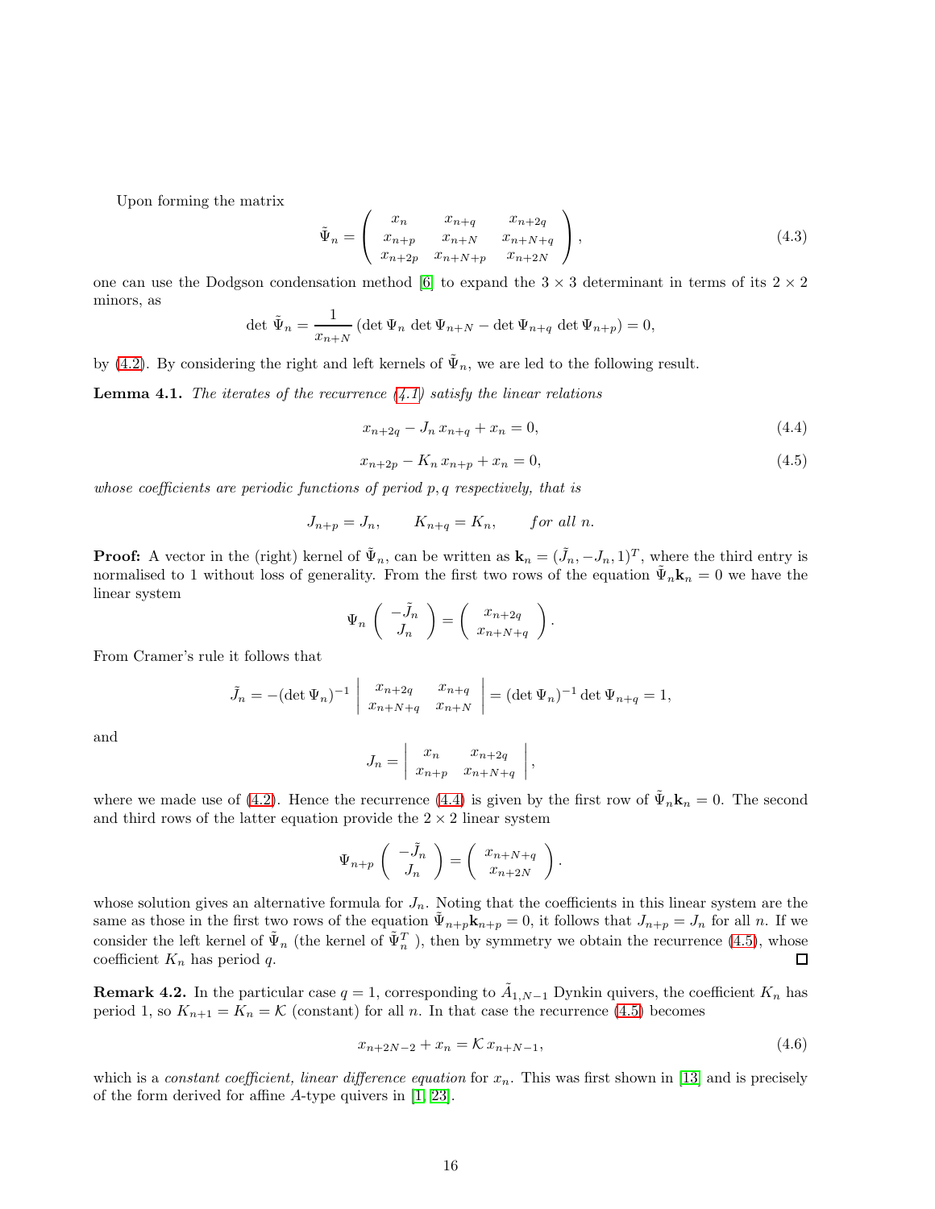Upon forming the matrix

$$\tilde{\Psi}_n = \left( \begin{array}{ccc} x_n & x_{n+q} & x_{n+2q} \\ x_{n+p} & x_{n+N} & x_{n+N+q} \\ x_{n+2p} & x_{n+N+p} & x_{n+2N} \end{array} \right), \tag{4.3}$$

one can use the Dodgson condensation method [6] to expand the $3 \times 3$ determinant in terms of its $2 \times 2$ minors, as

$$\det \tilde{\Psi}_n = \frac{1}{x_{n+N}} \left( \det \Psi_n \, \det \Psi_{n+N} - \det \Psi_{n+q} \, \det \Psi_{n+p} \right) = 0,$$

by (4.2). By considering the right and left kernels of $\tilde{\Psi}_n$, we are led to the following result.

**Lemma 4.1.** *The iterates of the recurrence (4.1) satisfy the linear relations*

$$x_{n+2q} - J_n \, x_{n+q} + x_n = 0, \tag{4.4}$$

$$x_{n+2p} - K_n \, x_{n+p} + x_n = 0, \tag{4.5}$$

*whose coefficients are periodic functions of period $p, q$ respectively, that is*

$$J_{n+p} = J_n, \qquad K_{n+q} = K_n, \qquad \textit{for all } n.$$

**Proof:** A vector in the (right) kernel of $\tilde{\Psi}_n$, can be written as $\mathbf{k}_n = (\tilde{J}_n, -J_n, 1)^T$, where the third entry is normalised to 1 without loss of generality. From the first two rows of the equation $\tilde{\Psi}_n \mathbf{k}_n = 0$ we have the linear system

$$\Psi_n \left( \begin{array}{c} -\tilde{J}_n \\ J_n \end{array} \right) = \left( \begin{array}{c} x_{n+2q} \\ x_{n+N+q} \end{array} \right).$$

From Cramer's rule it follows that

$$\tilde{J}_n = -(\det \Psi_n)^{-1} \left| \begin{array}{cc} x_{n+2q} & x_{n+q} \\ x_{n+N+q} & x_{n+N} \end{array} \right| = (\det \Psi_n)^{-1} \det \Psi_{n+q} = 1,$$

and

$$J_n = \left| \begin{array}{cc} x_n & x_{n+2q} \\ x_{n+p} & x_{n+N+q} \end{array} \right|,$$

where we made use of (4.2). Hence the recurrence (4.4) is given by the first row of $\tilde{\Psi}_n \mathbf{k}_n = 0$. The second and third rows of the latter equation provide the $2 \times 2$ linear system

$$\Psi_{n+p} \left( \begin{array}{c} -\tilde{J}_n \\ J_n \end{array} \right) = \left( \begin{array}{c} x_{n+N+q} \\ x_{n+2N} \end{array} \right).$$

whose solution gives an alternative formula for $J_n$. Noting that the coefficients in this linear system are the same as those in the first two rows of the equation $\tilde{\Psi}_{n+p} \mathbf{k}_{n+p} = 0$, it follows that $J_{n+p} = J_n$ for all $n$. If we consider the left kernel of $\tilde{\Psi}_n$ (the kernel of $\tilde{\Psi}_n^T$ ), then by symmetry we obtain the recurrence (4.5), whose coefficient $K_n$ has period $q$. ◻

**Remark 4.2.** In the particular case $q = 1$, corresponding to $\tilde{A}_{1,N-1}$ Dynkin quivers, the coefficient $K_n$ has period 1, so $K_{n+1} = K_n = \mathcal{K}$ (constant) for all $n$. In that case the recurrence (4.5) becomes

$$x_{n+2N-2} + x_n = \mathcal{K} \, x_{n+N-1}, \tag{4.6}$$

which is a *constant coefficient, linear difference equation* for $x_n$. This was first shown in [13] and is precisely of the form derived for affine $A$-type quivers in [1, 23].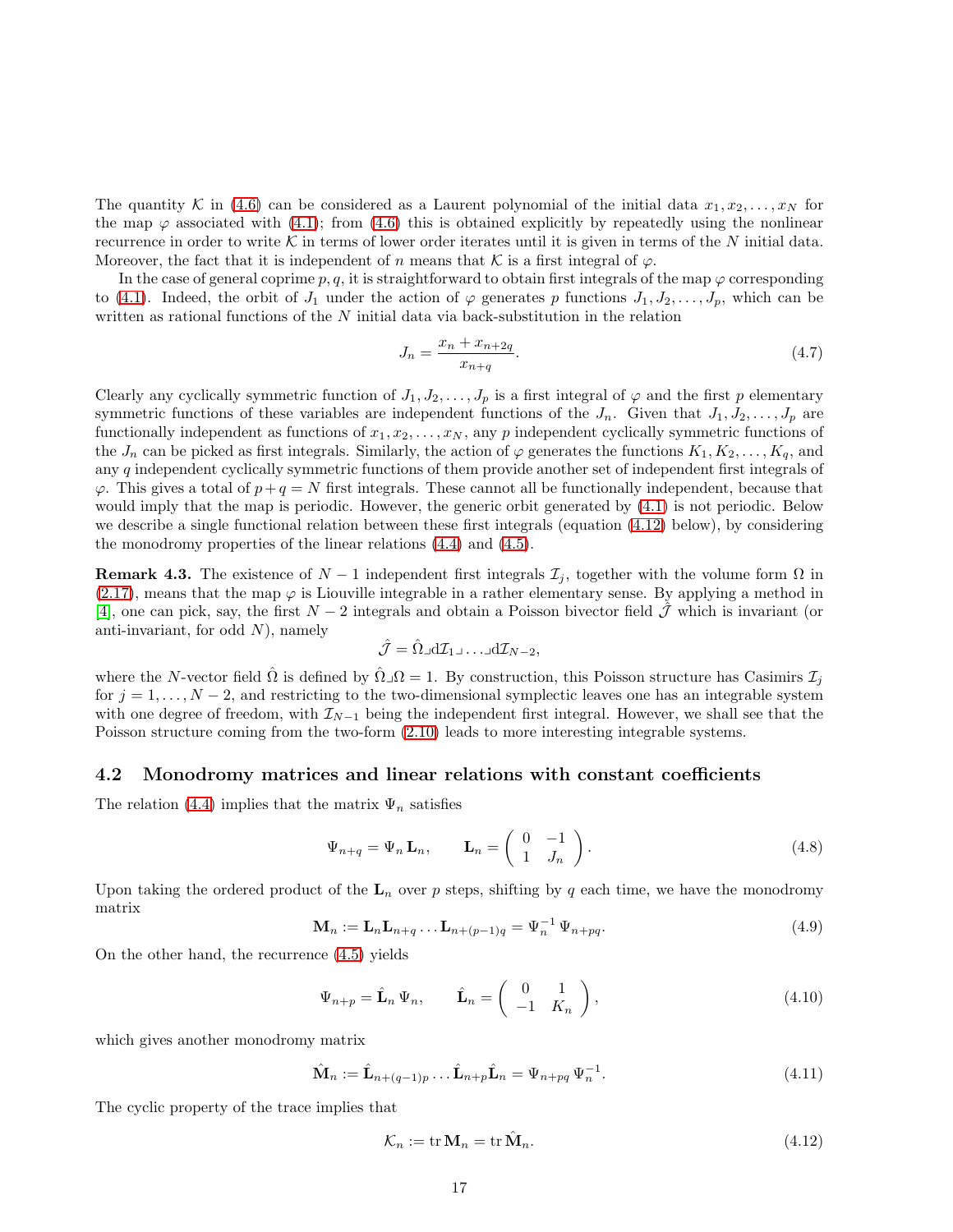The quantity $\mathcal{K}$ in (4.6) can be considered as a Laurent polynomial of the initial data $x_1, x_2, \ldots, x_N$ for the map $\varphi$ associated with (4.1); from (4.6) this is obtained explicitly by repeatedly using the nonlinear recurrence in order to write $\mathcal{K}$ in terms of lower order iterates until it is given in terms of the $N$ initial data. Moreover, the fact that it is independent of $n$ means that $\mathcal{K}$ is a first integral of $\varphi$.

In the case of general coprime $p, q$, it is straightforward to obtain first integrals of the map $\varphi$ corresponding to (4.1). Indeed, the orbit of $J_1$ under the action of $\varphi$ generates $p$ functions $J_1, J_2, \ldots, J_p$, which can be written as rational functions of the $N$ initial data via back-substitution in the relation

$$
J_n = \frac{x_n + x_{n+2q}}{x_{n+q}}. \tag{4.7}
$$

Clearly any cyclically symmetric function of $J_1, J_2, \ldots, J_p$ is a first integral of $\varphi$ and the first $p$ elementary symmetric functions of these variables are independent functions of the $J_n$. Given that $J_1, J_2, \ldots, J_p$ are functionally independent as functions of $x_1, x_2, \ldots, x_N$, any $p$ independent cyclically symmetric functions of the $J_n$ can be picked as first integrals. Similarly, the action of $\varphi$ generates the functions $K_1, K_2, \ldots, K_q$, and any $q$ independent cyclically symmetric functions of them provide another set of independent first integrals of $\varphi$. This gives a total of $p + q = N$ first integrals. These cannot all be functionally independent, because that would imply that the map is periodic. However, the generic orbit generated by (4.1) is not periodic. Below we describe a single functional relation between these first integrals (equation (4.12) below), by considering the monodromy properties of the linear relations (4.4) and (4.5).

**Remark 4.3.** The existence of $N - 1$ independent first integrals $\mathcal{I}_j$, together with the volume form $\Omega$ in (2.17), means that the map $\varphi$ is Liouville integrable in a rather elementary sense. By applying a method in [4], one can pick, say, the first $N - 2$ integrals and obtain a Poisson bivector field $\hat{\mathcal{J}}$ which is invariant (or anti-invariant, for odd $N$), namely

$$
\hat{\mathcal{J}} = \hat{\Omega} \lrcorner \mathrm{d}\mathcal{I}_1 \lrcorner \ldots \lrcorner \mathrm{d}\mathcal{I}_{N-2},
$$

where the $N$-vector field $\hat{\Omega}$ is defined by $\hat{\Omega} \lrcorner \Omega = 1$. By construction, this Poisson structure has Casimirs $\mathcal{I}_j$ for $j = 1, \ldots, N - 2$, and restricting to the two-dimensional symplectic leaves one has an integrable system with one degree of freedom, with $\mathcal{I}_{N-1}$ being the independent first integral. However, we shall see that the Poisson structure coming from the two-form (2.10) leads to more interesting integrable systems.

## 4.2 Monodromy matrices and linear relations with constant coefficients

The relation (4.4) implies that the matrix $\Psi_n$ satisfies

$$
\Psi_{n+q} = \Psi_n \mathbf{L}_n, \qquad \mathbf{L}_n = \begin{pmatrix} 0 & -1 \\ 1 & J_n \end{pmatrix}. \tag{4.8}
$$

Upon taking the ordered product of the $\mathbf{L}_n$ over $p$ steps, shifting by $q$ each time, we have the monodromy matrix

$$
\mathbf{M}_n := \mathbf{L}_n \mathbf{L}_{n+q} \ldots \mathbf{L}_{n+(p-1)q} = \Psi_n^{-1} \Psi_{n+pq}. \tag{4.9}
$$

On the other hand, the recurrence (4.5) yields

$$
\Psi_{n+p} = \hat{\mathbf{L}}_n \Psi_n, \qquad \hat{\mathbf{L}}_n = \begin{pmatrix} 0 & 1 \\ -1 & K_n \end{pmatrix}, \tag{4.10}
$$

which gives another monodromy matrix

$$
\hat{\mathbf{M}}_n := \hat{\mathbf{L}}_{n+(q-1)p} \ldots \hat{\mathbf{L}}_{n+p} \hat{\mathbf{L}}_n = \Psi_{n+pq} \Psi_n^{-1}. \tag{4.11}
$$

The cyclic property of the trace implies that

$$
\mathcal{K}_n := \operatorname{tr} \mathbf{M}_n = \operatorname{tr} \hat{\mathbf{M}}_n. \tag{4.12}
$$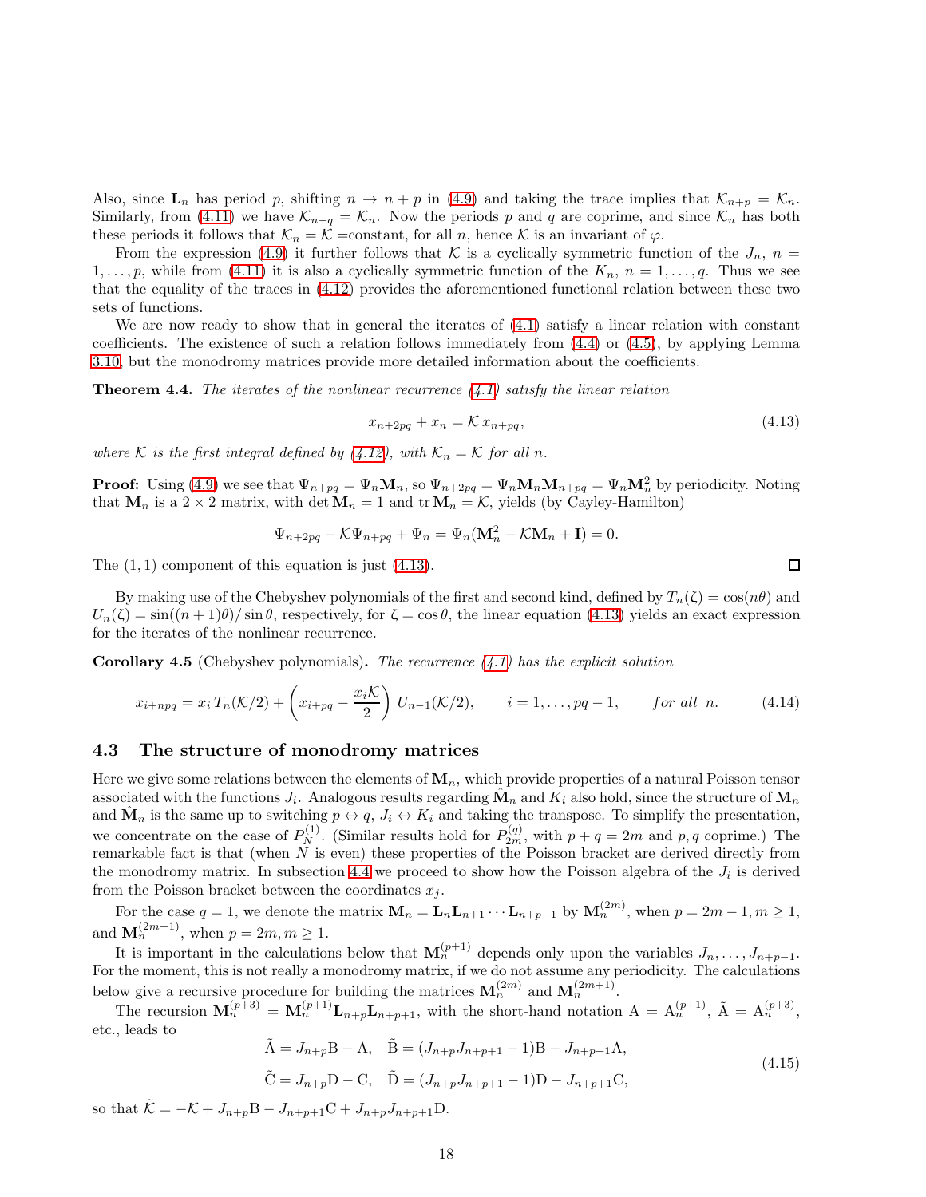Also, since $\mathbf{L}_n$ has period $p$, shifting $n \to n+p$ in (4.9) and taking the trace implies that $\mathcal{K}_{n+p} = \mathcal{K}_n$. Similarly, from (4.11) we have $\mathcal{K}_{n+q} = \mathcal{K}_n$. Now the periods $p$ and $q$ are coprime, and since $\mathcal{K}_n$ has both these periods it follows that $\mathcal{K}_n = \mathcal{K}$ =constant, for all $n$, hence $\mathcal{K}$ is an invariant of $\varphi$.

From the expression (4.9) it further follows that $\mathcal{K}$ is a cyclically symmetric function of the $J_n$, $n = 1, \ldots, p$, while from (4.11) it is also a cyclically symmetric function of the $K_n$, $n = 1, \ldots, q$. Thus we see that the equality of the traces in (4.12) provides the aforementioned functional relation between these two sets of functions.

We are now ready to show that in general the iterates of (4.1) satisfy a linear relation with constant coefficients. The existence of such a relation follows immediately from (4.4) or (4.5), by applying Lemma 3.10, but the monodromy matrices provide more detailed information about the coefficients.

**Theorem 4.4.** *The iterates of the nonlinear recurrence (4.1) satisfy the linear relation*

$$x_{n+2pq} + x_n = \mathcal{K}\, x_{n+pq}, \tag{4.13}$$

*where $\mathcal{K}$ is the first integral defined by (4.12), with $\mathcal{K}_n = \mathcal{K}$ for all $n$.*

**Proof:** Using (4.9) we see that $\Psi_{n+pq} = \Psi_n \mathbf{M}_n$, so $\Psi_{n+2pq} = \Psi_n \mathbf{M}_n \mathbf{M}_{n+pq} = \Psi_n \mathbf{M}_n^2$ by periodicity. Noting that $\mathbf{M}_n$ is a $2 \times 2$ matrix, with $\det \mathbf{M}_n = 1$ and $\operatorname{tr} \mathbf{M}_n = \mathcal{K}$, yields (by Cayley-Hamilton)

$$\Psi_{n+2pq} - \mathcal{K}\Psi_{n+pq} + \Psi_n = \Psi_n(\mathbf{M}_n^2 - \mathcal{K}\mathbf{M}_n + \mathbf{I}) = 0.$$

The $(1,1)$ component of this equation is just (4.13). $\square$

By making use of the Chebyshev polynomials of the first and second kind, defined by $T_n(\zeta) = \cos(n\theta)$ and $U_n(\zeta) = \sin((n+1)\theta)/\sin\theta$, respectively, for $\zeta = \cos\theta$, the linear equation (4.13) yields an exact expression for the iterates of the nonlinear recurrence.

**Corollary 4.5** (Chebyshev polynomials)**.** *The recurrence (4.1) has the explicit solution*

$$x_{i+npq} = x_i\, T_n(\mathcal{K}/2) + \left( x_{i+pq} - \frac{x_i \mathcal{K}}{2} \right) U_{n-1}(\mathcal{K}/2), \qquad i = 1, \ldots, pq-1, \qquad \textit{for all } n. \tag{4.14}$$

### 4.3 The structure of monodromy matrices

Here we give some relations between the elements of $\mathbf{M}_n$, which provide properties of a natural Poisson tensor associated with the functions $J_i$. Analogous results regarding $\hat{\mathbf{M}}_n$ and $K_i$ also hold, since the structure of $\mathbf{M}_n$ and $\hat{\mathbf{M}}_n$ is the same up to switching $p \leftrightarrow q$, $J_i \leftrightarrow K_i$ and taking the transpose. To simplify the presentation, we concentrate on the case of $P_N^{(1)}$. (Similar results hold for $P_{2m}^{(q)}$, with $p + q = 2m$ and $p, q$ coprime.) The remarkable fact is that (when $N$ is even) these properties of the Poisson bracket are derived directly from the monodromy matrix. In subsection 4.4 we proceed to show how the Poisson algebra of the $J_i$ is derived from the Poisson bracket between the coordinates $x_j$.

For the case $q = 1$, we denote the matrix $\mathbf{M}_n = \mathbf{L}_n \mathbf{L}_{n+1} \cdots \mathbf{L}_{n+p-1}$ by $\mathbf{M}_n^{(2m)}$, when $p = 2m-1, m \geq 1$, and $\mathbf{M}_n^{(2m+1)}$, when $p = 2m, m \geq 1$.

It is important in the calculations below that $\mathbf{M}_n^{(p+1)}$ depends only upon the variables $J_n, \ldots, J_{n+p-1}$. For the moment, this is not really a monodromy matrix, if we do not assume any periodicity. The calculations below give a recursive procedure for building the matrices $\mathbf{M}_n^{(2m)}$ and $\mathbf{M}_n^{(2m+1)}$.

The recursion $\mathbf{M}_n^{(p+3)} = \mathbf{M}_n^{(p+1)} \mathbf{L}_{n+p} \mathbf{L}_{n+p+1}$, with the short-hand notation $\mathrm{A} = \mathrm{A}_n^{(p+1)}$, $\tilde{\mathrm{A}} = \mathrm{A}_n^{(p+3)}$, etc., leads to

$$\begin{aligned}
&\tilde{\mathrm{A}} = J_{n+p}\mathrm{B} - \mathrm{A}, \quad \tilde{\mathrm{B}} = (J_{n+p}J_{n+p+1} - 1)\mathrm{B} - J_{n+p+1}\mathrm{A}, \\
&\tilde{\mathrm{C}} = J_{n+p}\mathrm{D} - \mathrm{C}, \quad \tilde{\mathrm{D}} = (J_{n+p}J_{n+p+1} - 1)\mathrm{D} - J_{n+p+1}\mathrm{C},
\end{aligned} \tag{4.15}$$

so that $\tilde{\mathcal{K}} = -\mathcal{K} + J_{n+p}\mathrm{B} - J_{n+p+1}\mathrm{C} + J_{n+p}J_{n+p+1}\mathrm{D}$.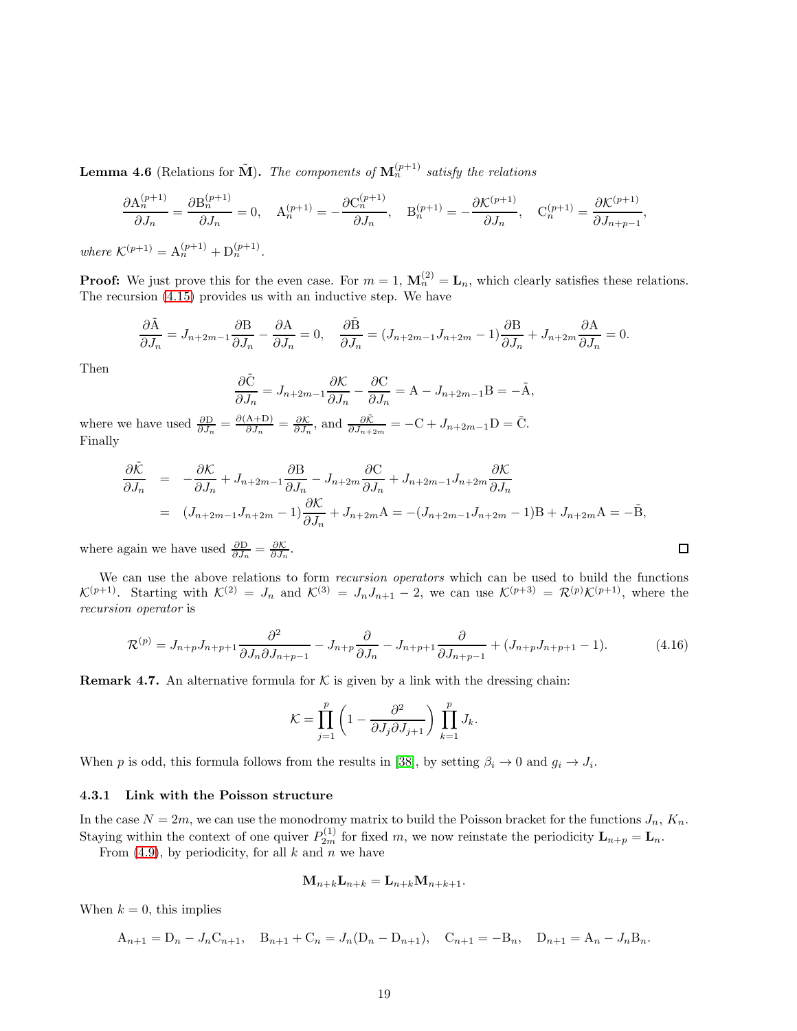**Lemma 4.6** (Relations for $\tilde{\mathbf{M}}$). *The components of* $\mathbf{M}_n^{(p+1)}$ *satisfy the relations*

$$
\frac{\partial \mathrm{A}_n^{(p+1)}}{\partial J_n} = \frac{\partial \mathrm{B}_n^{(p+1)}}{\partial J_n} = 0, \quad \mathrm{A}_n^{(p+1)} = -\frac{\partial \mathrm{C}_n^{(p+1)}}{\partial J_n}, \quad \mathrm{B}_n^{(p+1)} = -\frac{\partial \mathcal{K}^{(p+1)}}{\partial J_n}, \quad \mathrm{C}_n^{(p+1)} = \frac{\partial \mathcal{K}^{(p+1)}}{\partial J_{n+p-1}},
$$

*where* $\mathcal{K}^{(p+1)} = \mathrm{A}_n^{(p+1)} + \mathrm{D}_n^{(p+1)}$.

**Proof:** We just prove this for the even case. For $m = 1$, $\mathbf{M}_n^{(2)} = \mathbf{L}_n$, which clearly satisfies these relations. The recursion (4.15) provides us with an inductive step. We have

$$
\frac{\partial \tilde{\mathrm{A}}}{\partial J_n} = J_{n+2m-1}\frac{\partial \mathrm{B}}{\partial J_n} - \frac{\partial \mathrm{A}}{\partial J_n} = 0, \quad \frac{\partial \tilde{\mathrm{B}}}{\partial J_n} = (J_{n+2m-1}J_{n+2m} - 1)\frac{\partial \mathrm{B}}{\partial J_n} + J_{n+2m}\frac{\partial \mathrm{A}}{\partial J_n} = 0.
$$

Then

$$
\frac{\partial \tilde{\mathrm{C}}}{\partial J_n} = J_{n+2m-1}\frac{\partial \mathcal{K}}{\partial J_n} - \frac{\partial \mathrm{C}}{\partial J_n} = \mathrm{A} - J_{n+2m-1}\mathrm{B} = -\tilde{\mathrm{A}},
$$

where we have used $\frac{\partial \mathrm{D}}{\partial J_n} = \frac{\partial(\mathrm{A}+\mathrm{D})}{\partial J_n} = \frac{\partial \mathcal{K}}{\partial J_n}$, and $\frac{\partial \tilde{\mathcal{K}}}{\partial J_{n+2m}} = -\mathrm{C} + J_{n+2m-1}\mathrm{D} = \tilde{\mathrm{C}}$.
Finally

$$
\begin{aligned}
\frac{\partial \tilde{\mathcal{K}}}{\partial J_n} &= -\frac{\partial \mathcal{K}}{\partial J_n} + J_{n+2m-1}\frac{\partial \mathrm{B}}{\partial J_n} - J_{n+2m}\frac{\partial \mathrm{C}}{\partial J_n} + J_{n+2m-1}J_{n+2m}\frac{\partial \mathcal{K}}{\partial J_n} \\
&= (J_{n+2m-1}J_{n+2m} - 1)\frac{\partial \mathcal{K}}{\partial J_n} + J_{n+2m}\mathrm{A} = -(J_{n+2m-1}J_{n+2m} - 1)\mathrm{B} + J_{n+2m}\mathrm{A} = -\tilde{\mathrm{B}},
\end{aligned}
$$

where again we have used $\frac{\partial \mathrm{D}}{\partial J_n} = \frac{\partial \mathcal{K}}{\partial J_n}$. ☐

We can use the above relations to form *recursion operators* which can be used to build the functions $\mathcal{K}^{(p+1)}$. Starting with $\mathcal{K}^{(2)} = J_n$ and $\mathcal{K}^{(3)} = J_nJ_{n+1} - 2$, we can use $\mathcal{K}^{(p+3)} = \mathcal{R}^{(p)}\mathcal{K}^{(p+1)}$, where the *recursion operator* is

$$
\mathcal{R}^{(p)} = J_{n+p}J_{n+p+1}\frac{\partial^2}{\partial J_n \partial J_{n+p-1}} - J_{n+p}\frac{\partial}{\partial J_n} - J_{n+p+1}\frac{\partial}{\partial J_{n+p-1}} + (J_{n+p}J_{n+p+1} - 1). \tag{4.16}
$$

**Remark 4.7.** An alternative formula for $\mathcal{K}$ is given by a link with the dressing chain:

$$
\mathcal{K} = \prod_{j=1}^{p}\left(1 - \frac{\partial^2}{\partial J_j \partial J_{j+1}}\right)\prod_{k=1}^{p} J_k.
$$

When $p$ is odd, this formula follows from the results in [38], by setting $\beta_i \to 0$ and $g_i \to J_i$.

### 4.3.1 Link with the Poisson structure

In the case $N = 2m$, we can use the monodromy matrix to build the Poisson bracket for the functions $J_n$, $K_n$. Staying within the context of one quiver $P_{2m}^{(1)}$ for fixed $m$, we now reinstate the periodicity $\mathbf{L}_{n+p} = \mathbf{L}_n$.

From (4.9), by periodicity, for all $k$ and $n$ we have

$$
\mathbf{M}_{n+k}\mathbf{L}_{n+k} = \mathbf{L}_{n+k}\mathbf{M}_{n+k+1}.
$$

When $k = 0$, this implies

$$
\mathrm{A}_{n+1} = \mathrm{D}_n - J_n\mathrm{C}_{n+1}, \quad \mathrm{B}_{n+1} + \mathrm{C}_n = J_n(\mathrm{D}_n - \mathrm{D}_{n+1}), \quad \mathrm{C}_{n+1} = -\mathrm{B}_n, \quad \mathrm{D}_{n+1} = \mathrm{A}_n - J_n\mathrm{B}_n.
$$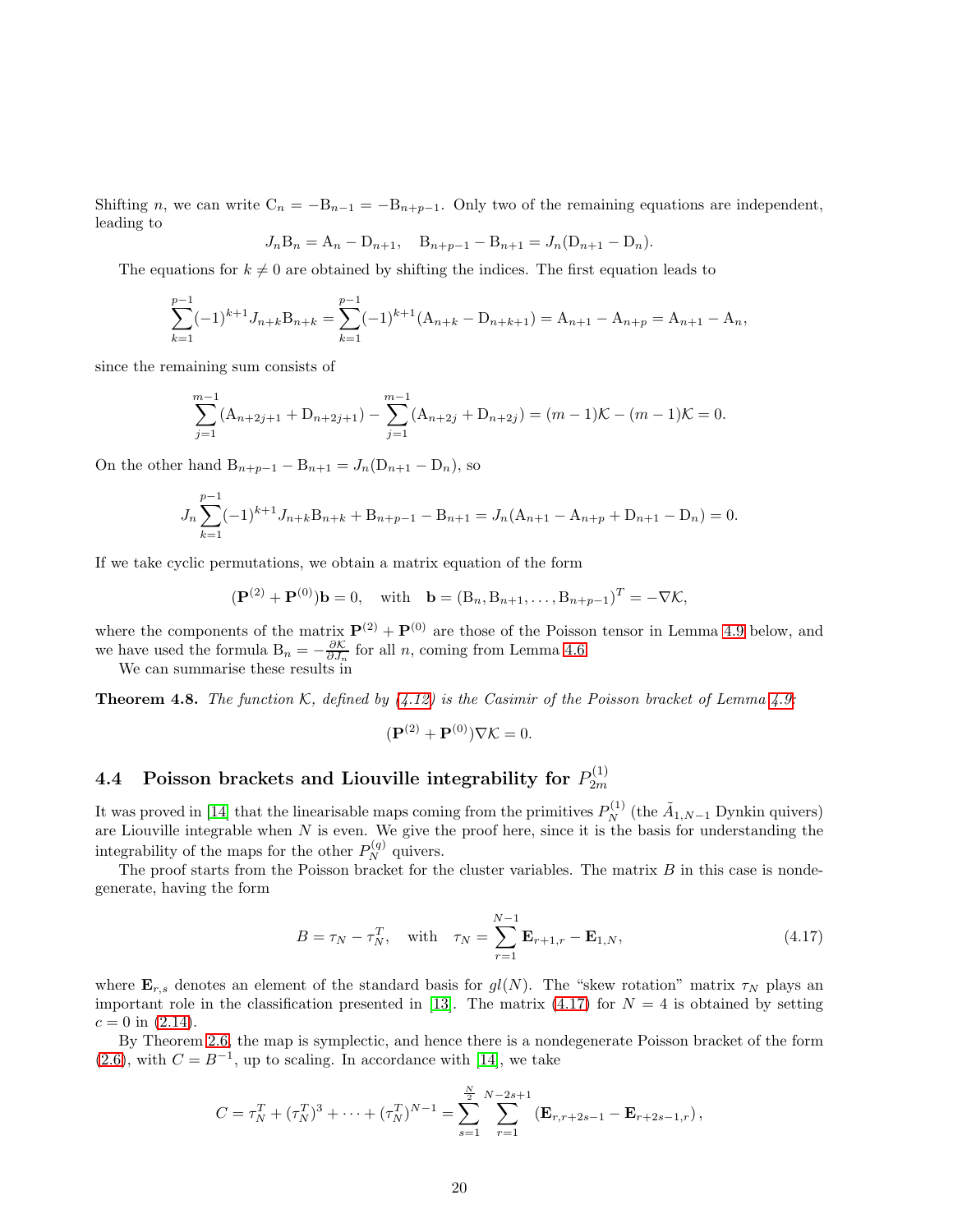Shifting $n$, we can write $\mathrm{C}_n = -\mathrm{B}_{n-1} = -\mathrm{B}_{n+p-1}$. Only two of the remaining equations are independent, leading to

$$J_n \mathrm{B}_n = \mathrm{A}_n - \mathrm{D}_{n+1}, \quad \mathrm{B}_{n+p-1} - \mathrm{B}_{n+1} = J_n(\mathrm{D}_{n+1} - \mathrm{D}_n).$$

The equations for $k \neq 0$ are obtained by shifting the indices. The first equation leads to

$$\sum_{k=1}^{p-1} (-1)^{k+1} J_{n+k} \mathrm{B}_{n+k} = \sum_{k=1}^{p-1} (-1)^{k+1} (\mathrm{A}_{n+k} - \mathrm{D}_{n+k+1}) = \mathrm{A}_{n+1} - \mathrm{A}_{n+p} = \mathrm{A}_{n+1} - \mathrm{A}_n,$$

since the remaining sum consists of

$$\sum_{j=1}^{m-1} (\mathrm{A}_{n+2j+1} + \mathrm{D}_{n+2j+1}) - \sum_{j=1}^{m-1} (\mathrm{A}_{n+2j} + \mathrm{D}_{n+2j}) = (m-1)\mathcal{K} - (m-1)\mathcal{K} = 0.$$

On the other hand $\mathrm{B}_{n+p-1} - \mathrm{B}_{n+1} = J_n(\mathrm{D}_{n+1} - \mathrm{D}_n)$, so

$$J_n \sum_{k=1}^{p-1} (-1)^{k+1} J_{n+k} \mathrm{B}_{n+k} + \mathrm{B}_{n+p-1} - \mathrm{B}_{n+1} = J_n(\mathrm{A}_{n+1} - \mathrm{A}_{n+p} + \mathrm{D}_{n+1} - \mathrm{D}_n) = 0.$$

If we take cyclic permutations, we obtain a matrix equation of the form

$$(\mathbf{P}^{(2)} + \mathbf{P}^{(0)})\mathbf{b} = 0, \quad \text{with} \quad \mathbf{b} = (\mathrm{B}_n, \mathrm{B}_{n+1}, \dots, \mathrm{B}_{n+p-1})^T = -\nabla \mathcal{K},$$

where the components of the matrix $\mathbf{P}^{(2)} + \mathbf{P}^{(0)}$ are those of the Poisson tensor in Lemma 4.9 below, and we have used the formula $\mathrm{B}_n = -\frac{\partial \mathcal{K}}{\partial J_n}$ for all $n$, coming from Lemma 4.6.

We can summarise these results in

**Theorem 4.8.** *The function $\mathcal{K}$, defined by (4.12) is the Casimir of the Poisson bracket of Lemma 4.9:*

$$(\mathbf{P}^{(2)} + \mathbf{P}^{(0)})\nabla \mathcal{K} = 0.$$

## 4.4 Poisson brackets and Liouville integrability for $P_{2m}^{(1)}$

It was proved in [14] that the linearisable maps coming from the primitives $P_N^{(1)}$ (the $\tilde{A}_{1,N-1}$ Dynkin quivers) are Liouville integrable when $N$ is even. We give the proof here, since it is the basis for understanding the integrability of the maps for the other $P_N^{(q)}$ quivers.

The proof starts from the Poisson bracket for the cluster variables. The matrix $B$ in this case is nondegenerate, having the form

$$B = \tau_N - \tau_N^T, \quad \text{with} \quad \tau_N = \sum_{r=1}^{N-1} \mathbf{E}_{r+1,r} - \mathbf{E}_{1,N}, \tag{4.17}$$

where $\mathbf{E}_{r,s}$ denotes an element of the standard basis for $gl(N)$. The "skew rotation" matrix $\tau_N$ plays an important role in the classification presented in [13]. The matrix (4.17) for $N = 4$ is obtained by setting $c = 0$ in (2.14).

By Theorem 2.6, the map is symplectic, and hence there is a nondegenerate Poisson bracket of the form (2.6), with $C = B^{-1}$, up to scaling. In accordance with [14], we take

$$C = \tau_N^T + (\tau_N^T)^3 + \cdots + (\tau_N^T)^{N-1} = \sum_{s=1}^{\frac{N}{2}} \sum_{r=1}^{N-2s+1} (\mathbf{E}_{r,r+2s-1} - \mathbf{E}_{r+2s-1,r}),$$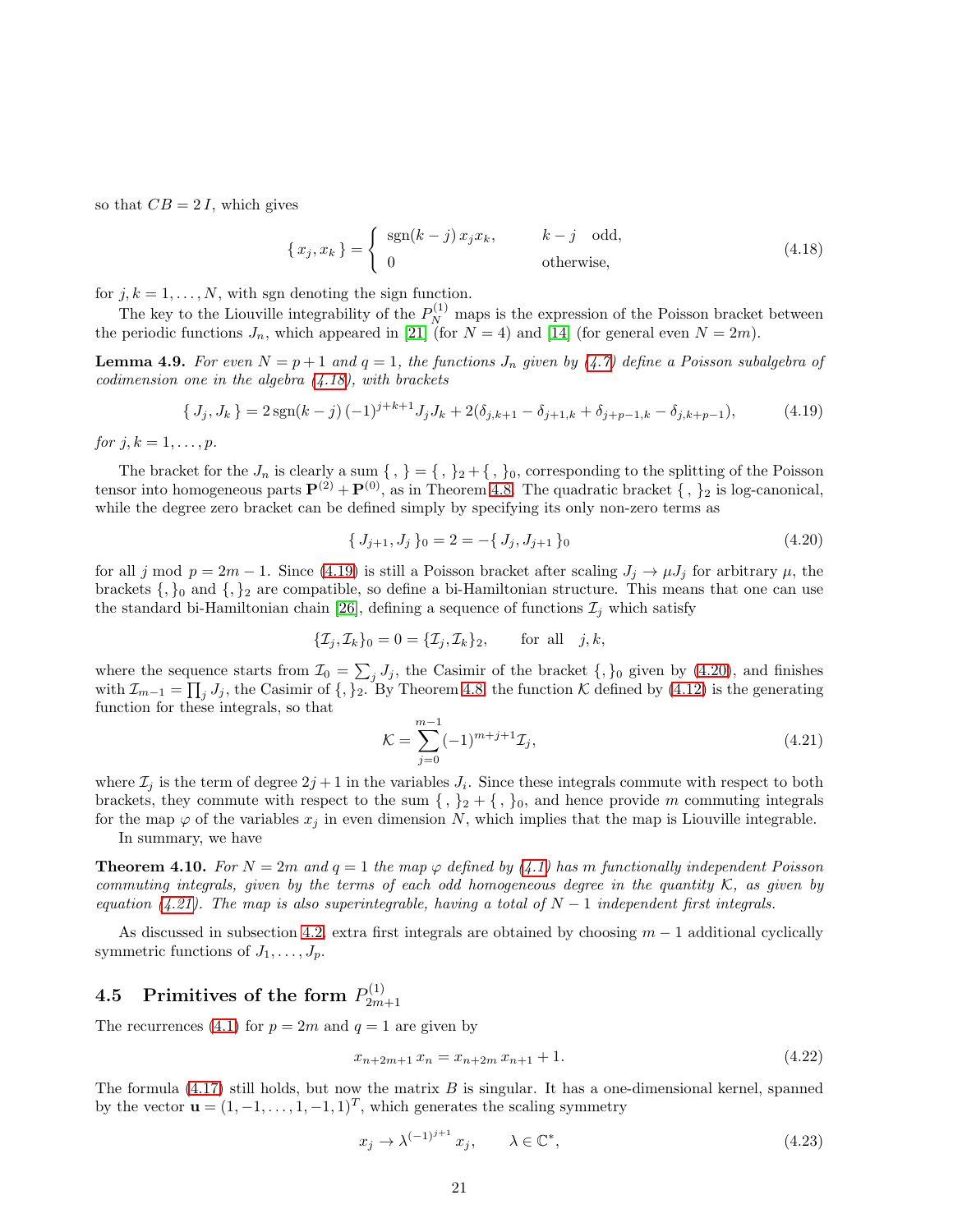so that $CB = 2\,I$, which gives

$$\{\, x_j, x_k \,\} = \begin{cases} \operatorname{sgn}(k-j)\, x_j x_k, & k-j \quad \text{odd}, \\ 0 & \text{otherwise}, \end{cases} \tag{4.18}$$

for $j, k = 1, \ldots, N$, with sgn denoting the sign function.

The key to the Liouville integrability of the $P_N^{(1)}$ maps is the expression of the Poisson bracket between the periodic functions $J_n$, which appeared in [21] (for $N = 4$) and [14] (for general even $N = 2m$).

**Lemma 4.9.** *For even $N = p+1$ and $q = 1$, the functions $J_n$ given by (4.7) define a Poisson subalgebra of codimension one in the algebra (4.18), with brackets*

$$\{\, J_j, J_k \,\} = 2\operatorname{sgn}(k-j)\,(-1)^{j+k+1} J_j J_k + 2(\delta_{j,k+1} - \delta_{j+1,k} + \delta_{j+p-1,k} - \delta_{j,k+p-1}), \tag{4.19}$$

*for $j, k = 1, \ldots, p$.*

The bracket for the $J_n$ is clearly a sum $\{\,,\,\} = \{\,,\,\}_2 + \{\,,\,\}_0$, corresponding to the splitting of the Poisson tensor into homogeneous parts $\mathbf{P}^{(2)} + \mathbf{P}^{(0)}$, as in Theorem 4.8. The quadratic bracket $\{\,,\,\}_2$ is log-canonical, while the degree zero bracket can be defined simply by specifying its only non-zero terms as

$$\{\, J_{j+1}, J_j \,\}_0 = 2 = -\{\, J_j, J_{j+1} \,\}_0 \tag{4.20}$$

for all $j$ mod $p = 2m-1$. Since (4.19) is still a Poisson bracket after scaling $J_j \to \mu J_j$ for arbitrary $\mu$, the brackets $\{,\}_0$ and $\{,\}_2$ are compatible, so define a bi-Hamiltonian structure. This means that one can use the standard bi-Hamiltonian chain [26], defining a sequence of functions $\mathcal{I}_j$ which satisfy

$$\{\mathcal{I}_j, \mathcal{I}_k\}_0 = 0 = \{\mathcal{I}_j, \mathcal{I}_k\}_2, \qquad \text{for all} \quad j, k,$$

where the sequence starts from $\mathcal{I}_0 = \sum_j J_j$, the Casimir of the bracket $\{,\}_0$ given by (4.20), and finishes with $\mathcal{I}_{m-1} = \prod_j J_j$, the Casimir of $\{,\}_2$. By Theorem 4.8, the function $\mathcal{K}$ defined by (4.12) is the generating function for these integrals, so that

$$\mathcal{K} = \sum_{j=0}^{m-1} (-1)^{m+j+1} \mathcal{I}_j, \tag{4.21}$$

where $\mathcal{I}_j$ is the term of degree $2j+1$ in the variables $J_i$. Since these integrals commute with respect to both brackets, they commute with respect to the sum $\{\,,\,\}_2 + \{\,,\,\}_0$, and hence provide $m$ commuting integrals for the map $\varphi$ of the variables $x_j$ in even dimension $N$, which implies that the map is Liouville integrable.

In summary, we have

**Theorem 4.10.** *For $N = 2m$ and $q = 1$ the map $\varphi$ defined by (4.1) has $m$ functionally independent Poisson commuting integrals, given by the terms of each odd homogeneous degree in the quantity $\mathcal{K}$, as given by equation (4.21). The map is also superintegrable, having a total of $N-1$ independent first integrals.*

As discussed in subsection 4.2, extra first integrals are obtained by choosing $m-1$ additional cyclically symmetric functions of $J_1, \ldots, J_p$.

## 4.5 Primitives of the form $P_{2m+1}^{(1)}$

The recurrences (4.1) for $p = 2m$ and $q = 1$ are given by

$$x_{n+2m+1}\, x_n = x_{n+2m}\, x_{n+1} + 1. \tag{4.22}$$

The formula (4.17) still holds, but now the matrix $B$ is singular. It has a one-dimensional kernel, spanned by the vector $\mathbf{u} = (1, -1, \ldots, 1, -1, 1)^T$, which generates the scaling symmetry

$$x_j \to \lambda^{(-1)^{j+1}}\, x_j, \qquad \lambda \in \mathbb{C}^*, \tag{4.23}$$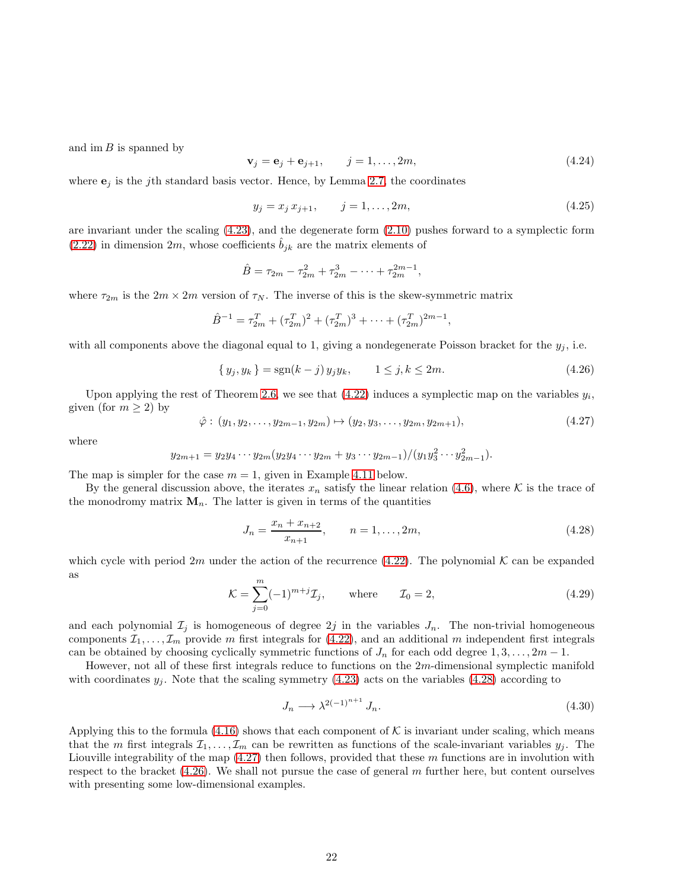and im $B$ is spanned by

$$\mathbf{v}_j = \mathbf{e}_j + \mathbf{e}_{j+1}, \qquad j = 1, \ldots, 2m, \tag{4.24}$$

where $\mathbf{e}_j$ is the $j$th standard basis vector. Hence, by Lemma 2.7, the coordinates

$$y_j = x_j \, x_{j+1}, \qquad j = 1, \ldots, 2m, \tag{4.25}$$

are invariant under the scaling (4.23), and the degenerate form (2.10) pushes forward to a symplectic form (2.22) in dimension $2m$, whose coefficients $\hat{b}_{jk}$ are the matrix elements of

$$\hat{B} = \tau_{2m} - \tau_{2m}^2 + \tau_{2m}^3 - \cdots + \tau_{2m}^{2m-1},$$

where $\tau_{2m}$ is the $2m \times 2m$ version of $\tau_N$. The inverse of this is the skew-symmetric matrix

$$\hat{B}^{-1} = \tau_{2m}^T + (\tau_{2m}^T)^2 + (\tau_{2m}^T)^3 + \cdots + (\tau_{2m}^T)^{2m-1},$$

with all components above the diagonal equal to 1, giving a nondegenerate Poisson bracket for the $y_j$, i.e.

$$\{ \, y_j, y_k \, \} = \mathrm{sgn}(k-j) \, y_j y_k, \qquad 1 \leq j, k \leq 2m. \tag{4.26}$$

Upon applying the rest of Theorem 2.6, we see that (4.22) induces a symplectic map on the variables $y_i$, given (for $m \geq 2$) by

$$\hat{\varphi} : \, (y_1, y_2, \ldots, y_{2m-1}, y_{2m}) \mapsto (y_2, y_3, \ldots, y_{2m}, y_{2m+1}), \tag{4.27}$$

where

$$y_{2m+1} = y_2 y_4 \cdots y_{2m} (y_2 y_4 \cdots y_{2m} + y_3 \cdots y_{2m-1}) / (y_1 y_3^2 \cdots y_{2m-1}^2).$$

The map is simpler for the case $m = 1$, given in Example 4.11 below.

By the general discussion above, the iterates $x_n$ satisfy the linear relation (4.6), where $\mathcal{K}$ is the trace of the monodromy matrix $\mathbf{M}_n$. The latter is given in terms of the quantities

$$J_n = \frac{x_n + x_{n+2}}{x_{n+1}}, \qquad n = 1, \ldots, 2m, \tag{4.28}$$

which cycle with period $2m$ under the action of the recurrence (4.22). The polynomial $\mathcal{K}$ can be expanded as

$$\mathcal{K} = \sum_{j=0}^{m} (-1)^{m+j} \mathcal{I}_j, \qquad \text{where} \qquad \mathcal{I}_0 = 2, \tag{4.29}$$

and each polynomial $\mathcal{I}_j$ is homogeneous of degree $2j$ in the variables $J_n$. The non-trivial homogeneous components $\mathcal{I}_1, \ldots, \mathcal{I}_m$ provide $m$ first integrals for (4.22), and an additional $m$ independent first integrals can be obtained by choosing cyclically symmetric functions of $J_n$ for each odd degree $1, 3, \ldots, 2m-1$.

However, not all of these first integrals reduce to functions on the $2m$-dimensional symplectic manifold with coordinates $y_j$. Note that the scaling symmetry (4.23) acts on the variables (4.28) according to

$$J_n \longrightarrow \lambda^{2(-1)^{n+1}} J_n. \tag{4.30}$$

Applying this to the formula (4.16) shows that each component of $\mathcal{K}$ is invariant under scaling, which means that the $m$ first integrals $\mathcal{I}_1, \ldots, \mathcal{I}_m$ can be rewritten as functions of the scale-invariant variables $y_j$. The Liouville integrability of the map (4.27) then follows, provided that these $m$ functions are in involution with respect to the bracket (4.26). We shall not pursue the case of general $m$ further here, but content ourselves with presenting some low-dimensional examples.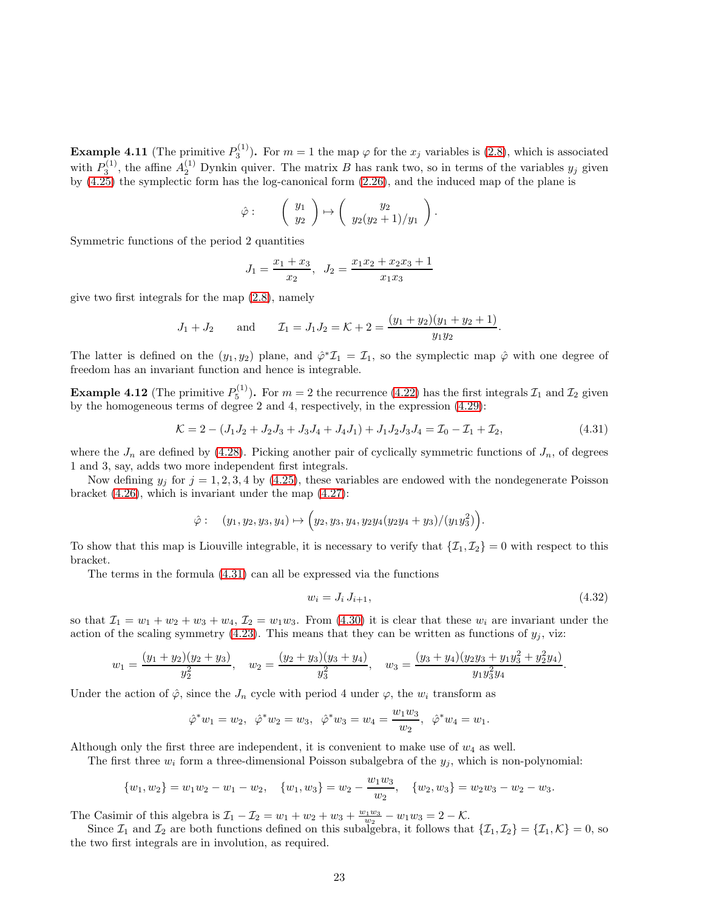**Example 4.11** (The primitive $P_3^{(1)}$)**.** For $m = 1$ the map $\varphi$ for the $x_j$ variables is (2.8), which is associated with $P_3^{(1)}$, the affine $A_2^{(1)}$ Dynkin quiver. The matrix $B$ has rank two, so in terms of the variables $y_j$ given by (4.25) the symplectic form has the log-canonical form (2.26), and the induced map of the plane is

$$\hat{\varphi}: \qquad \begin{pmatrix} y_1 \\ y_2 \end{pmatrix} \mapsto \begin{pmatrix} y_2 \\ y_2(y_2+1)/y_1 \end{pmatrix}.$$

Symmetric functions of the period 2 quantities

$$J_1 = \frac{x_1 + x_3}{x_2}, \quad J_2 = \frac{x_1 x_2 + x_2 x_3 + 1}{x_1 x_3}$$

give two first integrals for the map (2.8), namely

$$J_1 + J_2 \qquad \text{and} \qquad \mathcal{I}_1 = J_1 J_2 = \mathcal{K} + 2 = \frac{(y_1 + y_2)(y_1 + y_2 + 1)}{y_1 y_2}.$$

The latter is defined on the $(y_1, y_2)$ plane, and $\hat{\varphi}^* \mathcal{I}_1 = \mathcal{I}_1$, so the symplectic map $\hat{\varphi}$ with one degree of freedom has an invariant function and hence is integrable.

**Example 4.12** (The primitive $P_5^{(1)}$)**.** For $m = 2$ the recurrence (4.22) has the first integrals $\mathcal{I}_1$ and $\mathcal{I}_2$ given by the homogeneous terms of degree 2 and 4, respectively, in the expression (4.29):

$$\mathcal{K} = 2 - (J_1 J_2 + J_2 J_3 + J_3 J_4 + J_4 J_1) + J_1 J_2 J_3 J_4 = \mathcal{I}_0 - \mathcal{I}_1 + \mathcal{I}_2, \tag{4.31}$$

where the $J_n$ are defined by (4.28). Picking another pair of cyclically symmetric functions of $J_n$, of degrees 1 and 3, say, adds two more independent first integrals.

Now defining $y_j$ for $j = 1, 2, 3, 4$ by (4.25), these variables are endowed with the nondegenerate Poisson bracket (4.26), which is invariant under the map (4.27):

$$\hat{\varphi}: \quad (y_1, y_2, y_3, y_4) \mapsto \Big(y_2, y_3, y_4, y_2 y_4 (y_2 y_4 + y_3)/(y_1 y_3^2)\Big).$$

To show that this map is Liouville integrable, it is necessary to verify that $\{\mathcal{I}_1, \mathcal{I}_2\} = 0$ with respect to this bracket.

The terms in the formula (4.31) can all be expressed via the functions

$$w_i = J_i \, J_{i+1}, \tag{4.32}$$

so that $\mathcal{I}_1 = w_1 + w_2 + w_3 + w_4$, $\mathcal{I}_2 = w_1 w_3$. From (4.30) it is clear that these $w_i$ are invariant under the action of the scaling symmetry (4.23). This means that they can be written as functions of $y_j$, viz:

$$w_1 = \frac{(y_1 + y_2)(y_2 + y_3)}{y_2^2}, \quad w_2 = \frac{(y_2 + y_3)(y_3 + y_4)}{y_3^2}, \quad w_3 = \frac{(y_3 + y_4)(y_2 y_3 + y_1 y_3^2 + y_2^2 y_4)}{y_1 y_3^2 y_4}.$$

Under the action of $\hat{\varphi}$, since the $J_n$ cycle with period 4 under $\varphi$, the $w_i$ transform as

$$\hat{\varphi}^* w_1 = w_2, \ \ \hat{\varphi}^* w_2 = w_3, \ \ \hat{\varphi}^* w_3 = w_4 = \frac{w_1 w_3}{w_2}, \ \ \hat{\varphi}^* w_4 = w_1.$$

Although only the first three are independent, it is convenient to make use of $w_4$ as well.

The first three $w_i$ form a three-dimensional Poisson subalgebra of the $y_j$, which is non-polynomial:

$$\{w_1, w_2\} = w_1 w_2 - w_1 - w_2, \quad \{w_1, w_3\} = w_2 - \frac{w_1 w_3}{w_2}, \quad \{w_2, w_3\} = w_2 w_3 - w_2 - w_3.$$

The Casimir of this algebra is $\mathcal{I}_1 - \mathcal{I}_2 = w_1 + w_2 + w_3 + \frac{w_1 w_3}{w_2} - w_1 w_3 = 2 - \mathcal{K}$.

Since $\mathcal{I}_1$ and $\mathcal{I}_2$ are both functions defined on this subalgebra, it follows that $\{\mathcal{I}_1, \mathcal{I}_2\} = \{\mathcal{I}_1, \mathcal{K}\} = 0$, so the two first integrals are in involution, as required.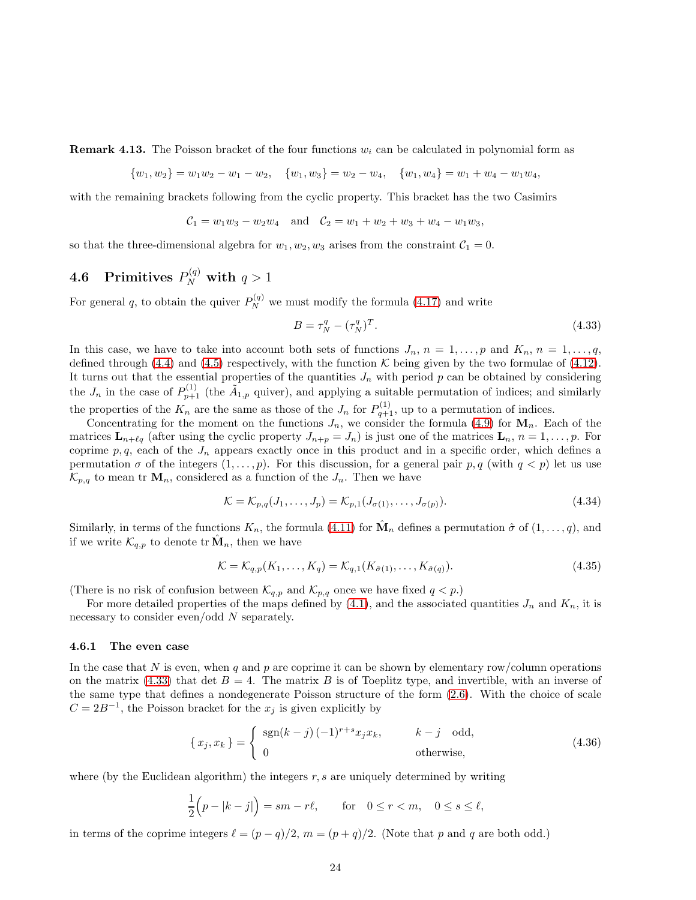**Remark 4.13.** The Poisson bracket of the four functions $w_i$ can be calculated in polynomial form as

$$\{w_1, w_2\} = w_1 w_2 - w_1 - w_2, \quad \{w_1, w_3\} = w_2 - w_4, \quad \{w_1, w_4\} = w_1 + w_4 - w_1 w_4,$$

with the remaining brackets following from the cyclic property. This bracket has the two Casimirs

$$\mathcal{C}_1 = w_1 w_3 - w_2 w_4 \quad \text{and} \quad \mathcal{C}_2 = w_1 + w_2 + w_3 + w_4 - w_1 w_3,$$

so that the three-dimensional algebra for $w_1, w_2, w_3$ arises from the constraint $\mathcal{C}_1 = 0$.

## 4.6 Primitives $P_N^{(q)}$ with $q > 1$

For general $q$, to obtain the quiver $P_N^{(q)}$ we must modify the formula (4.17) and write

$$B = \tau_N^q - (\tau_N^q)^T. \tag{4.33}$$

In this case, we have to take into account both sets of functions $J_n$, $n = 1, \dots, p$ and $K_n$, $n = 1, \dots, q$, defined through (4.4) and (4.5) respectively, with the function $\mathcal{K}$ being given by the two formulae of (4.12). It turns out that the essential properties of the quantities $J_n$ with period $p$ can be obtained by considering the $J_n$ in the case of $P_{p+1}^{(1)}$ (the $\tilde{A}_{1,p}$ quiver), and applying a suitable permutation of indices; and similarly the properties of the $K_n$ are the same as those of the $J_n$ for $P_{q+1}^{(1)}$, up to a permutation of indices.

Concentrating for the moment on the functions $J_n$, we consider the formula (4.9) for $\mathbf{M}_n$. Each of the matrices $\mathbf{L}_{n+\ell q}$ (after using the cyclic property $J_{n+p} = J_n$) is just one of the matrices $\mathbf{L}_n$, $n = 1, \dots, p$. For coprime $p, q$, each of the $J_n$ appears exactly once in this product and in a specific order, which defines a permutation $\sigma$ of the integers $(1, \dots, p)$. For this discussion, for a general pair $p, q$ (with $q < p$) let us use $\mathcal{K}_{p,q}$ to mean tr $\mathbf{M}_n$, considered as a function of the $J_n$. Then we have

$$\mathcal{K} = \mathcal{K}_{p,q}(J_1, \dots, J_p) = \mathcal{K}_{p,1}(J_{\sigma(1)}, \dots, J_{\sigma(p)}). \tag{4.34}$$

Similarly, in terms of the functions $K_n$, the formula (4.11) for $\hat{\mathbf{M}}_n$ defines a permutation $\hat{\sigma}$ of $(1, \dots, q)$, and if we write $\mathcal{K}_{q,p}$ to denote tr $\hat{\mathbf{M}}_n$, then we have

$$\mathcal{K} = \mathcal{K}_{q,p}(K_1, \dots, K_q) = \mathcal{K}_{q,1}(K_{\hat{\sigma}(1)}, \dots, K_{\hat{\sigma}(q)}). \tag{4.35}$$

(There is no risk of confusion between $\mathcal{K}_{q,p}$ and $\mathcal{K}_{p,q}$ once we have fixed $q < p$.)

For more detailed properties of the maps defined by (4.1), and the associated quantities $J_n$ and $K_n$, it is necessary to consider even/odd $N$ separately.

### 4.6.1 The even case

In the case that $N$ is even, when $q$ and $p$ are coprime it can be shown by elementary row/column operations on the matrix (4.33) that $\det B = 4$. The matrix $B$ is of Toeplitz type, and invertible, with an inverse of the same type that defines a nondegenerate Poisson structure of the form (2.6). With the choice of scale $C = 2B^{-1}$, the Poisson bracket for the $x_j$ is given explicitly by

$$\{x_j, x_k\} = \begin{cases} \operatorname{sgn}(k-j)\,(-1)^{r+s} x_j x_k, & k-j \quad \text{odd}, \\ 0 & \text{otherwise}, \end{cases} \tag{4.36}$$

where (by the Euclidean algorithm) the integers $r, s$ are uniquely determined by writing

$$\frac{1}{2}\Big(p - |k-j|\Big) = sm - r\ell, \qquad \text{for} \quad 0 \le r < m, \quad 0 \le s \le \ell,$$

in terms of the coprime integers $\ell = (p-q)/2$, $m = (p+q)/2$. (Note that $p$ and $q$ are both odd.)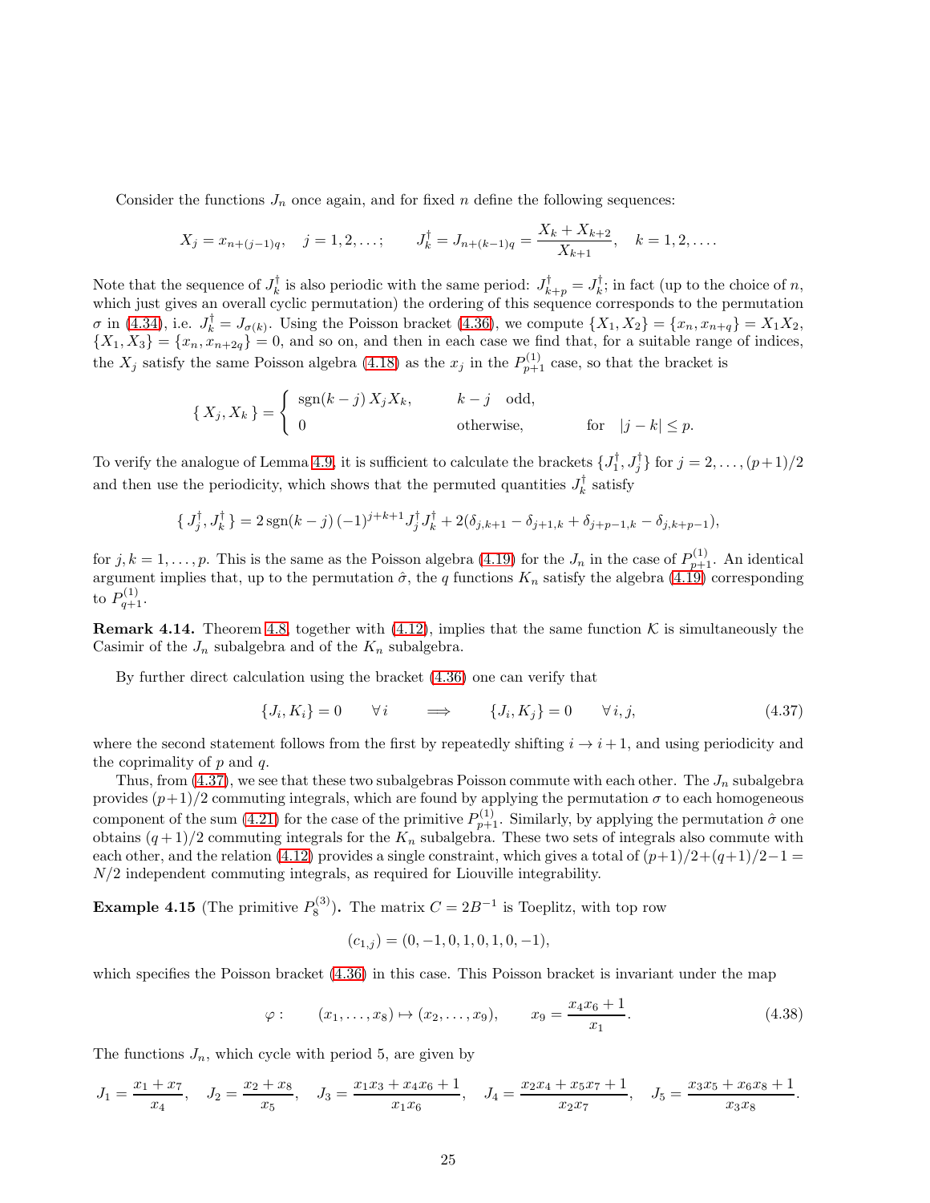Consider the functions $J_n$ once again, and for fixed $n$ define the following sequences:

$$X_j = x_{n+(j-1)q}, \quad j = 1, 2, \ldots; \qquad J_k^\dagger = J_{n+(k-1)q} = \frac{X_k + X_{k+2}}{X_{k+1}}, \quad k = 1, 2, \ldots.$$

Note that the sequence of $J_k^\dagger$ is also periodic with the same period: $J_{k+p}^\dagger = J_k^\dagger$; in fact (up to the choice of $n$, which just gives an overall cyclic permutation) the ordering of this sequence corresponds to the permutation $\sigma$ in (4.34), i.e. $J_k^\dagger = J_{\sigma(k)}$. Using the Poisson bracket (4.36), we compute $\{X_1, X_2\} = \{x_n, x_{n+q}\} = X_1 X_2$, $\{X_1, X_3\} = \{x_n, x_{n+2q}\} = 0$, and so on, and then in each case we find that, for a suitable range of indices, the $X_j$ satisfy the same Poisson algebra (4.18) as the $x_j$ in the $P_{p+1}^{(1)}$ case, so that the bracket is

$$\{\, X_j, X_k \,\} = \begin{cases} \operatorname{sgn}(k-j)\, X_j X_k, & k-j \quad \text{odd}, \\ 0 & \text{otherwise}, \end{cases} \qquad \text{for} \quad |j-k| \le p.$$

To verify the analogue of Lemma 4.9, it is sufficient to calculate the brackets $\{J_1^\dagger, J_j^\dagger\}$ for $j = 2, \ldots, (p+1)/2$ and then use the periodicity, which shows that the permuted quantities $J_k^\dagger$ satisfy

$$\{\, J_j^\dagger, J_k^\dagger \,\} = 2\operatorname{sgn}(k-j)\,(-1)^{j+k+1} J_j^\dagger J_k^\dagger + 2(\delta_{j,k+1} - \delta_{j+1,k} + \delta_{j+p-1,k} - \delta_{j,k+p-1}),$$

for $j, k = 1, \ldots, p$. This is the same as the Poisson algebra (4.19) for the $J_n$ in the case of $P_{p+1}^{(1)}$. An identical argument implies that, up to the permutation $\hat{\sigma}$, the $q$ functions $K_n$ satisfy the algebra (4.19) corresponding to $P_{q+1}^{(1)}$.

**Remark 4.14.** Theorem 4.8, together with (4.12), implies that the same function $\mathcal{K}$ is simultaneously the Casimir of the $J_n$ subalgebra and of the $K_n$ subalgebra.

By further direct calculation using the bracket (4.36) one can verify that

$$\{J_i, K_1\} = 0 \qquad \forall\, i \qquad \Longrightarrow \qquad \{J_i, K_j\} = 0 \qquad \forall\, i, j, \tag{4.37}$$

where the second statement follows from the first by repeatedly shifting $i \to i+1$, and using periodicity and the coprimality of $p$ and $q$.

Thus, from (4.37), we see that these two subalgebras Poisson commute with each other. The $J_n$ subalgebra provides $(p+1)/2$ commuting integrals, which are found by applying the permutation $\sigma$ to each homogeneous component of the sum (4.21) for the case of the primitive $P_{p+1}^{(1)}$. Similarly, by applying the permutation $\hat{\sigma}$ one obtains $(q+1)/2$ commuting integrals for the $K_n$ subalgebra. These two sets of integrals also commute with each other, and the relation (4.12) provides a single constraint, which gives a total of $(p+1)/2 + (q+1)/2 - 1 = N/2$ independent commuting integrals, as required for Liouville integrability.

**Example 4.15** (The primitive $P_8^{(3)}$)**.** The matrix $C = 2B^{-1}$ is Toeplitz, with top row

$$(c_{1,j}) = (0, -1, 0, 1, 0, 1, 0, -1),$$

which specifies the Poisson bracket (4.36) in this case. This Poisson bracket is invariant under the map

$$\varphi: \qquad (x_1, \ldots, x_8) \mapsto (x_2, \ldots, x_9), \qquad x_9 = \frac{x_4 x_6 + 1}{x_1}. \tag{4.38}$$

The functions $J_n$, which cycle with period 5, are given by

$$J_1 = \frac{x_1 + x_7}{x_4}, \quad J_2 = \frac{x_2 + x_8}{x_5}, \quad J_3 = \frac{x_1 x_3 + x_4 x_6 + 1}{x_1 x_6}, \quad J_4 = \frac{x_2 x_4 + x_5 x_7 + 1}{x_2 x_7}, \quad J_5 = \frac{x_3 x_5 + x_6 x_8 + 1}{x_3 x_8}.$$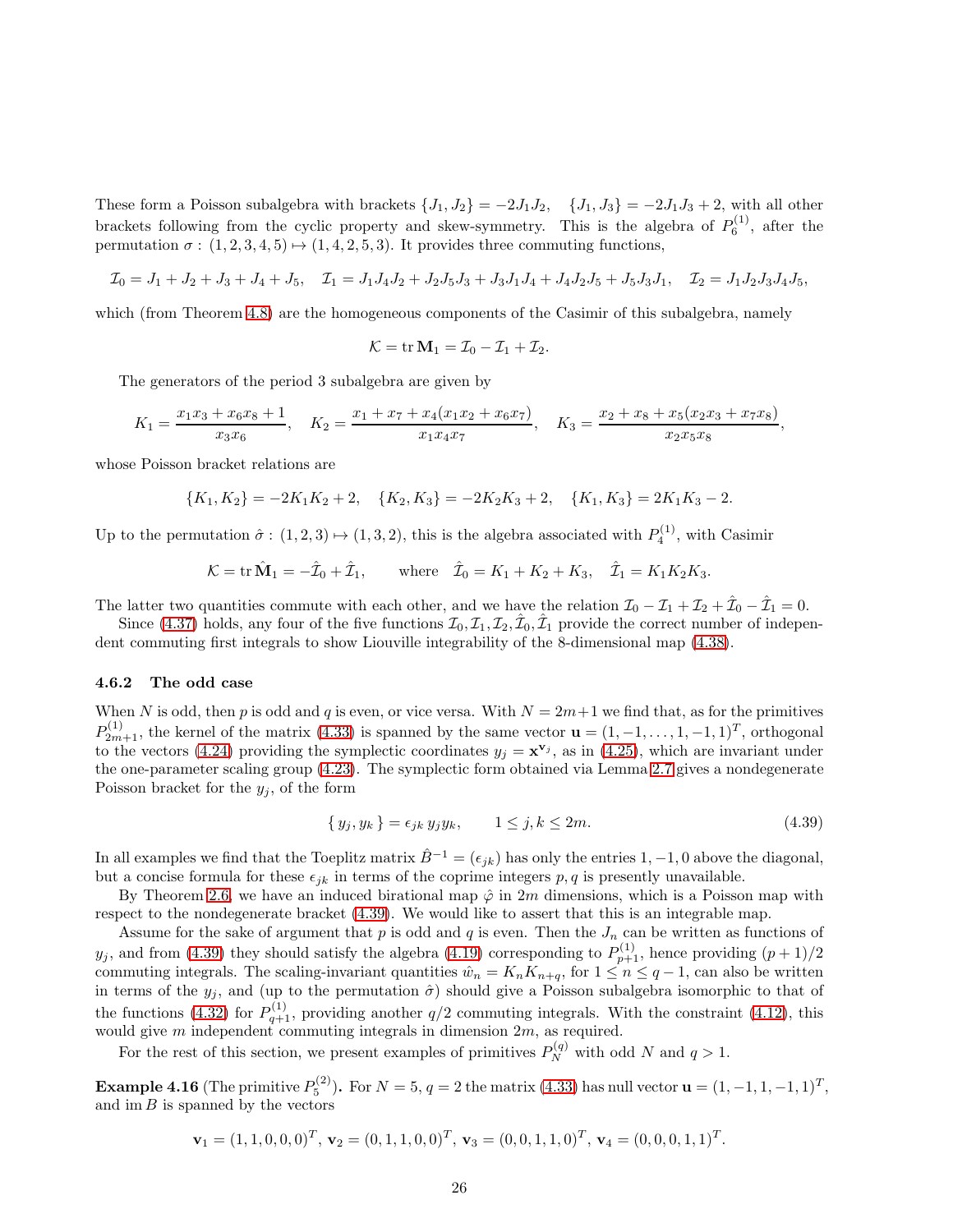These form a Poisson subalgebra with brackets $\{J_1, J_2\} = -2J_1J_2$, $\{J_1, J_3\} = -2J_1J_3 + 2$, with all other brackets following from the cyclic property and skew-symmetry. This is the algebra of $P_6^{(1)}$, after the permutation $\sigma : (1, 2, 3, 4, 5) \mapsto (1, 4, 2, 5, 3)$. It provides three commuting functions,

$$\mathcal{I}_0 = J_1 + J_2 + J_3 + J_4 + J_5, \quad \mathcal{I}_1 = J_1J_4J_2 + J_2J_5J_3 + J_3J_1J_4 + J_4J_2J_5 + J_5J_3J_1, \quad \mathcal{I}_2 = J_1J_2J_3J_4J_5,$$

which (from Theorem 4.8) are the homogeneous components of the Casimir of this subalgebra, namely

$$\mathcal{K} = \operatorname{tr} \mathbf{M}_1 = \mathcal{I}_0 - \mathcal{I}_1 + \mathcal{I}_2.$$

The generators of the period 3 subalgebra are given by

$$K_1 = \frac{x_1x_3 + x_6x_8 + 1}{x_3x_6}, \quad K_2 = \frac{x_1 + x_7 + x_4(x_1x_2 + x_6x_7)}{x_1x_4x_7}, \quad K_3 = \frac{x_2 + x_8 + x_5(x_2x_3 + x_7x_8)}{x_2x_5x_8},$$

whose Poisson bracket relations are

$$\{K_1, K_2\} = -2K_1K_2 + 2, \quad \{K_2, K_3\} = -2K_2K_3 + 2, \quad \{K_1, K_3\} = 2K_1K_3 - 2.$$

Up to the permutation $\hat{\sigma} : (1, 2, 3) \mapsto (1, 3, 2)$, this is the algebra associated with $P_4^{(1)}$, with Casimir

$$\mathcal{K} = \operatorname{tr} \hat{\mathbf{M}}_1 = -\hat{\mathcal{I}}_0 + \hat{\mathcal{I}}_1, \qquad \text{where} \quad \hat{\mathcal{I}}_0 = K_1 + K_2 + K_3, \quad \hat{\mathcal{I}}_1 = K_1K_2K_3.$$

The latter two quantities commute with each other, and we have the relation $\mathcal{I}_0 - \mathcal{I}_1 + \mathcal{I}_2 + \hat{\mathcal{I}}_0 - \hat{\mathcal{I}}_1 = 0$.

Since (4.37) holds, any four of the five functions $\mathcal{I}_0, \mathcal{I}_1, \mathcal{I}_2, \hat{\mathcal{I}}_0, \hat{\mathcal{I}}_1$ provide the correct number of independent commuting first integrals to show Liouville integrability of the 8-dimensional map (4.38).

#### 4.6.2 The odd case

When $N$ is odd, then $p$ is odd and $q$ is even, or vice versa. With $N = 2m+1$ we find that, as for the primitives $P_{2m+1}^{(1)}$, the kernel of the matrix (4.33) is spanned by the same vector $\mathbf{u} = (1, -1, \dots, 1, -1, 1)^T$, orthogonal to the vectors (4.24) providing the symplectic coordinates $y_j = \mathbf{x}^{\mathbf{v}_j}$, as in (4.25), which are invariant under the one-parameter scaling group (4.23). The symplectic form obtained via Lemma 2.7 gives a nondegenerate Poisson bracket for the $y_j$, of the form

$$\{\, y_j, y_k \,\} = \epsilon_{jk}\, y_j y_k, \qquad 1 \le j, k \le 2m. \tag{4.39}$$

In all examples we find that the Toeplitz matrix $\hat{B}^{-1} = (\epsilon_{jk})$ has only the entries $1, -1, 0$ above the diagonal, but a concise formula for these $\epsilon_{jk}$ in terms of the coprime integers $p, q$ is presently unavailable.

By Theorem 2.6, we have an induced birational map $\hat{\varphi}$ in $2m$ dimensions, which is a Poisson map with respect to the nondegenerate bracket (4.39). We would like to assert that this is an integrable map.

Assume for the sake of argument that $p$ is odd and $q$ is even. Then the $J_n$ can be written as functions of $y_j$, and from (4.39) they should satisfy the algebra (4.19) corresponding to $P_{p+1}^{(1)}$, hence providing $(p+1)/2$ commuting integrals. The scaling-invariant quantities $\hat{w}_n = K_nK_{n+q}$, for $1 \le n \le q-1$, can also be written in terms of the $y_j$, and (up to the permutation $\hat{\sigma}$) should give a Poisson subalgebra isomorphic to that of the functions (4.32) for $P_{q+1}^{(1)}$, providing another $q/2$ commuting integrals. With the constraint (4.12), this would give $m$ independent commuting integrals in dimension $2m$, as required.

For the rest of this section, we present examples of primitives $P_N^{(q)}$ with odd $N$ and $q > 1$.

**Example 4.16** **(The primitive $P_5^{(2)}$).** For $N = 5$, $q = 2$ the matrix (4.33) has null vector $\mathbf{u} = (1, -1, 1, -1, 1)^T$, and $\operatorname{im} B$ is spanned by the vectors

$$\mathbf{v}_1 = (1, 1, 0, 0, 0)^T,\ \mathbf{v}_2 = (0, 1, 1, 0, 0)^T,\ \mathbf{v}_3 = (0, 0, 1, 1, 0)^T,\ \mathbf{v}_4 = (0, 0, 0, 1, 1)^T.$$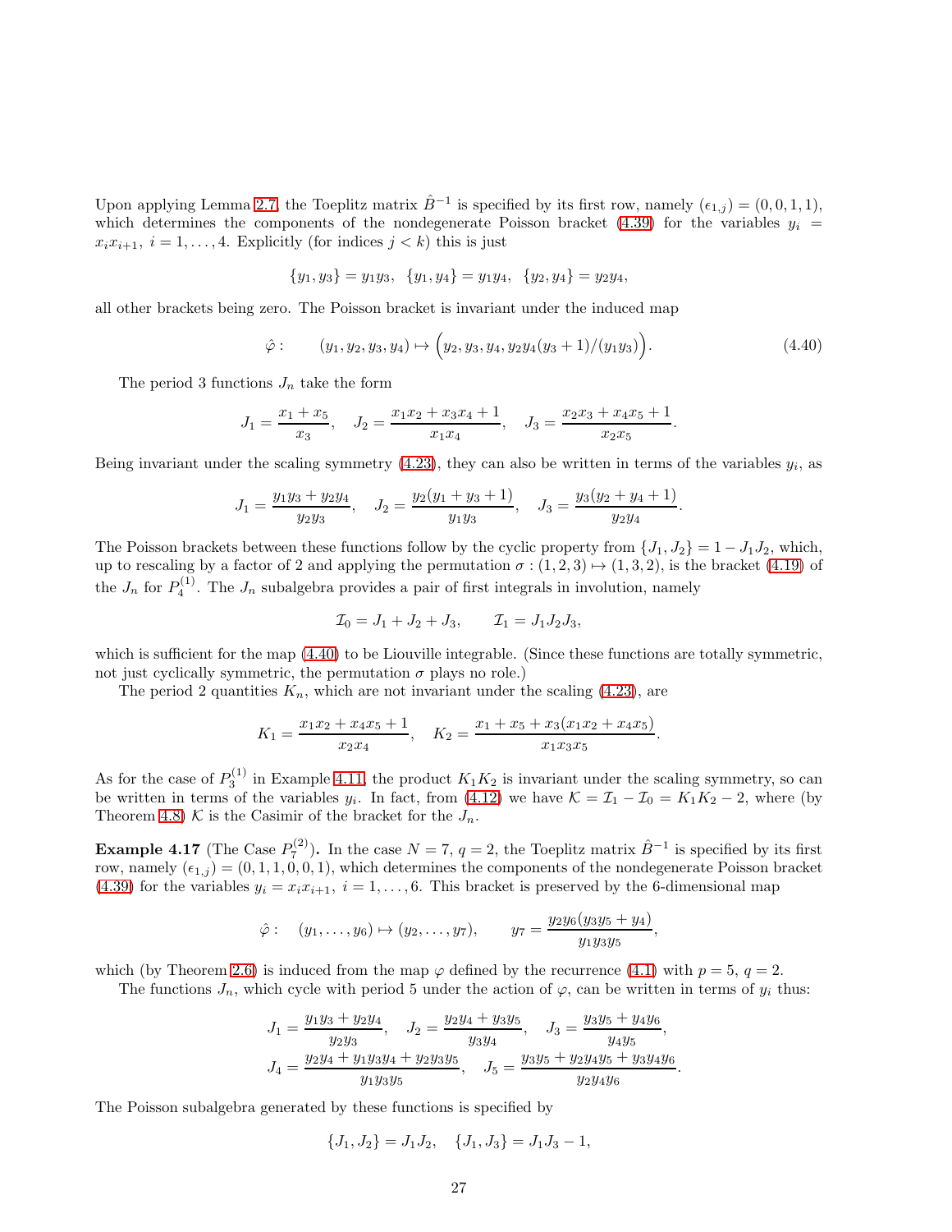Upon applying Lemma 2.7, the Toeplitz matrix $\hat{B}^{-1}$ is specified by its first row, namely $(\epsilon_{1,j}) = (0, 0, 1, 1)$, which determines the components of the nondegenerate Poisson bracket (4.39) for the variables $y_i = x_i x_{i+1}$, $i = 1, \ldots, 4$. Explicitly (for indices $j < k$) this is just

$$\{y_1, y_3\} = y_1 y_3, \quad \{y_1, y_4\} = y_1 y_4, \quad \{y_2, y_4\} = y_2 y_4,$$

all other brackets being zero. The Poisson bracket is invariant under the induced map

$$\hat{\varphi}: \qquad (y_1, y_2, y_3, y_4) \mapsto \Big(y_2, y_3, y_4, y_2 y_4 (y_3 + 1)/(y_1 y_3)\Big). \tag{4.40}$$

The period 3 functions $J_n$ take the form

$$J_1 = \frac{x_1 + x_5}{x_3}, \quad J_2 = \frac{x_1 x_2 + x_3 x_4 + 1}{x_1 x_4}, \quad J_3 = \frac{x_2 x_3 + x_4 x_5 + 1}{x_2 x_5}.$$

Being invariant under the scaling symmetry (4.23), they can also be written in terms of the variables $y_i$, as

$$J_1 = \frac{y_1 y_3 + y_2 y_4}{y_2 y_3}, \quad J_2 = \frac{y_2(y_1 + y_3 + 1)}{y_1 y_3}, \quad J_3 = \frac{y_3(y_2 + y_4 + 1)}{y_2 y_4}.$$

The Poisson brackets between these functions follow by the cyclic property from $\{J_1, J_2\} = 1 - J_1 J_2$, which, up to rescaling by a factor of 2 and applying the permutation $\sigma : (1, 2, 3) \mapsto (1, 3, 2)$, is the bracket (4.19) of the $J_n$ for $P_4^{(1)}$. The $J_n$ subalgebra provides a pair of first integrals in involution, namely

$$\mathcal{I}_0 = J_1 + J_2 + J_3, \qquad \mathcal{I}_1 = J_1 J_2 J_3,$$

which is sufficient for the map (4.40) to be Liouville integrable. (Since these functions are totally symmetric, not just cyclically symmetric, the permutation $\sigma$ plays no role.)

The period 2 quantities $K_n$, which are not invariant under the scaling (4.23), are

$$K_1 = \frac{x_1 x_2 + x_4 x_5 + 1}{x_2 x_4}, \quad K_2 = \frac{x_1 + x_5 + x_3(x_1 x_2 + x_4 x_5)}{x_1 x_3 x_5}.$$

As for the case of $P_3^{(1)}$ in Example 4.11, the product $K_1 K_2$ is invariant under the scaling symmetry, so can be written in terms of the variables $y_i$. In fact, from (4.12) we have $\mathcal{K} = \mathcal{I}_1 - \mathcal{I}_0 = K_1 K_2 - 2$, where (by Theorem 4.8) $\mathcal{K}$ is the Casimir of the bracket for the $J_n$.

**Example 4.17** (The Case $P_7^{(2)}$)**.** In the case $N = 7$, $q = 2$, the Toeplitz matrix $\hat{B}^{-1}$ is specified by its first row, namely $(\epsilon_{1,j}) = (0, 1, 1, 0, 0, 1)$, which determines the components of the nondegenerate Poisson bracket (4.39) for the variables $y_i = x_i x_{i+1}$, $i = 1, \ldots, 6$. This bracket is preserved by the 6-dimensional map

$$\hat{\varphi}: \quad (y_1, \ldots, y_6) \mapsto (y_2, \ldots, y_7), \qquad y_7 = \frac{y_2 y_6 (y_3 y_5 + y_4)}{y_1 y_3 y_5},$$

which (by Theorem 2.6) is induced from the map $\varphi$ defined by the recurrence (4.1) with $p = 5$, $q = 2$.

The functions $J_n$, which cycle with period 5 under the action of $\varphi$, can be written in terms of $y_i$ thus:

$$J_1 = \frac{y_1 y_3 + y_2 y_4}{y_2 y_3}, \quad J_2 = \frac{y_2 y_4 + y_3 y_5}{y_3 y_4}, \quad J_3 = \frac{y_3 y_5 + y_4 y_6}{y_4 y_5},$$
$$J_4 = \frac{y_2 y_4 + y_1 y_3 y_4 + y_2 y_3 y_5}{y_1 y_3 y_5}, \quad J_5 = \frac{y_3 y_5 + y_2 y_4 y_5 + y_3 y_4 y_6}{y_2 y_4 y_6}.$$

The Poisson subalgebra generated by these functions is specified by

$$\{J_1, J_2\} = J_1 J_2, \quad \{J_1, J_3\} = J_1 J_3 - 1,$$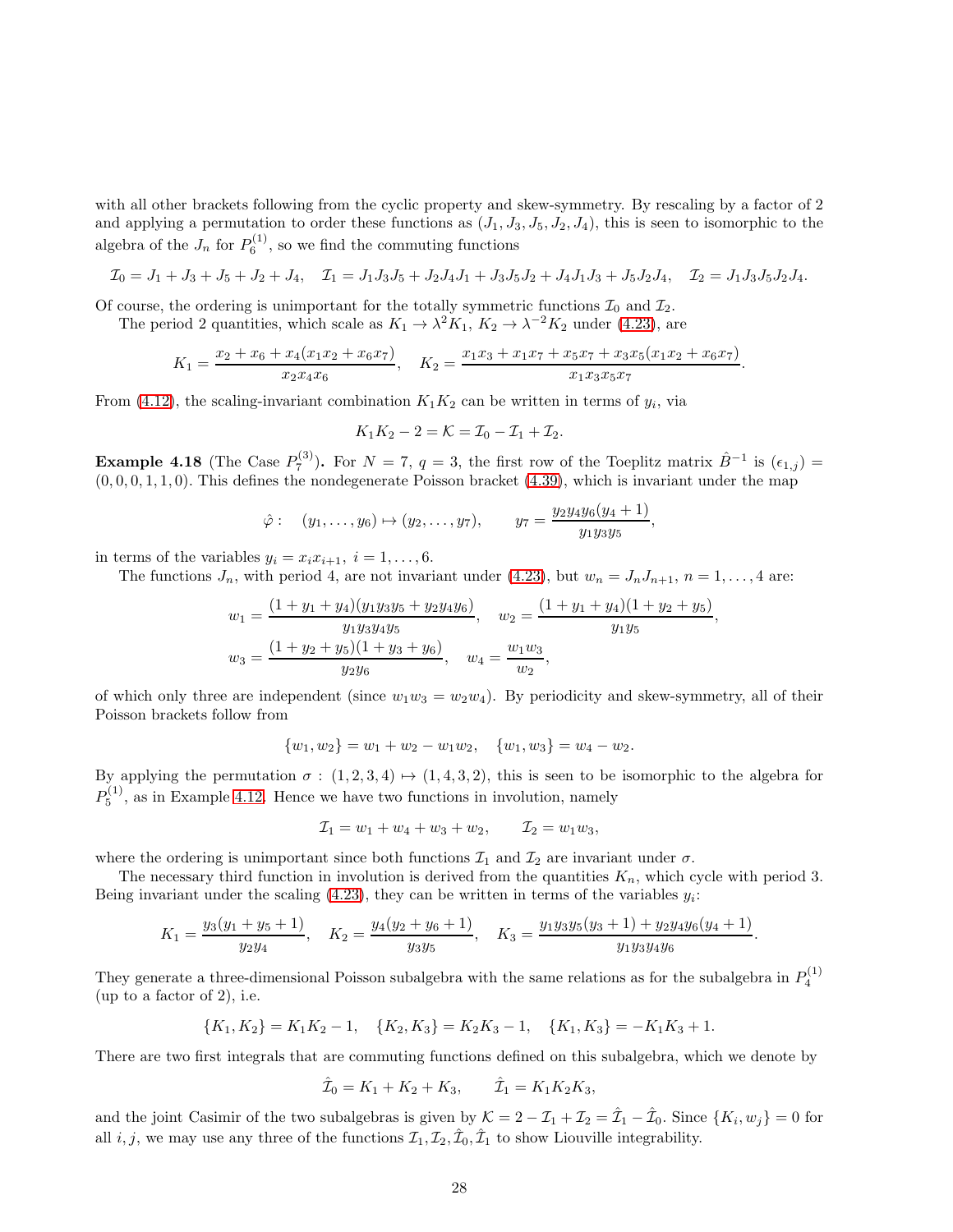with all other brackets following from the cyclic property and skew-symmetry. By rescaling by a factor of 2 and applying a permutation to order these functions as $(J_1, J_3, J_5, J_2, J_4)$, this is seen to isomorphic to the algebra of the $J_n$ for $P_6^{(1)}$, so we find the commuting functions

$$\mathcal{I}_0 = J_1 + J_3 + J_5 + J_2 + J_4, \quad \mathcal{I}_1 = J_1J_3J_5 + J_2J_4J_1 + J_3J_5J_2 + J_4J_1J_3 + J_5J_2J_4, \quad \mathcal{I}_2 = J_1J_3J_5J_2J_4.$$

Of course, the ordering is unimportant for the totally symmetric functions $\mathcal{I}_0$ and $\mathcal{I}_2$.

The period 2 quantities, which scale as $K_1 \to \lambda^2 K_1$, $K_2 \to \lambda^{-2} K_2$ under (4.23), are

$$K_1 = \frac{x_2 + x_6 + x_4(x_1x_2 + x_6x_7)}{x_2x_4x_6}, \quad K_2 = \frac{x_1x_3 + x_1x_7 + x_5x_7 + x_3x_5(x_1x_2 + x_6x_7)}{x_1x_3x_5x_7}.$$

From (4.12), the scaling-invariant combination $K_1K_2$ can be written in terms of $y_i$, via

$$K_1K_2 - 2 = \mathcal{K} = \mathcal{I}_0 - \mathcal{I}_1 + \mathcal{I}_2.$$

**Example 4.18** (The Case $P_7^{(3)}$). For $N = 7$, $q = 3$, the first row of the Toeplitz matrix $\hat{B}^{-1}$ is $(\epsilon_{1,j}) = (0, 0, 0, 1, 1, 0)$. This defines the nondegenerate Poisson bracket (4.39), which is invariant under the map

$$\hat{\varphi}: \quad (y_1, \ldots, y_6) \mapsto (y_2, \ldots, y_7), \qquad y_7 = \frac{y_2y_4y_6(y_4 + 1)}{y_1y_3y_5},$$

in terms of the variables $y_i = x_ix_{i+1}$, $i = 1, \ldots, 6$.

The functions $J_n$, with period 4, are not invariant under (4.23), but $w_n = J_nJ_{n+1}$, $n = 1, \ldots, 4$ are:

$$w_1 = \frac{(1 + y_1 + y_4)(y_1y_3y_5 + y_2y_4y_6)}{y_1y_3y_4y_5}, \quad w_2 = \frac{(1 + y_1 + y_4)(1 + y_2 + y_5)}{y_1y_5},$$
$$w_3 = \frac{(1 + y_2 + y_5)(1 + y_3 + y_6)}{y_2y_6}, \quad w_4 = \frac{w_1w_3}{w_2},$$

of which only three are independent (since $w_1w_3 = w_2w_4$). By periodicity and skew-symmetry, all of their Poisson brackets follow from

$$\{w_1, w_2\} = w_1 + w_2 - w_1w_2, \quad \{w_1, w_3\} = w_4 - w_2.$$

By applying the permutation $\sigma : (1, 2, 3, 4) \mapsto (1, 4, 3, 2)$, this is seen to be isomorphic to the algebra for $P_5^{(1)}$, as in Example 4.12. Hence we have two functions in involution, namely

$$\mathcal{I}_1 = w_1 + w_4 + w_3 + w_2, \qquad \mathcal{I}_2 = w_1w_3,$$

where the ordering is unimportant since both functions $\mathcal{I}_1$ and $\mathcal{I}_2$ are invariant under $\sigma$.

The necessary third function in involution is derived from the quantities $K_n$, which cycle with period 3. Being invariant under the scaling (4.23), they can be written in terms of the variables $y_i$:

$$K_1 = \frac{y_3(y_1 + y_5 + 1)}{y_2y_4}, \quad K_2 = \frac{y_4(y_2 + y_6 + 1)}{y_3y_5}, \quad K_3 = \frac{y_1y_3y_5(y_3 + 1) + y_2y_4y_6(y_4 + 1)}{y_1y_3y_4y_6}.$$

They generate a three-dimensional Poisson subalgebra with the same relations as for the subalgebra in $P_4^{(1)}$ (up to a factor of 2), i.e.

$$\{K_1, K_2\} = K_1K_2 - 1, \quad \{K_2, K_3\} = K_2K_3 - 1, \quad \{K_1, K_3\} = -K_1K_3 + 1.$$

There are two first integrals that are commuting functions defined on this subalgebra, which we denote by

$$\hat{\mathcal{I}}_0 = K_1 + K_2 + K_3, \qquad \hat{\mathcal{I}}_1 = K_1K_2K_3,$$

and the joint Casimir of the two subalgebras is given by $\mathcal{K} = 2 - \mathcal{I}_1 + \mathcal{I}_2 = \hat{\mathcal{I}}_1 - \hat{\mathcal{I}}_0$. Since $\{K_i, w_j\} = 0$ for all $i, j$, we may use any three of the functions $\mathcal{I}_1, \mathcal{I}_2, \hat{\mathcal{I}}_0, \hat{\mathcal{I}}_1$ to show Liouville integrability.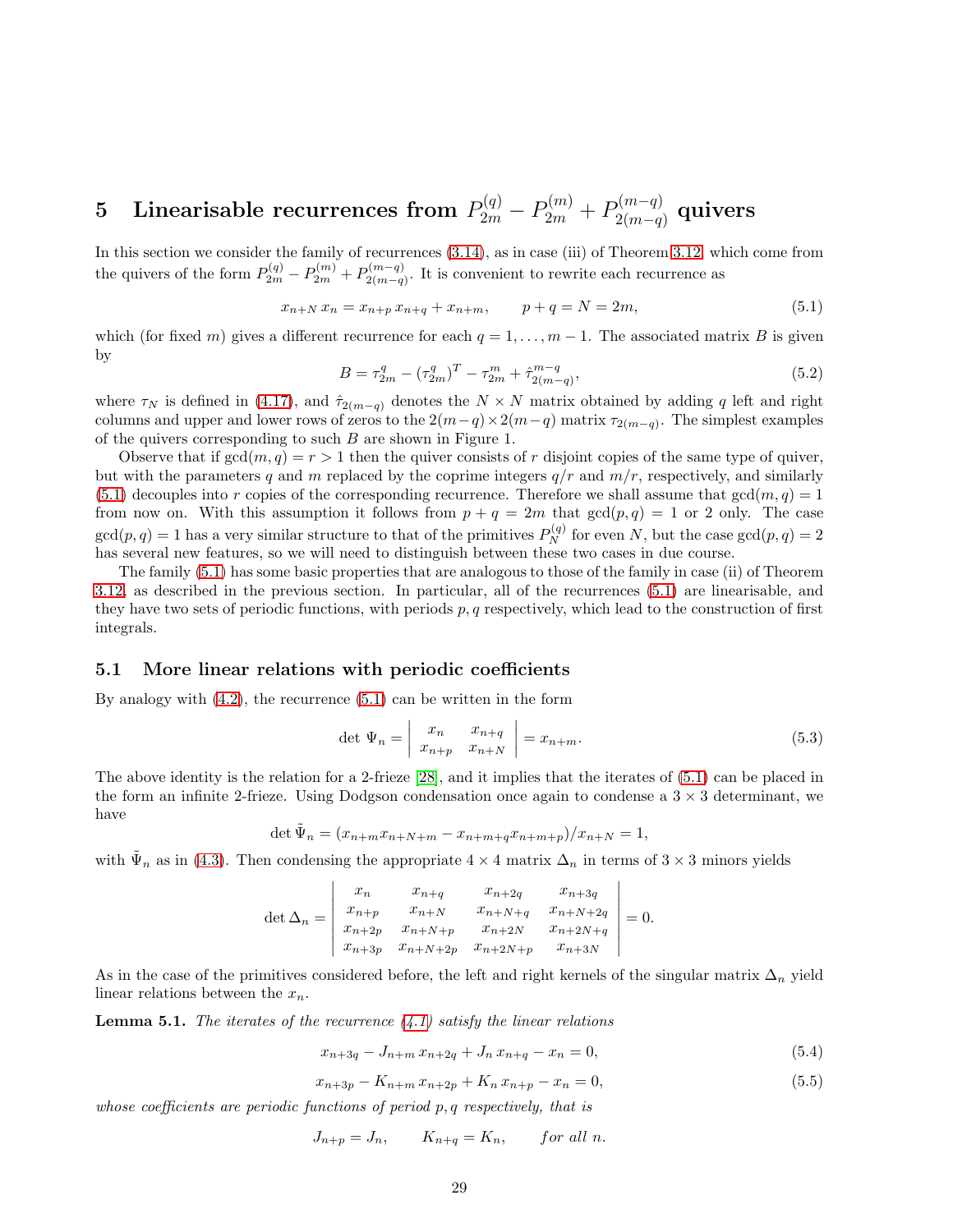# 5 Linearisable recurrences from $P_{2m}^{(q)} - P_{2m}^{(m)} + P_{2(m-q)}^{(m-q)}$ quivers

In this section we consider the family of recurrences (3.14), as in case (iii) of Theorem 3.12, which come from the quivers of the form $P_{2m}^{(q)} - P_{2m}^{(m)} + P_{2(m-q)}^{(m-q)}$. It is convenient to rewrite each recurrence as

$$x_{n+N}\, x_n = x_{n+p}\, x_{n+q} + x_{n+m}, \qquad p + q = N = 2m, \tag{5.1}$$

which (for fixed $m$) gives a different recurrence for each $q = 1, \ldots, m-1$. The associated matrix $B$ is given by

$$B = \tau_{2m}^{q} - (\tau_{2m}^{q})^T - \tau_{2m}^{m} + \hat{\tau}_{2(m-q)}^{m-q}, \tag{5.2}$$

where $\tau_N$ is defined in (4.17), and $\hat{\tau}_{2(m-q)}$ denotes the $N \times N$ matrix obtained by adding $q$ left and right columns and upper and lower rows of zeros to the $2(m-q)\times 2(m-q)$ matrix $\tau_{2(m-q)}$. The simplest examples of the quivers corresponding to such $B$ are shown in Figure 1.

Observe that if $\gcd(m, q) = r > 1$ then the quiver consists of $r$ disjoint copies of the same type of quiver, but with the parameters $q$ and $m$ replaced by the coprime integers $q/r$ and $m/r$, respectively, and similarly (5.1) decouples into $r$ copies of the corresponding recurrence. Therefore we shall assume that $\gcd(m, q) = 1$ from now on. With this assumption it follows from $p + q = 2m$ that $\gcd(p, q) = 1$ or 2 only. The case $\gcd(p, q) = 1$ has a very similar structure to that of the primitives $P_N^{(q)}$ for even $N$, but the case $\gcd(p, q) = 2$ has several new features, so we will need to distinguish between these two cases in due course.

The family (5.1) has some basic properties that are analogous to those of the family in case (ii) of Theorem 3.12, as described in the previous section. In particular, all of the recurrences (5.1) are linearisable, and they have two sets of periodic functions, with periods $p, q$ respectively, which lead to the construction of first integrals.

## 5.1 More linear relations with periodic coefficients

By analogy with (4.2), the recurrence (5.1) can be written in the form

$$\det\, \Psi_n = \begin{vmatrix} x_n & x_{n+q} \\ x_{n+p} & x_{n+N} \end{vmatrix} = x_{n+m}. \tag{5.3}$$

The above identity is the relation for a 2-frieze [28], and it implies that the iterates of (5.1) can be placed in the form an infinite 2-frieze. Using Dodgson condensation once again to condense a $3 \times 3$ determinant, we have

$$\det \tilde{\Psi}_n = (x_{n+m}x_{n+N+m} - x_{n+m+q}x_{n+m+p})/x_{n+N} = 1,$$

with $\tilde{\Psi}_n$ as in (4.3). Then condensing the appropriate $4 \times 4$ matrix $\Delta_n$ in terms of $3 \times 3$ minors yields

$$\det \Delta_n = \begin{vmatrix} x_n & x_{n+q} & x_{n+2q} & x_{n+3q} \\ x_{n+p} & x_{n+N} & x_{n+N+q} & x_{n+N+2q} \\ x_{n+2p} & x_{n+N+p} & x_{n+2N} & x_{n+2N+q} \\ x_{n+3p} & x_{n+N+2p} & x_{n+2N+p} & x_{n+3N} \end{vmatrix} = 0.$$

As in the case of the primitives considered before, the left and right kernels of the singular matrix $\Delta_n$ yield linear relations between the $x_n$.

**Lemma 5.1.** *The iterates of the recurrence (4.1) satisfy the linear relations*

$$x_{n+3q} - J_{n+m}\, x_{n+2q} + J_n\, x_{n+q} - x_n = 0, \tag{5.4}$$

$$x_{n+3p} - K_{n+m}\, x_{n+2p} + K_n\, x_{n+p} - x_n = 0, \tag{5.5}$$

*whose coefficients are periodic functions of period $p, q$ respectively, that is*

$$J_{n+p} = J_n, \qquad K_{n+q} = K_n, \qquad \textit{for all } n.$$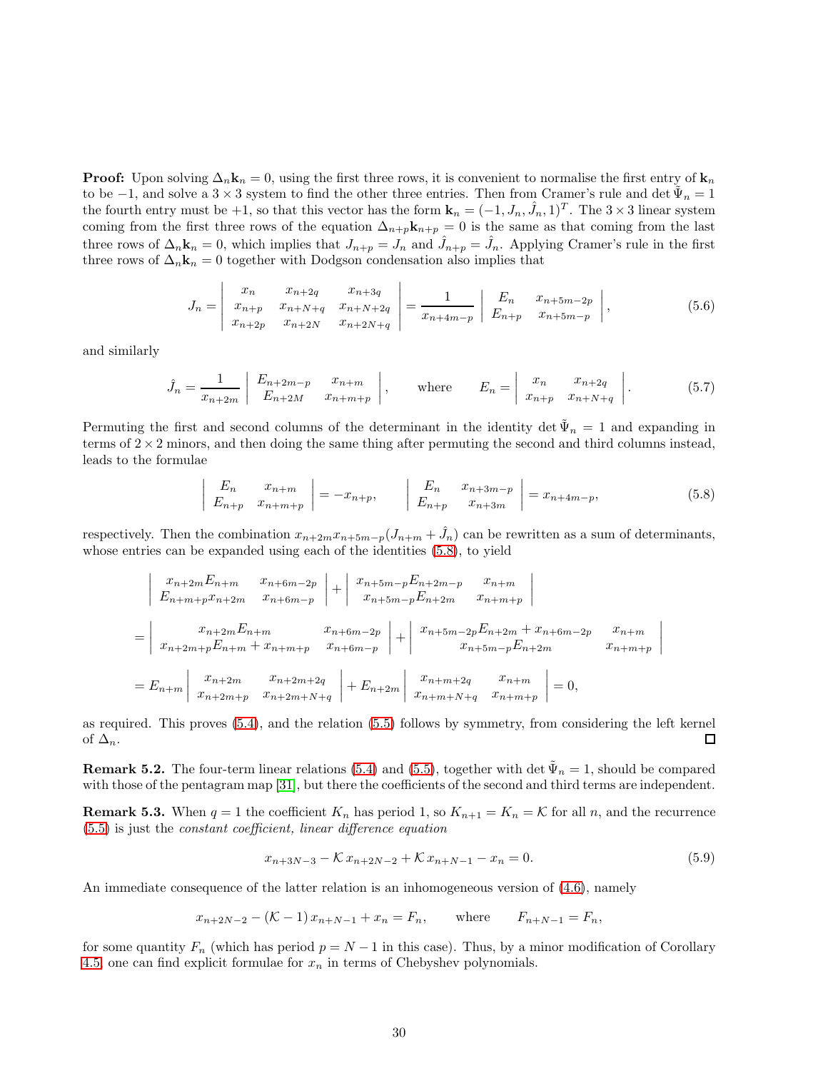**Proof:** Upon solving $\Delta_n \mathbf{k}_n = 0$, using the first three rows, it is convenient to normalise the first entry of $\mathbf{k}_n$ to be $-1$, and solve a $3\times 3$ system to find the other three entries. Then from Cramer's rule and $\det \tilde{\Psi}_n = 1$ the fourth entry must be $+1$, so that this vector has the form $\mathbf{k}_n = (-1, J_n, \hat{J}_n, 1)^T$. The $3\times 3$ linear system coming from the first three rows of the equation $\Delta_{n+p}\mathbf{k}_{n+p} = 0$ is the same as that coming from the last three rows of $\Delta_n \mathbf{k}_n = 0$, which implies that $J_{n+p} = J_n$ and $\hat{J}_{n+p} = \hat{J}_n$. Applying Cramer's rule in the first three rows of $\Delta_n \mathbf{k}_n = 0$ together with Dodgson condensation also implies that

$$J_n = \begin{vmatrix} x_n & x_{n+2q} & x_{n+3q} \\ x_{n+p} & x_{n+N+q} & x_{n+N+2q} \\ x_{n+2p} & x_{n+2N} & x_{n+2N+q} \end{vmatrix} = \frac{1}{x_{n+4m-p}} \begin{vmatrix} E_n & x_{n+5m-2p} \\ E_{n+p} & x_{n+5m-p} \end{vmatrix}, \tag{5.6}$$

and similarly

$$\hat{J}_n = \frac{1}{x_{n+2m}} \begin{vmatrix} E_{n+2m-p} & x_{n+m} \\ E_{n+2M} & x_{n+m+p} \end{vmatrix}, \qquad \text{where} \qquad E_n = \begin{vmatrix} x_n & x_{n+2q} \\ x_{n+p} & x_{n+N+q} \end{vmatrix}. \tag{5.7}$$

Permuting the first and second columns of the determinant in the identity $\det \tilde{\Psi}_n = 1$ and expanding in terms of $2\times 2$ minors, and then doing the same thing after permuting the second and third columns instead, leads to the formulae

$$\begin{vmatrix} E_n & x_{n+m} \\ E_{n+p} & x_{n+m+p} \end{vmatrix} = -x_{n+p}, \qquad \begin{vmatrix} E_n & x_{n+3m-p} \\ E_{n+p} & x_{n+3m} \end{vmatrix} = x_{n+4m-p}, \tag{5.8}$$

respectively. Then the combination $x_{n+2m}x_{n+5m-p}(J_{n+m} + \hat{J}_n)$ can be rewritten as a sum of determinants, whose entries can be expanded using each of the identities (5.8), to yield

$$\begin{aligned}
&\begin{vmatrix} x_{n+2m}E_{n+m} & x_{n+6m-2p} \\ E_{n+m+p}x_{n+2m} & x_{n+6m-p} \end{vmatrix} + \begin{vmatrix} x_{n+5m-p}E_{n+2m-p} & x_{n+m} \\ x_{n+5m-p}E_{n+2m} & x_{n+m+p} \end{vmatrix} \\
&= \begin{vmatrix} x_{n+2m}E_{n+m} & x_{n+6m-2p} \\ x_{n+2m+p}E_{n+m} + x_{n+m+p} & x_{n+6m-p} \end{vmatrix} + \begin{vmatrix} x_{n+5m-2p}E_{n+2m} + x_{n+6m-2p} & x_{n+m} \\ x_{n+5m-p}E_{n+2m} & x_{n+m+p} \end{vmatrix} \\
&= E_{n+m} \begin{vmatrix} x_{n+2m} & x_{n+2m+2q} \\ x_{n+2m+p} & x_{n+2m+N+q} \end{vmatrix} + E_{n+2m} \begin{vmatrix} x_{n+m+2q} & x_{n+m} \\ x_{n+m+N+q} & x_{n+m+p} \end{vmatrix} = 0,
\end{aligned}$$

as required. This proves (5.4), and the relation (5.5) follows by symmetry, from considering the left kernel of $\Delta_n$. □

**Remark 5.2.** The four-term linear relations (5.4) and (5.5), together with $\det \tilde{\Psi}_n = 1$, should be compared with those of the pentagram map [31], but there the coefficients of the second and third terms are independent.

**Remark 5.3.** When $q = 1$ the coefficient $K_n$ has period 1, so $K_{n+1} = K_n = \mathcal{K}$ for all $n$, and the recurrence (5.5) is just the *constant coefficient, linear difference equation*

$$x_{n+3N-3} - \mathcal{K}\, x_{n+2N-2} + \mathcal{K}\, x_{n+N-1} - x_n = 0. \tag{5.9}$$

An immediate consequence of the latter relation is an inhomogeneous version of (4.6), namely

$$x_{n+2N-2} - (\mathcal{K} - 1)\, x_{n+N-1} + x_n = F_n, \qquad \text{where} \qquad F_{n+N-1} = F_n,$$

for some quantity $F_n$ (which has period $p = N-1$ in this case). Thus, by a minor modification of Corollary 4.5, one can find explicit formulae for $x_n$ in terms of Chebyshev polynomials.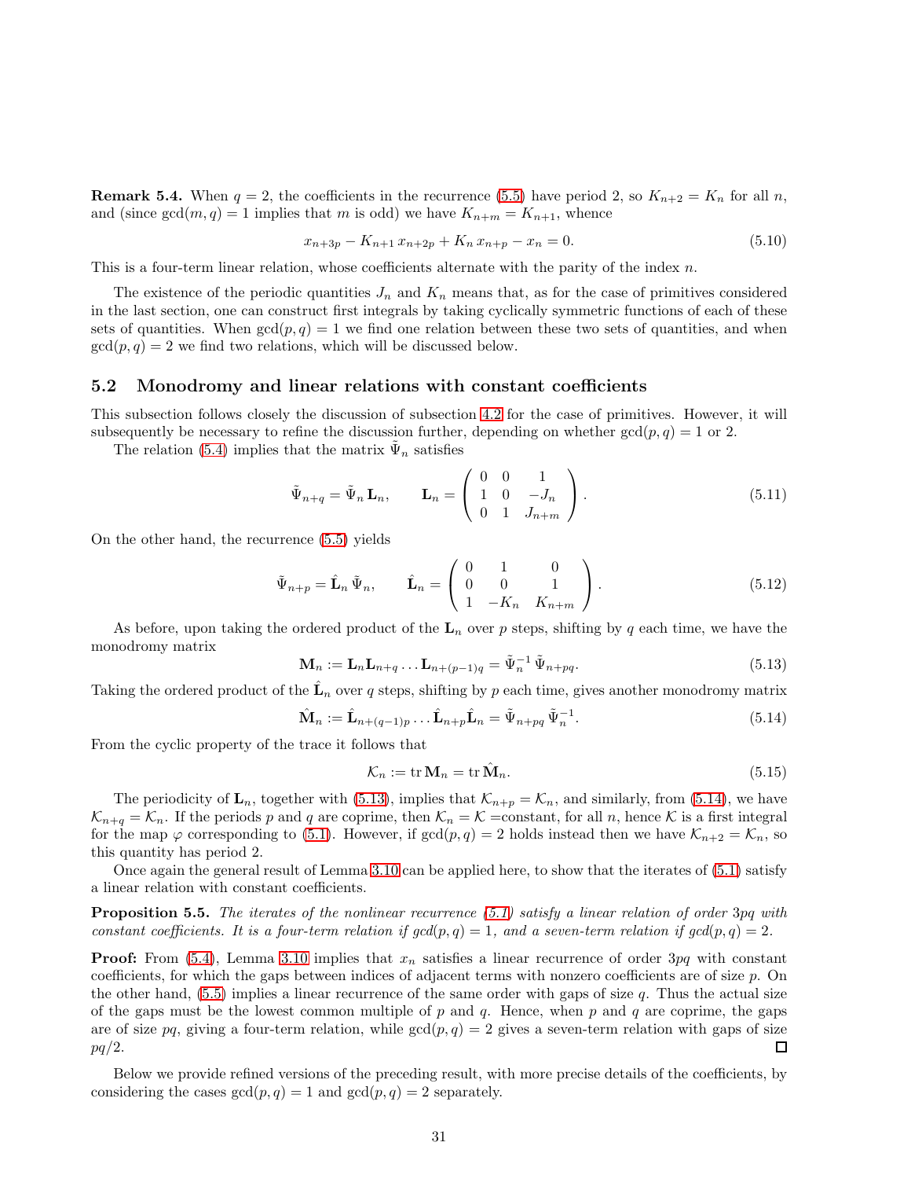**Remark 5.4.** When $q = 2$, the coefficients in the recurrence (5.5) have period 2, so $K_{n+2} = K_n$ for all $n$, and (since $\gcd(m, q) = 1$ implies that $m$ is odd) we have $K_{n+m} = K_{n+1}$, whence

$$x_{n+3p} - K_{n+1}\, x_{n+2p} + K_n\, x_{n+p} - x_n = 0. \tag{5.10}$$

This is a four-term linear relation, whose coefficients alternate with the parity of the index $n$.

The existence of the periodic quantities $J_n$ and $K_n$ means that, as for the case of primitives considered in the last section, one can construct first integrals by taking cyclically symmetric functions of each of these sets of quantities. When $\gcd(p, q) = 1$ we find one relation between these two sets of quantities, and when $\gcd(p, q) = 2$ we find two relations, which will be discussed below.

## 5.2 Monodromy and linear relations with constant coefficients

This subsection follows closely the discussion of subsection 4.2 for the case of primitives. However, it will subsequently be necessary to refine the discussion further, depending on whether $\gcd(p, q) = 1$ or 2.

The relation (5.4) implies that the matrix $\tilde{\Psi}_n$ satisfies

$$\tilde{\Psi}_{n+q} = \tilde{\Psi}_n\, \mathbf{L}_n, \qquad \mathbf{L}_n = \begin{pmatrix} 0 & 0 & 1 \\ 1 & 0 & -J_n \\ 0 & 1 & J_{n+m} \end{pmatrix}. \tag{5.11}$$

On the other hand, the recurrence (5.5) yields

$$\tilde{\Psi}_{n+p} = \hat{\mathbf{L}}_n\, \tilde{\Psi}_n, \qquad \hat{\mathbf{L}}_n = \begin{pmatrix} 0 & 1 & 0 \\ 0 & 0 & 1 \\ 1 & -K_n & K_{n+m} \end{pmatrix}. \tag{5.12}$$

As before, upon taking the ordered product of the $\mathbf{L}_n$ over $p$ steps, shifting by $q$ each time, we have the monodromy matrix

$$\mathbf{M}_n := \mathbf{L}_n \mathbf{L}_{n+q} \ldots \mathbf{L}_{n+(p-1)q} = \tilde{\Psi}_n^{-1}\, \tilde{\Psi}_{n+pq}. \tag{5.13}$$

Taking the ordered product of the $\hat{\mathbf{L}}_n$ over $q$ steps, shifting by $p$ each time, gives another monodromy matrix

$$\hat{\mathbf{M}}_n := \hat{\mathbf{L}}_{n+(q-1)p} \ldots \hat{\mathbf{L}}_{n+p} \hat{\mathbf{L}}_n = \tilde{\Psi}_{n+pq}\, \tilde{\Psi}_n^{-1}. \tag{5.14}$$

From the cyclic property of the trace it follows that

$$\mathcal{K}_n := \operatorname{tr} \mathbf{M}_n = \operatorname{tr} \hat{\mathbf{M}}_n. \tag{5.15}$$

The periodicity of $\mathbf{L}_n$, together with (5.13), implies that $\mathcal{K}_{n+p} = \mathcal{K}_n$, and similarly, from (5.14), we have $\mathcal{K}_{n+q} = \mathcal{K}_n$. If the periods $p$ and $q$ are coprime, then $\mathcal{K}_n = \mathcal{K}$ =constant, for all $n$, hence $\mathcal{K}$ is a first integral for the map $\varphi$ corresponding to (5.1). However, if $\gcd(p, q) = 2$ holds instead then we have $\mathcal{K}_{n+2} = \mathcal{K}_n$, so this quantity has period 2.

Once again the general result of Lemma 3.10 can be applied here, to show that the iterates of (5.1) satisfy a linear relation with constant coefficients.

**Proposition 5.5.** *The iterates of the nonlinear recurrence (5.1) satisfy a linear relation of order $3pq$ with constant coefficients. It is a four-term relation if $\gcd(p, q) = 1$, and a seven-term relation if $\gcd(p, q) = 2$.*

**Proof:** From (5.4), Lemma 3.10 implies that $x_n$ satisfies a linear recurrence of order $3pq$ with constant coefficients, for which the gaps between indices of adjacent terms with nonzero coefficients are of size $p$. On the other hand, (5.5) implies a linear recurrence of the same order with gaps of size $q$. Thus the actual size of the gaps must be the lowest common multiple of $p$ and $q$. Hence, when $p$ and $q$ are coprime, the gaps are of size $pq$, giving a four-term relation, while $\gcd(p, q) = 2$ gives a seven-term relation with gaps of size $pq/2$. ◻

Below we provide refined versions of the preceding result, with more precise details of the coefficients, by considering the cases $\gcd(p, q) = 1$ and $\gcd(p, q) = 2$ separately.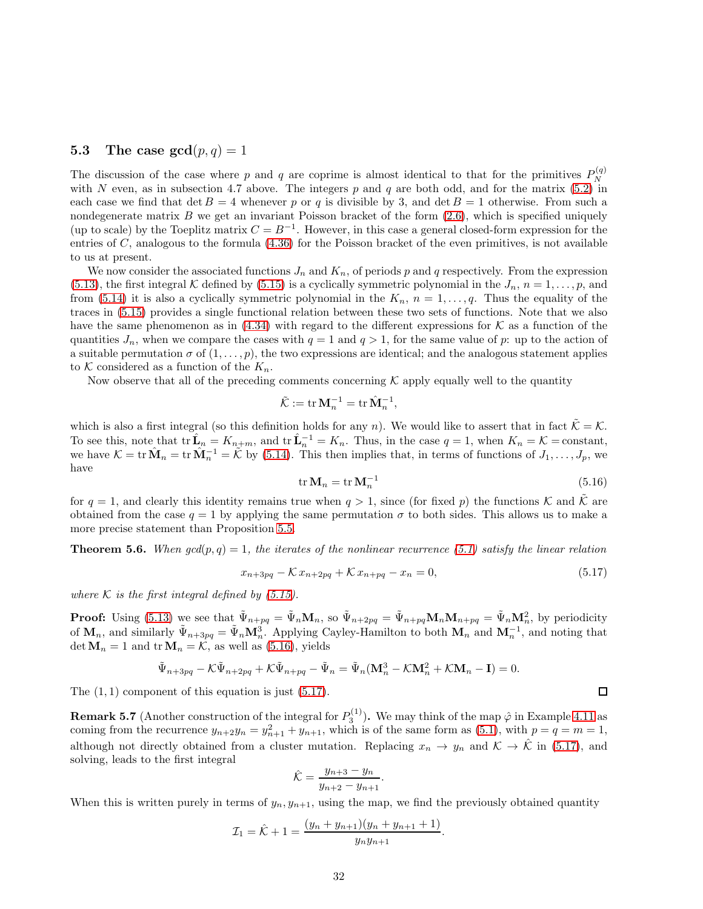### 5.3 The case $\gcd(p,q)=1$

The discussion of the case where $p$ and $q$ are coprime is almost identical to that for the primitives $P_N^{(q)}$ with $N$ even, as in subsection 4.7 above. The integers $p$ and $q$ are both odd, and for the matrix (5.2) in each case we find that $\det B = 4$ whenever $p$ or $q$ is divisible by 3, and $\det B = 1$ otherwise. From such a nondegenerate matrix $B$ we get an invariant Poisson bracket of the form (2.6), which is specified uniquely (up to scale) by the Toeplitz matrix $C = B^{-1}$. However, in this case a general closed-form expression for the entries of $C$, analogous to the formula (4.36) for the Poisson bracket of the even primitives, is not available to us at present.

We now consider the associated functions $J_n$ and $K_n$, of periods $p$ and $q$ respectively. From the expression (5.13), the first integral $\mathcal{K}$ defined by (5.15) is a cyclically symmetric polynomial in the $J_n$, $n=1,\ldots,p$, and from (5.14) it is also a cyclically symmetric polynomial in the $K_n$, $n=1,\ldots,q$. Thus the equality of the traces in (5.15) provides a single functional relation between these two sets of functions. Note that we also have the same phenomenon as in (4.34) with regard to the different expressions for $\mathcal{K}$ as a function of the quantities $J_n$, when we compare the cases with $q=1$ and $q>1$, for the same value of $p$: up to the action of a suitable permutation $\sigma$ of $(1,\ldots,p)$, the two expressions are identical; and the analogous statement applies to $\mathcal{K}$ considered as a function of the $K_n$.

Now observe that all of the preceding comments concerning $\mathcal{K}$ apply equally well to the quantity

$$\tilde{\mathcal{K}} := \operatorname{tr}\mathbf{M}_n^{-1} = \operatorname{tr}\hat{\mathbf{M}}_n^{-1},$$

which is also a first integral (so this definition holds for any $n$). We would like to assert that in fact $\tilde{\mathcal{K}} = \mathcal{K}$. To see this, note that $\operatorname{tr}\hat{\mathbf{L}}_n = K_{n+m}$, and $\operatorname{tr}\hat{\mathbf{L}}_n^{-1} = K_n$. Thus, in the case $q=1$, when $K_n = \mathcal{K} =$ constant, we have $\mathcal{K} = \operatorname{tr}\hat{\mathbf{M}}_n = \operatorname{tr}\hat{\mathbf{M}}_n^{-1} = \tilde{\mathcal{K}}$ by (5.14). This then implies that, in terms of functions of $J_1,\ldots,J_p$, we have

$$\operatorname{tr}\mathbf{M}_n = \operatorname{tr}\mathbf{M}_n^{-1} \tag{5.16}$$

for $q=1$, and clearly this identity remains true when $q>1$, since (for fixed $p$) the functions $\mathcal{K}$ and $\tilde{\mathcal{K}}$ are obtained from the case $q=1$ by applying the same permutation $\sigma$ to both sides. This allows us to make a more precise statement than Proposition 5.5.

**Theorem 5.6.** *When $\gcd(p,q)=1$, the iterates of the nonlinear recurrence (5.1) satisfy the linear relation*

$$x_{n+3pq} - \mathcal{K}\,x_{n+2pq} + \mathcal{K}\,x_{n+pq} - x_n = 0, \tag{5.17}$$

*where $\mathcal{K}$ is the first integral defined by (5.15).*

**Proof:** Using (5.13) we see that $\tilde{\Psi}_{n+pq} = \tilde{\Psi}_n\mathbf{M}_n$, so $\tilde{\Psi}_{n+2pq} = \tilde{\Psi}_{n+pq}\mathbf{M}_n\mathbf{M}_{n+pq} = \tilde{\Psi}_n\mathbf{M}_n^2$, by periodicity of $\mathbf{M}_n$, and similarly $\tilde{\Psi}_{n+3pq} = \tilde{\Psi}_n\mathbf{M}_n^3$. Applying Cayley-Hamilton to both $\mathbf{M}_n$ and $\mathbf{M}_n^{-1}$, and noting that $\det\mathbf{M}_n = 1$ and $\operatorname{tr}\mathbf{M}_n = \mathcal{K}$, as well as (5.16), yields

$$\tilde{\Psi}_{n+3pq} - \mathcal{K}\tilde{\Psi}_{n+2pq} + \mathcal{K}\tilde{\Psi}_{n+pq} - \tilde{\Psi}_n = \tilde{\Psi}_n(\mathbf{M}_n^3 - \mathcal{K}\mathbf{M}_n^2 + \mathcal{K}\mathbf{M}_n - \mathbf{I}) = 0.$$

The $(1,1)$ component of this equation is just (5.17). □

**Remark 5.7** (Another construction of the integral for $P_3^{(1)}$)**.** We may think of the map $\hat{\varphi}$ in Example 4.11 as coming from the recurrence $y_{n+2}y_n = y_{n+1}^2 + y_{n+1}$, which is of the same form as (5.1), with $p=q=m=1$, although not directly obtained from a cluster mutation. Replacing $x_n \to y_n$ and $\mathcal{K}\to\hat{\mathcal{K}}$ in (5.17), and solving, leads to the first integral

$$\hat{\mathcal{K}} = \frac{y_{n+3}-y_n}{y_{n+2}-y_{n+1}}.$$

When this is written purely in terms of $y_n, y_{n+1}$, using the map, we find the previously obtained quantity

$$\mathcal{I}_1 = \hat{\mathcal{K}} + 1 = \frac{(y_n + y_{n+1})(y_n + y_{n+1} + 1)}{y_n y_{n+1}}.$$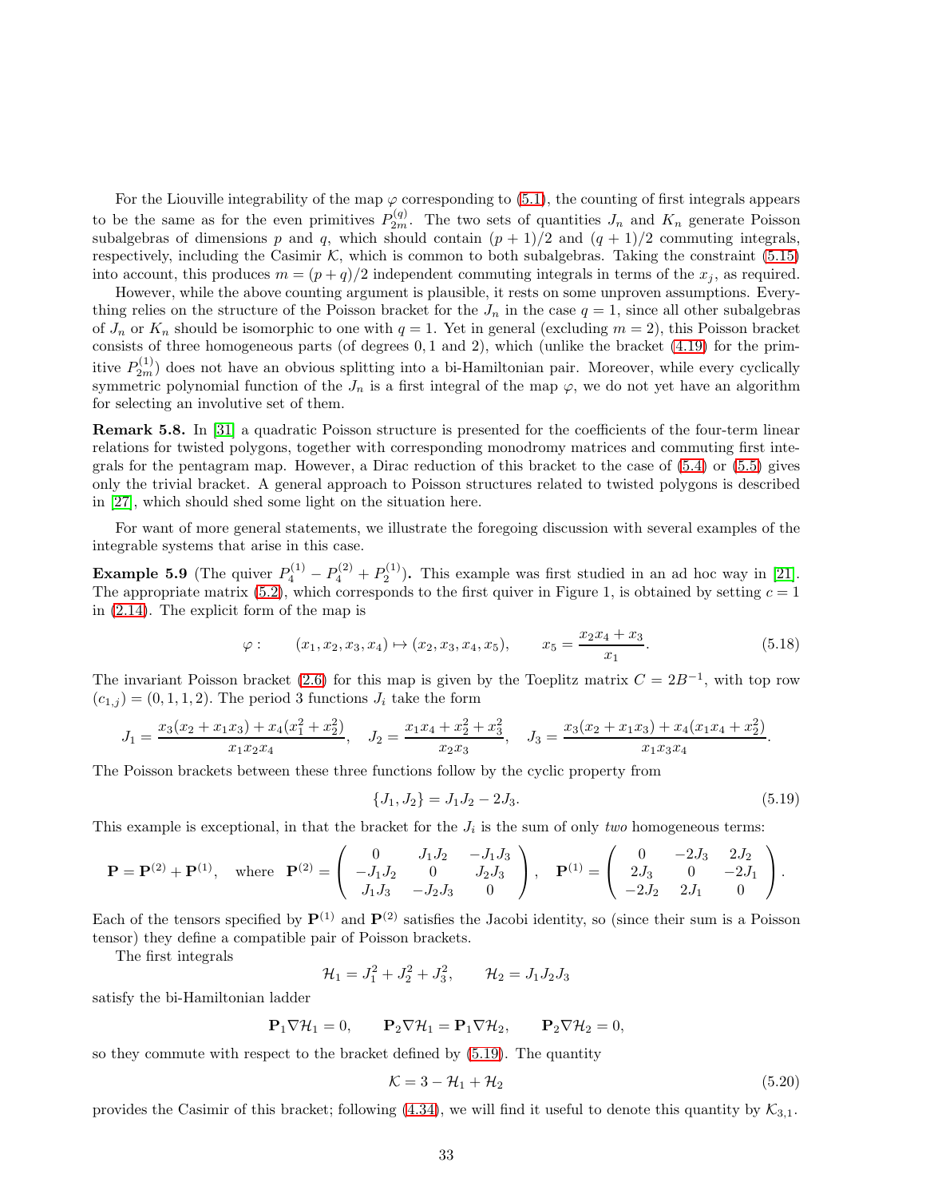For the Liouville integrability of the map $\varphi$ corresponding to (5.1), the counting of first integrals appears to be the same as for the even primitives $P_{2m}^{(q)}$. The two sets of quantities $J_n$ and $K_n$ generate Poisson subalgebras of dimensions $p$ and $q$, which should contain $(p+1)/2$ and $(q+1)/2$ commuting integrals, respectively, including the Casimir $\mathcal{K}$, which is common to both subalgebras. Taking the constraint (5.15) into account, this produces $m = (p+q)/2$ independent commuting integrals in terms of the $x_j$, as required.

However, while the above counting argument is plausible, it rests on some unproven assumptions. Everything relies on the structure of the Poisson bracket for the $J_n$ in the case $q = 1$, since all other subalgebras of $J_n$ or $K_n$ should be isomorphic to one with $q = 1$. Yet in general (excluding $m = 2$), this Poisson bracket consists of three homogeneous parts (of degrees 0, 1 and 2), which (unlike the bracket (4.19) for the primitive $P_{2m}^{(1)}$) does not have an obvious splitting into a bi-Hamiltonian pair. Moreover, while every cyclically symmetric polynomial function of the $J_n$ is a first integral of the map $\varphi$, we do not yet have an algorithm for selecting an involutive set of them.

**Remark 5.8.** In [31] a quadratic Poisson structure is presented for the coefficients of the four-term linear relations for twisted polygons, together with corresponding monodromy matrices and commuting first integrals for the pentagram map. However, a Dirac reduction of this bracket to the case of (5.4) or (5.5) gives only the trivial bracket. A general approach to Poisson structures related to twisted polygons is described in [27], which should shed some light on the situation here.

For want of more general statements, we illustrate the foregoing discussion with several examples of the integrable systems that arise in this case.

**Example 5.9** (The quiver $P_4^{(1)} - P_4^{(2)} + P_2^{(1)}$)**.** This example was first studied in an ad hoc way in [21]. The appropriate matrix (5.2), which corresponds to the first quiver in Figure 1, is obtained by setting $c = 1$ in (2.14). The explicit form of the map is

$$\varphi: \qquad (x_1, x_2, x_3, x_4) \mapsto (x_2, x_3, x_4, x_5), \qquad x_5 = \frac{x_2 x_4 + x_3}{x_1}. \tag{5.18}$$

The invariant Poisson bracket (2.6) for this map is given by the Toeplitz matrix $C = 2B^{-1}$, with top row $(c_{1,j}) = (0, 1, 1, 2)$. The period 3 functions $J_i$ take the form

$$J_1 = \frac{x_3(x_2 + x_1 x_3) + x_4(x_1^2 + x_2^2)}{x_1 x_2 x_4}, \quad J_2 = \frac{x_1 x_4 + x_2^2 + x_3^2}{x_2 x_3}, \quad J_3 = \frac{x_3(x_2 + x_1 x_3) + x_4(x_1 x_4 + x_2^2)}{x_1 x_3 x_4}.$$

The Poisson brackets between these three functions follow by the cyclic property from

$$\{J_1, J_2\} = J_1 J_2 - 2J_3. \tag{5.19}$$

This example is exceptional, in that the bracket for the $J_i$ is the sum of only *two* homogeneous terms:

$$\mathbf{P} = \mathbf{P}^{(2)} + \mathbf{P}^{(1)}, \quad \text{where} \quad \mathbf{P}^{(2)} = \begin{pmatrix} 0 & J_1 J_2 & -J_1 J_3 \\ -J_1 J_2 & 0 & J_2 J_3 \\ J_1 J_3 & -J_2 J_3 & 0 \end{pmatrix}, \quad \mathbf{P}^{(1)} = \begin{pmatrix} 0 & -2J_3 & 2J_2 \\ 2J_3 & 0 & -2J_1 \\ -2J_2 & 2J_1 & 0 \end{pmatrix}.$$

Each of the tensors specified by $\mathbf{P}^{(1)}$ and $\mathbf{P}^{(2)}$ satisfies the Jacobi identity, so (since their sum is a Poisson tensor) they define a compatible pair of Poisson brackets.

The first integrals

$$\mathcal{H}_1 = J_1^2 + J_2^2 + J_3^2, \qquad \mathcal{H}_2 = J_1 J_2 J_3$$

satisfy the bi-Hamiltonian ladder

$$\mathbf{P}_1 \nabla \mathcal{H}_1 = 0, \qquad \mathbf{P}_2 \nabla \mathcal{H}_1 = \mathbf{P}_1 \nabla \mathcal{H}_2, \qquad \mathbf{P}_2 \nabla \mathcal{H}_2 = 0,$$

so they commute with respect to the bracket defined by (5.19). The quantity

$$\mathcal{K} = 3 - \mathcal{H}_1 + \mathcal{H}_2 \tag{5.20}$$

provides the Casimir of this bracket; following (4.34), we will find it useful to denote this quantity by $\mathcal{K}_{3,1}$.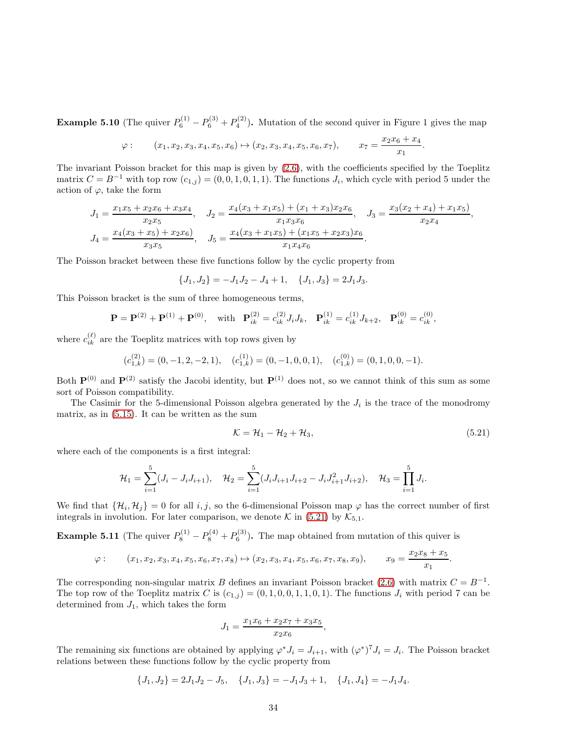**Example 5.10** (The quiver $P_6^{(1)} - P_6^{(3)} + P_4^{(2)}$)**.** Mutation of the second quiver in Figure 1 gives the map

$$\varphi: \qquad (x_1, x_2, x_3, x_4, x_5, x_6) \mapsto (x_2, x_3, x_4, x_5, x_6, x_7), \qquad x_7 = \frac{x_2 x_6 + x_4}{x_1}.$$

The invariant Poisson bracket for this map is given by (2.6), with the coefficients specified by the Toeplitz matrix $C = B^{-1}$ with top row $(c_{1,j}) = (0, 0, 1, 0, 1, 1)$. The functions $J_i$, which cycle with period 5 under the action of $\varphi$, take the form

$$J_1 = \frac{x_1 x_5 + x_2 x_6 + x_3 x_4}{x_2 x_5}, \quad J_2 = \frac{x_4(x_3 + x_1 x_5) + (x_1 + x_3) x_2 x_6}{x_1 x_3 x_6}, \quad J_3 = \frac{x_3(x_2 + x_4) + x_1 x_5)}{x_2 x_4},$$
$$J_4 = \frac{x_4(x_3 + x_5) + x_2 x_6)}{x_3 x_5}, \quad J_5 = \frac{x_4(x_3 + x_1 x_5) + (x_1 x_5 + x_2 x_3) x_6}{x_1 x_4 x_6}.$$

The Poisson bracket between these five functions follow by the cyclic property from

$$\{J_1, J_2\} = -J_1 J_2 - J_4 + 1, \quad \{J_1, J_3\} = 2 J_1 J_3.$$

This Poisson bracket is the sum of three homogeneous terms,

$$\mathbf{P} = \mathbf{P}^{(2)} + \mathbf{P}^{(1)} + \mathbf{P}^{(0)}, \quad \text{with} \quad \mathbf{P}^{(2)}_{ik} = c^{(2)}_{ik} J_i J_k, \quad \mathbf{P}^{(1)}_{ik} = c^{(1)}_{ik} J_{k+2}, \quad \mathbf{P}^{(0)}_{ik} = c^{(0)}_{ik},$$

where $c^{(\ell)}_{ik}$ are the Toeplitz matrices with top rows given by

$$(c^{(2)}_{1,k}) = (0, -1, 2, -2, 1), \quad (c^{(1)}_{1,k}) = (0, -1, 0, 0, 1), \quad (c^{(0)}_{1,k}) = (0, 1, 0, 0, -1).$$

Both $\mathbf{P}^{(0)}$ and $\mathbf{P}^{(2)}$ satisfy the Jacobi identity, but $\mathbf{P}^{(1)}$ does not, so we cannot think of this sum as some sort of Poisson compatibility.

The Casimir for the 5-dimensional Poisson algebra generated by the $J_i$ is the trace of the monodromy matrix, as in (5.15). It can be written as the sum

$$\mathcal{K} = \mathcal{H}_1 - \mathcal{H}_2 + \mathcal{H}_3, \tag{5.21}$$

where each of the components is a first integral:

$$\mathcal{H}_1 = \sum_{i=1}^{5} (J_i - J_i J_{i+1}), \quad \mathcal{H}_2 = \sum_{i=1}^{5} (J_i J_{i+1} J_{i+2} - J_i J_{i+1}^2 J_{i+2}), \quad \mathcal{H}_3 = \prod_{i=1}^{5} J_i.$$

We find that $\{\mathcal{H}_i, \mathcal{H}_j\} = 0$ for all $i, j$, so the 6-dimensional Poisson map $\varphi$ has the correct number of first integrals in involution. For later comparison, we denote $\mathcal{K}$ in (5.21) by $\mathcal{K}_{5,1}$.

**Example 5.11** (The quiver $P_8^{(1)} - P_8^{(4)} + P_6^{(3)}$)**.** The map obtained from mutation of this quiver is

$$\varphi: \qquad (x_1, x_2, x_3, x_4, x_5, x_6, x_7, x_8) \mapsto (x_2, x_3, x_4, x_5, x_6, x_7, x_8, x_9), \qquad x_9 = \frac{x_2 x_8 + x_5}{x_1}.$$

The corresponding non-singular matrix $B$ defines an invariant Poisson bracket (2.6) with matrix $C = B^{-1}$. The top row of the Toeplitz matrix $C$ is $(c_{1,j}) = (0, 1, 0, 0, 1, 1, 0, 1)$. The functions $J_i$ with period 7 can be determined from $J_1$, which takes the form

$$J_1 = \frac{x_1 x_6 + x_2 x_7 + x_3 x_5}{x_2 x_6},$$

The remaining six functions are obtained by applying $\varphi^* J_i = J_{i+1}$, with $(\varphi^*)^7 J_i = J_i$. The Poisson bracket relations between these functions follow by the cyclic property from

$$\{J_1, J_2\} = 2 J_1 J_2 - J_5, \quad \{J_1, J_3\} = -J_1 J_3 + 1, \quad \{J_1, J_4\} = -J_1 J_4.$$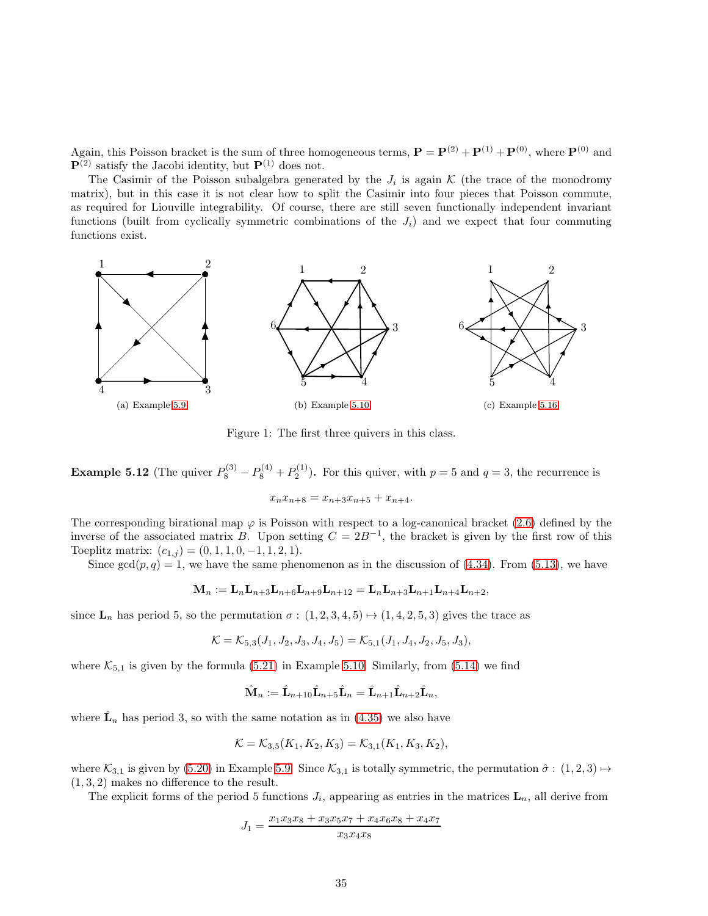Again, this Poisson bracket is the sum of three homogeneous terms, $\mathbf{P} = \mathbf{P}^{(2)} + \mathbf{P}^{(1)} + \mathbf{P}^{(0)}$, where $\mathbf{P}^{(0)}$ and $\mathbf{P}^{(2)}$ satisfy the Jacobi identity, but $\mathbf{P}^{(1)}$ does not.

The Casimir of the Poisson subalgebra generated by the $J_i$ is again $\mathcal{K}$ (the trace of the monodromy matrix), but in this case it is not clear how to split the Casimir into four pieces that Poisson commute, as required for Liouville integrability. Of course, there are still seven functionally independent invariant functions (built from cyclically symmetric combinations of the $J_i$) and we expect that four commuting functions exist.

(a) Example 5.9

(b) Example 5.10

(c) Example 5.16

Figure 1: The first three quivers in this class.

**Example 5.12** (The quiver $P_8^{(3)} - P_8^{(4)} + P_2^{(1)}$)**.** For this quiver, with $p = 5$ and $q = 3$, the recurrence is

$$x_n x_{n+8} = x_{n+3}x_{n+5} + x_{n+4}.$$

The corresponding birational map $\varphi$ is Poisson with respect to a log-canonical bracket (2.6) defined by the inverse of the associated matrix $B$. Upon setting $C = 2B^{-1}$, the bracket is given by the first row of this Toeplitz matrix: $(c_{1,j}) = (0, 1, 1, 0, -1, 1, 2, 1)$.

Since $\gcd(p, q) = 1$, we have the same phenomenon as in the discussion of (4.34). From (5.13), we have

$$\mathbf{M}_n := \mathbf{L}_n \mathbf{L}_{n+3} \mathbf{L}_{n+6} \mathbf{L}_{n+9} \mathbf{L}_{n+12} = \mathbf{L}_n \mathbf{L}_{n+3} \mathbf{L}_{n+1} \mathbf{L}_{n+4} \mathbf{L}_{n+2},$$

since $\mathbf{L}_n$ has period 5, so the permutation $\sigma : (1, 2, 3, 4, 5) \mapsto (1, 4, 2, 5, 3)$ gives the trace as

$$\mathcal{K} = \mathcal{K}_{5,3}(J_1, J_2, J_3, J_4, J_5) = \mathcal{K}_{5,1}(J_1, J_4, J_2, J_5, J_3),$$

where $\mathcal{K}_{5,1}$ is given by the formula (5.21) in Example 5.10. Similarly, from (5.14) we find

$$\hat{\mathbf{M}}_n := \hat{\mathbf{L}}_{n+10} \hat{\mathbf{L}}_{n+5} \hat{\mathbf{L}}_n = \hat{\mathbf{L}}_{n+1} \hat{\mathbf{L}}_{n+2} \hat{\mathbf{L}}_n,$$

where $\hat{\mathbf{L}}_n$ has period 3, so with the same notation as in (4.35) we also have

$$\mathcal{K} = \mathcal{K}_{3,5}(K_1, K_2, K_3) = \mathcal{K}_{3,1}(K_1, K_3, K_2),$$

where $\mathcal{K}_{3,1}$ is given by (5.20) in Example 5.9. Since $\mathcal{K}_{3,1}$ is totally symmetric, the permutation $\hat{\sigma} : (1, 2, 3) \mapsto (1, 3, 2)$ makes no difference to the result.

The explicit forms of the period 5 functions $J_i$, appearing as entries in the matrices $\mathbf{L}_n$, all derive from

$$J_1 = \frac{x_1 x_3 x_8 + x_3 x_5 x_7 + x_4 x_6 x_8 + x_4 x_7}{x_3 x_4 x_8}$$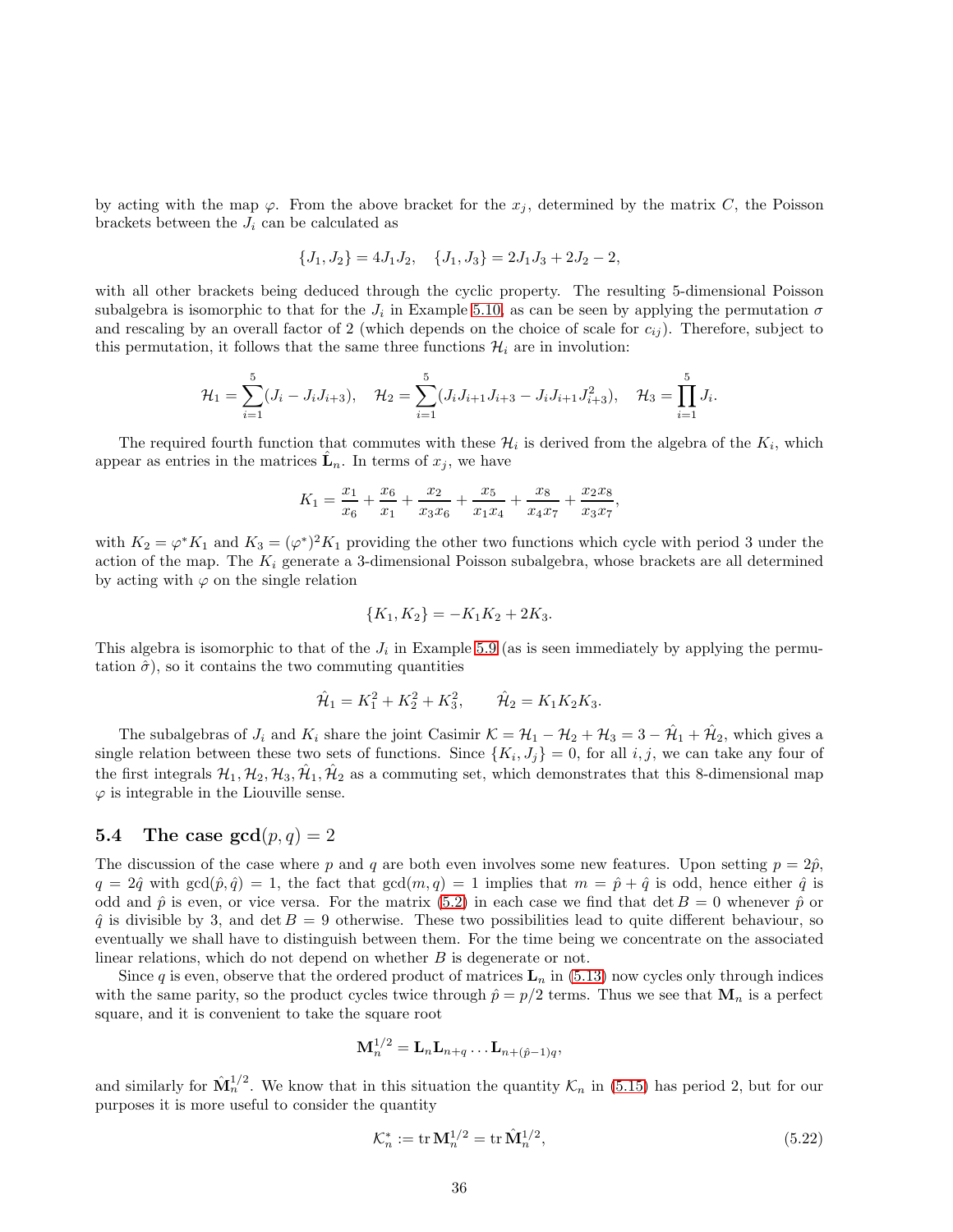by acting with the map $\varphi$. From the above bracket for the $x_j$, determined by the matrix $C$, the Poisson brackets between the $J_i$ can be calculated as

$$\{J_1, J_2\} = 4J_1 J_2, \quad \{J_1, J_3\} = 2J_1 J_3 + 2J_2 - 2,$$

with all other brackets being deduced through the cyclic property. The resulting 5-dimensional Poisson subalgebra is isomorphic to that for the $J_i$ in Example 5.10, as can be seen by applying the permutation $\sigma$ and rescaling by an overall factor of 2 (which depends on the choice of scale for $c_{ij}$). Therefore, subject to this permutation, it follows that the same three functions $\mathcal{H}_i$ are in involution:

$$\mathcal{H}_1 = \sum_{i=1}^{5} (J_i - J_i J_{i+3}), \quad \mathcal{H}_2 = \sum_{i=1}^{5} (J_i J_{i+1} J_{i+3} - J_i J_{i+1} J_{i+3}^2), \quad \mathcal{H}_3 = \prod_{i=1}^{5} J_i.$$

The required fourth function that commutes with these $\mathcal{H}_i$ is derived from the algebra of the $K_i$, which appear as entries in the matrices $\hat{\mathbf{L}}_n$. In terms of $x_j$, we have

$$K_1 = \frac{x_1}{x_6} + \frac{x_6}{x_1} + \frac{x_2}{x_3 x_6} + \frac{x_5}{x_1 x_4} + \frac{x_8}{x_4 x_7} + \frac{x_2 x_8}{x_3 x_7},$$

with $K_2 = \varphi^* K_1$ and $K_3 = (\varphi^*)^2 K_1$ providing the other two functions which cycle with period 3 under the action of the map. The $K_i$ generate a 3-dimensional Poisson subalgebra, whose brackets are all determined by acting with $\varphi$ on the single relation

$$\{K_1, K_2\} = -K_1 K_2 + 2K_3.$$

This algebra is isomorphic to that of the $J_i$ in Example 5.9 (as is seen immediately by applying the permutation $\hat{\sigma}$), so it contains the two commuting quantities

$$\hat{\mathcal{H}}_1 = K_1^2 + K_2^2 + K_3^2, \qquad \hat{\mathcal{H}}_2 = K_1 K_2 K_3.$$

The subalgebras of $J_i$ and $K_i$ share the joint Casimir $\mathcal{K} = \mathcal{H}_1 - \mathcal{H}_2 + \mathcal{H}_3 = 3 - \hat{\mathcal{H}}_1 + \hat{\mathcal{H}}_2$, which gives a single relation between these two sets of functions. Since $\{K_i, J_j\} = 0$, for all $i, j$, we can take any four of the first integrals $\mathcal{H}_1, \mathcal{H}_2, \mathcal{H}_3, \hat{\mathcal{H}}_1, \hat{\mathcal{H}}_2$ as a commuting set, which demonstrates that this 8-dimensional map $\varphi$ is integrable in the Liouville sense.

### 5.4 The case $\gcd(p, q) = 2$

The discussion of the case where $p$ and $q$ are both even involves some new features. Upon setting $p = 2\hat{p}$, $q = 2\hat{q}$ with $\gcd(\hat{p}, \hat{q}) = 1$, the fact that $\gcd(m, q) = 1$ implies that $m = \hat{p} + \hat{q}$ is odd, hence either $\hat{q}$ is odd and $\hat{p}$ is even, or vice versa. For the matrix (5.2) in each case we find that $\det B = 0$ whenever $\hat{p}$ or $\hat{q}$ is divisible by 3, and $\det B = 9$ otherwise. These two possibilities lead to quite different behaviour, so eventually we shall have to distinguish between them. For the time being we concentrate on the associated linear relations, which do not depend on whether $B$ is degenerate or not.

Since $q$ is even, observe that the ordered product of matrices $\mathbf{L}_n$ in (5.13) now cycles only through indices with the same parity, so the product cycles twice through $\hat{p} = p/2$ terms. Thus we see that $\mathbf{M}_n$ is a perfect square, and it is convenient to take the square root

$$\mathbf{M}_n^{1/2} = \mathbf{L}_n \mathbf{L}_{n+q} \dots \mathbf{L}_{n+(\hat{p}-1)q},$$

and similarly for $\hat{\mathbf{M}}_n^{1/2}$. We know that in this situation the quantity $\mathcal{K}_n$ in (5.15) has period 2, but for our purposes it is more useful to consider the quantity

$$\mathcal{K}_n^* := \operatorname{tr} \mathbf{M}_n^{1/2} = \operatorname{tr} \hat{\mathbf{M}}_n^{1/2}, \tag{5.22}$$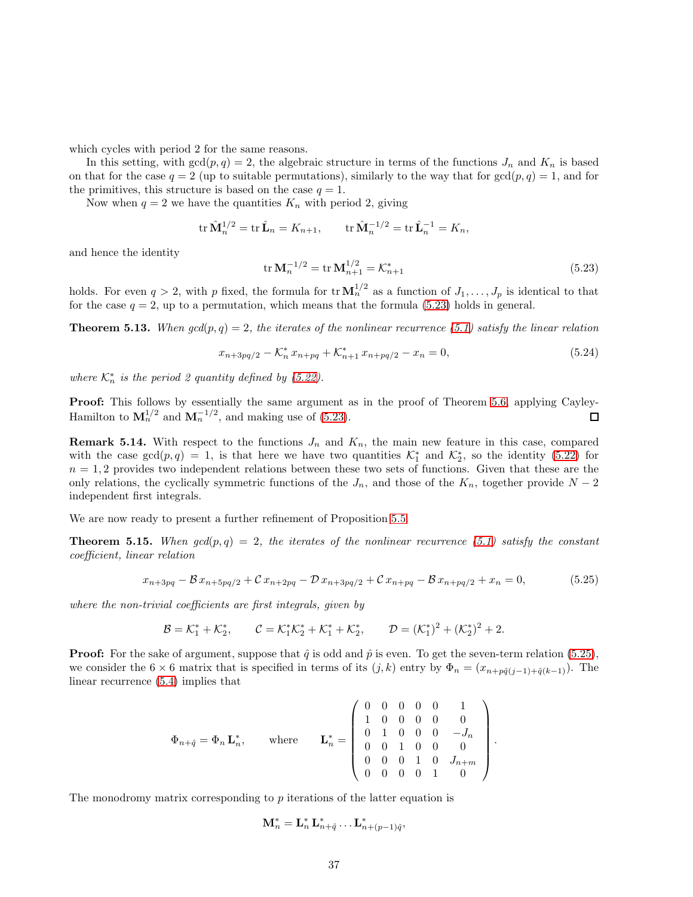which cycles with period 2 for the same reasons.

In this setting, with $\gcd(p,q)=2$, the algebraic structure in terms of the functions $J_n$ and $K_n$ is based on that for the case $q=2$ (up to suitable permutations), similarly to the way that for $\gcd(p,q)=1$, and for the primitives, this structure is based on the case $q=1$.

Now when $q=2$ we have the quantities $K_n$ with period 2, giving

$$\operatorname{tr}\hat{\mathbf{M}}_n^{1/2} = \operatorname{tr}\hat{\mathbf{L}}_n = K_{n+1}, \qquad \operatorname{tr}\hat{\mathbf{M}}_n^{-1/2} = \operatorname{tr}\hat{\mathbf{L}}_n^{-1} = K_n,$$

and hence the identity

$$\operatorname{tr}\mathbf{M}_n^{-1/2} = \operatorname{tr}\mathbf{M}_{n+1}^{1/2} = \mathcal{K}^*_{n+1} \tag{5.23}$$

holds. For even $q>2$, with $p$ fixed, the formula for $\operatorname{tr}\mathbf{M}_n^{1/2}$ as a function of $J_1,\ldots,J_p$ is identical to that for the case $q=2$, up to a permutation, which means that the formula (5.23) holds in general.

**Theorem 5.13.** *When $\gcd(p,q)=2$, the iterates of the nonlinear recurrence (5.1) satisfy the linear relation*

$$x_{n+3pq/2} - \mathcal{K}^*_n\, x_{n+pq} + \mathcal{K}^*_{n+1}\, x_{n+pq/2} - x_n = 0, \tag{5.24}$$

*where $\mathcal{K}^*_n$ is the period 2 quantity defined by (5.22).*

**Proof:** This follows by essentially the same argument as in the proof of Theorem 5.6, applying Cayley-Hamilton to $\mathbf{M}_n^{1/2}$ and $\mathbf{M}_n^{-1/2}$, and making use of (5.23). ◻

**Remark 5.14.** With respect to the functions $J_n$ and $K_n$, the main new feature in this case, compared with the case $\gcd(p,q)=1$, is that here we have two quantities $\mathcal{K}^*_1$ and $\mathcal{K}^*_2$, so the identity (5.22) for $n=1,2$ provides two independent relations between these two sets of functions. Given that these are the only relations, the cyclically symmetric functions of the $J_n$, and those of the $K_n$, together provide $N-2$ independent first integrals.

We are now ready to present a further refinement of Proposition 5.5.

**Theorem 5.15.** *When $\gcd(p,q)=2$, the iterates of the nonlinear recurrence (5.1) satisfy the constant coefficient, linear relation*

$$x_{n+3pq} - \mathcal{B}\, x_{n+5pq/2} + \mathcal{C}\, x_{n+2pq} - \mathcal{D}\, x_{n+3pq/2} + \mathcal{C}\, x_{n+pq} - \mathcal{B}\, x_{n+pq/2} + x_n = 0, \tag{5.25}$$

*where the non-trivial coefficients are first integrals, given by*

$$\mathcal{B} = \mathcal{K}^*_1 + \mathcal{K}^*_2, \qquad \mathcal{C} = \mathcal{K}^*_1\mathcal{K}^*_2 + \mathcal{K}^*_1 + \mathcal{K}^*_2, \qquad \mathcal{D} = (\mathcal{K}^*_1)^2 + (\mathcal{K}^*_2)^2 + 2.$$

**Proof:** For the sake of argument, suppose that $\hat{q}$ is odd and $\hat{p}$ is even. To get the seven-term relation (5.25), we consider the $6\times 6$ matrix that is specified in terms of its $(j,k)$ entry by $\Phi_n = (x_{n+p\hat{q}(j-1)+\hat{q}(k-1)})$. The linear recurrence (5.4) implies that

$$\Phi_{n+\hat{q}} = \Phi_n\, \mathbf{L}^*_n, \qquad \text{where} \qquad \mathbf{L}^*_n = \begin{pmatrix} 0 & 0 & 0 & 0 & 0 & 1 \\ 1 & 0 & 0 & 0 & 0 & 0 \\ 0 & 1 & 0 & 0 & 0 & -J_n \\ 0 & 0 & 1 & 0 & 0 & 0 \\ 0 & 0 & 0 & 1 & 0 & J_{n+m} \\ 0 & 0 & 0 & 0 & 1 & 0 \end{pmatrix}.$$

The monodromy matrix corresponding to $p$ iterations of the latter equation is

$$\mathbf{M}^*_n = \mathbf{L}^*_n\, \mathbf{L}^*_{n+\hat{q}} \ldots \mathbf{L}^*_{n+(p-1)\hat{q}},$$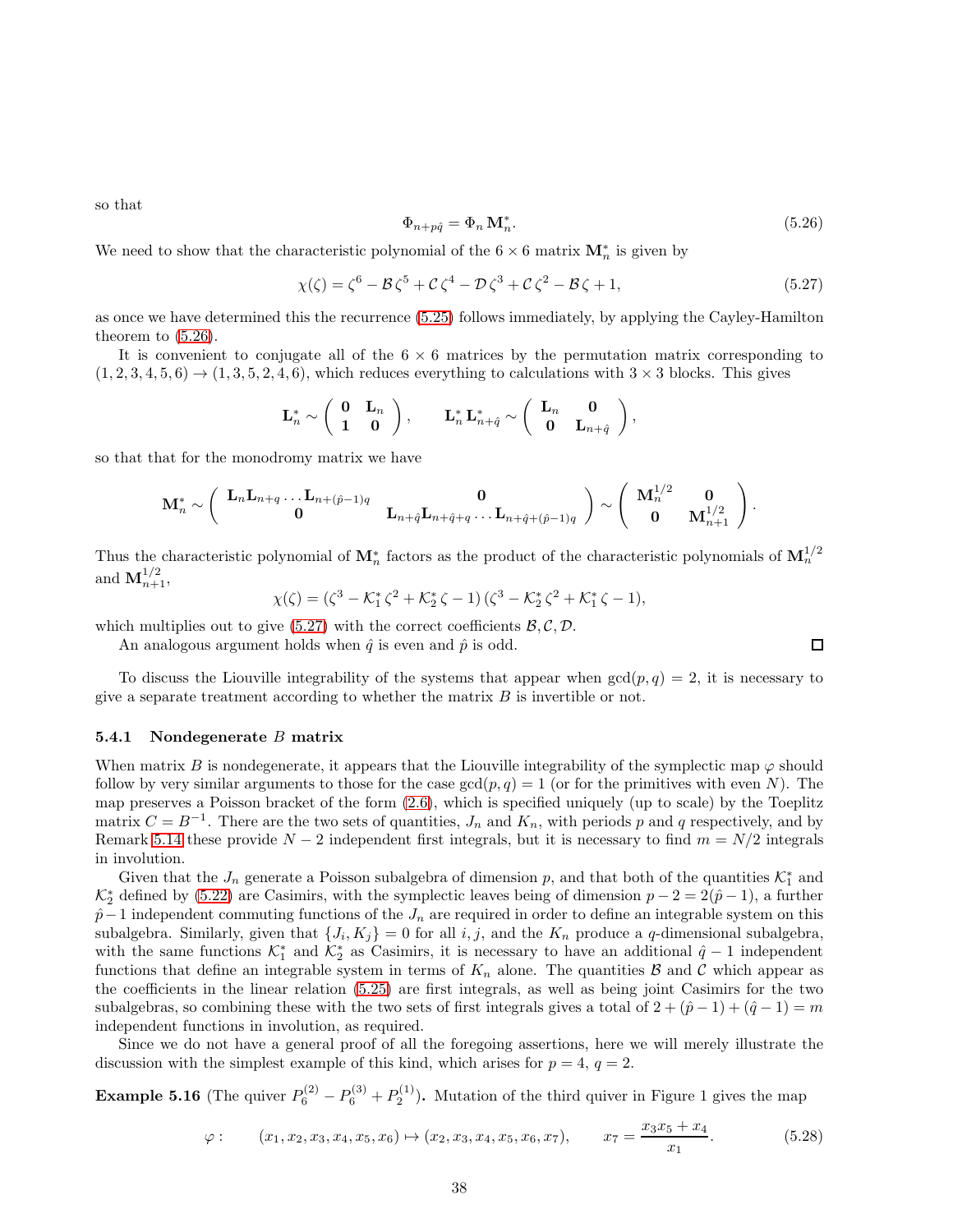so that

$$\Phi_{n+p\hat{q}} = \Phi_n \, \mathbf{M}^*_n. \tag{5.26}$$

We need to show that the characteristic polynomial of the $6 \times 6$ matrix $\mathbf{M}^*_n$ is given by

$$\chi(\zeta) = \zeta^6 - \mathcal{B}\,\zeta^5 + \mathcal{C}\,\zeta^4 - \mathcal{D}\,\zeta^3 + \mathcal{C}\,\zeta^2 - \mathcal{B}\,\zeta + 1, \tag{5.27}$$

as once we have determined this the recurrence (5.25) follows immediately, by applying the Cayley-Hamilton theorem to (5.26).

It is convenient to conjugate all of the $6 \times 6$ matrices by the permutation matrix corresponding to $(1,2,3,4,5,6) \to (1,3,5,2,4,6)$, which reduces everything to calculations with $3 \times 3$ blocks. This gives

$$\mathbf{L}^*_n \sim \begin{pmatrix} \mathbf{0} & \mathbf{L}_n \\ \mathbf{1} & \mathbf{0} \end{pmatrix}, \qquad \mathbf{L}^*_n \mathbf{L}^*_{n+\hat{q}} \sim \begin{pmatrix} \mathbf{L}_n & \mathbf{0} \\ \mathbf{0} & \mathbf{L}_{n+\hat{q}} \end{pmatrix},$$

so that that for the monodromy matrix we have

$$\mathbf{M}^*_n \sim \begin{pmatrix} \mathbf{L}_n \mathbf{L}_{n+q} \ldots \mathbf{L}_{n+(\hat{p}-1)q} & \mathbf{0} \\ \mathbf{0} & \mathbf{L}_{n+\hat{q}} \mathbf{L}_{n+\hat{q}+q} \ldots \mathbf{L}_{n+\hat{q}+(\hat{p}-1)q} \end{pmatrix} \sim \begin{pmatrix} \mathbf{M}^{1/2}_n & \mathbf{0} \\ \mathbf{0} & \mathbf{M}^{1/2}_{n+1} \end{pmatrix}.$$

Thus the characteristic polynomial of $\mathbf{M}^*_n$ factors as the product of the characteristic polynomials of $\mathbf{M}^{1/2}_n$ and $\mathbf{M}^{1/2}_{n+1}$,

$$\chi(\zeta) = (\zeta^3 - \mathcal{K}^*_1\,\zeta^2 + \mathcal{K}^*_2\,\zeta - 1)\,(\zeta^3 - \mathcal{K}^*_2\,\zeta^2 + \mathcal{K}^*_1\,\zeta - 1),$$

which multiplies out to give (5.27) with the correct coefficients $\mathcal{B}, \mathcal{C}, \mathcal{D}$.

An analogous argument holds when $\hat{q}$ is even and $\hat{p}$ is odd. □

To discuss the Liouville integrability of the systems that appear when $\gcd(p,q) = 2$, it is necessary to give a separate treatment according to whether the matrix $B$ is invertible or not.

### 5.4.1 Nondegenerate $B$ matrix

When matrix $B$ is nondegenerate, it appears that the Liouville integrability of the symplectic map $\varphi$ should follow by very similar arguments to those for the case $\gcd(p,q) = 1$ (or for the primitives with even $N$). The map preserves a Poisson bracket of the form (2.6), which is specified uniquely (up to scale) by the Toeplitz matrix $C = B^{-1}$. There are the two sets of quantities, $J_n$ and $K_n$, with periods $p$ and $q$ respectively, and by Remark 5.14 these provide $N - 2$ independent first integrals, but it is necessary to find $m = N/2$ integrals in involution.

Given that the $J_n$ generate a Poisson subalgebra of dimension $p$, and that both of the quantities $\mathcal{K}^*_1$ and $\mathcal{K}^*_2$ defined by (5.22) are Casimirs, with the symplectic leaves being of dimension $p - 2 = 2(\hat{p} - 1)$, a further $\hat{p} - 1$ independent commuting functions of the $J_n$ are required in order to define an integrable system on this subalgebra. Similarly, given that $\{J_i, K_j\} = 0$ for all $i, j$, and the $K_n$ produce a $q$-dimensional subalgebra, with the same functions $\mathcal{K}^*_1$ and $\mathcal{K}^*_2$ as Casimirs, it is necessary to have an additional $\hat{q} - 1$ independent functions that define an integrable system in terms of $K_n$ alone. The quantities $\mathcal{B}$ and $\mathcal{C}$ which appear as the coefficients in the linear relation (5.25) are first integrals, as well as being joint Casimirs for the two subalgebras, so combining these with the two sets of first integrals gives a total of $2 + (\hat{p} - 1) + (\hat{q} - 1) = m$ independent functions in involution, as required.

Since we do not have a general proof of all the foregoing assertions, here we will merely illustrate the discussion with the simplest example of this kind, which arises for $p = 4$, $q = 2$.

**Example 5.16** (The quiver $P^{(2)}_6 - P^{(3)}_6 + P^{(1)}_2$)**.** Mutation of the third quiver in Figure 1 gives the map

$$\varphi: \qquad (x_1, x_2, x_3, x_4, x_5, x_6) \mapsto (x_2, x_3, x_4, x_5, x_6, x_7), \qquad x_7 = \frac{x_3 x_5 + x_4}{x_1}. \tag{5.28}$$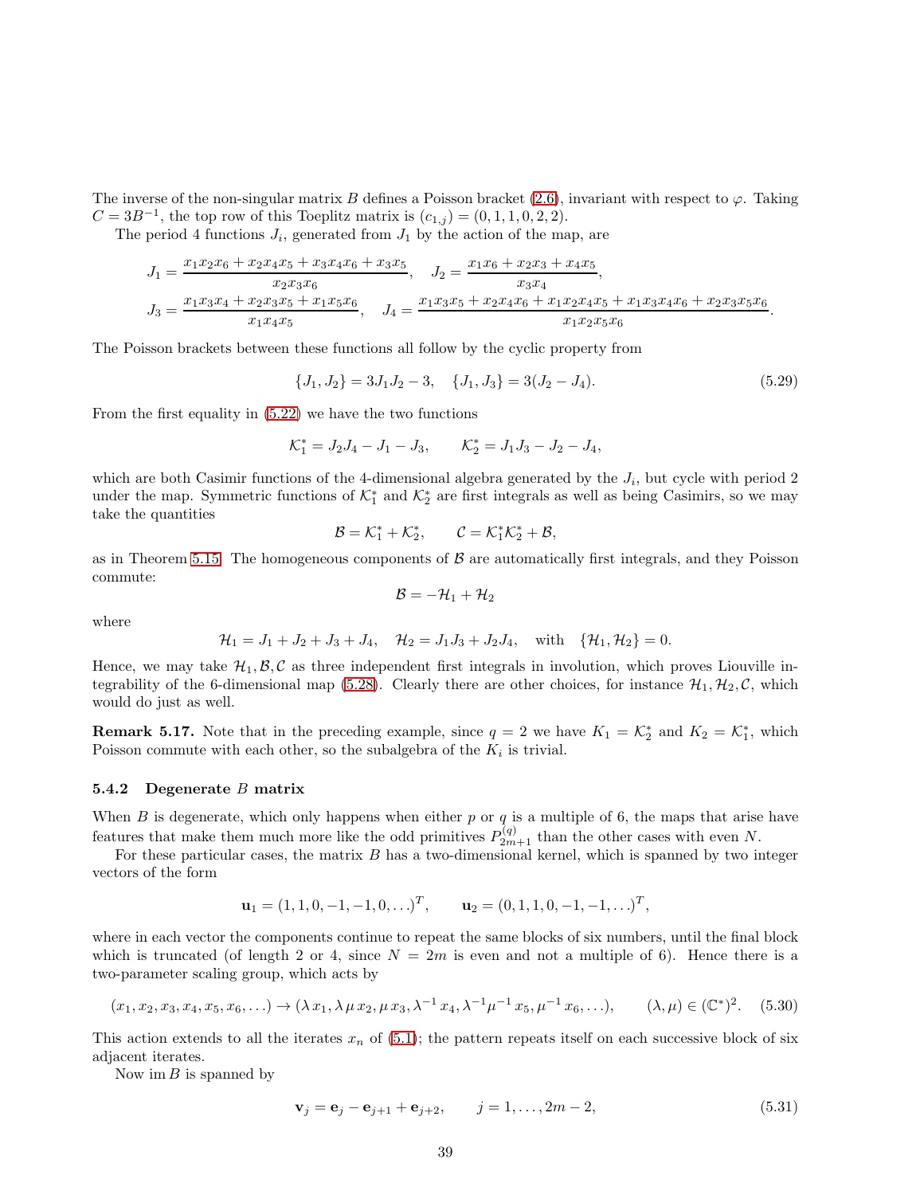The inverse of the non-singular matrix $B$ defines a Poisson bracket (2.6), invariant with respect to $\varphi$. Taking $C = 3B^{-1}$, the top row of this Toeplitz matrix is $(c_{1,j}) = (0, 1, 1, 0, 2, 2)$.

The period 4 functions $J_i$, generated from $J_1$ by the action of the map, are

$$J_1 = \frac{x_1x_2x_6 + x_2x_4x_5 + x_3x_4x_6 + x_3x_5}{x_2x_3x_6}, \quad J_2 = \frac{x_1x_6 + x_2x_3 + x_4x_5}{x_3x_4},$$
$$J_3 = \frac{x_1x_3x_4 + x_2x_3x_5 + x_1x_5x_6}{x_1x_4x_5}, \quad J_4 = \frac{x_1x_3x_5 + x_2x_4x_6 + x_1x_2x_4x_5 + x_1x_3x_4x_6 + x_2x_3x_5x_6}{x_1x_2x_5x_6}.$$

The Poisson brackets between these functions all follow by the cyclic property from

$$\{J_1, J_2\} = 3J_1J_2 - 3, \quad \{J_1, J_3\} = 3(J_2 - J_4). \tag{5.29}$$

From the first equality in (5.22) we have the two functions

$$\mathcal{K}_1^* = J_2J_4 - J_1 - J_3, \qquad \mathcal{K}_2^* = J_1J_3 - J_2 - J_4,$$

which are both Casimir functions of the 4-dimensional algebra generated by the $J_i$, but cycle with period 2 under the map. Symmetric functions of $\mathcal{K}_1^*$ and $\mathcal{K}_2^*$ are first integrals as well as being Casimirs, so we may take the quantities

$$\mathcal{B} = \mathcal{K}_1^* + \mathcal{K}_2^*, \qquad \mathcal{C} = \mathcal{K}_1^*\mathcal{K}_2^* + \mathcal{B},$$

as in Theorem 5.15. The homogeneous components of $\mathcal{B}$ are automatically first integrals, and they Poisson commute:

$$\mathcal{B} = -\mathcal{H}_1 + \mathcal{H}_2$$

where

$$\mathcal{H}_1 = J_1 + J_2 + J_3 + J_4, \quad \mathcal{H}_2 = J_1J_3 + J_2J_4, \quad \text{with} \quad \{\mathcal{H}_1, \mathcal{H}_2\} = 0.$$

Hence, we may take $\mathcal{H}_1, \mathcal{B}, \mathcal{C}$ as three independent first integrals in involution, which proves Liouville integrability of the 6-dimensional map (5.28). Clearly there are other choices, for instance $\mathcal{H}_1, \mathcal{H}_2, \mathcal{C}$, which would do just as well.

**Remark 5.17.** Note that in the preceding example, since $q = 2$ we have $K_1 = \mathcal{K}_2^*$ and $K_2 = \mathcal{K}_1^*$, which Poisson commute with each other, so the subalgebra of the $K_i$ is trivial.

### 5.4.2 Degenerate $B$ matrix

When $B$ is degenerate, which only happens when either $p$ or $q$ is a multiple of 6, the maps that arise have features that make them much more like the odd primitives $P_{2m+1}^{(q)}$ than the other cases with even $N$.

For these particular cases, the matrix $B$ has a two-dimensional kernel, which is spanned by two integer vectors of the form

$$\mathbf{u}_1 = (1, 1, 0, -1, -1, 0, \ldots)^T, \qquad \mathbf{u}_2 = (0, 1, 1, 0, -1, -1, \ldots)^T,$$

where in each vector the components continue to repeat the same blocks of six numbers, until the final block which is truncated (of length 2 or 4, since $N = 2m$ is even and not a multiple of 6). Hence there is a two-parameter scaling group, which acts by

$$(x_1, x_2, x_3, x_4, x_5, x_6, \ldots) \to (\lambda\, x_1, \lambda\, \mu\, x_2, \mu\, x_3, \lambda^{-1}\, x_4, \lambda^{-1}\mu^{-1}\, x_5, \mu^{-1}\, x_6, \ldots), \qquad (\lambda, \mu) \in (\mathbb{C}^*)^2. \tag{5.30}$$

This action extends to all the iterates $x_n$ of (5.1); the pattern repeats itself on each successive block of six adjacent iterates.

Now $\operatorname{im} B$ is spanned by

$$\mathbf{v}_j = \mathbf{e}_j - \mathbf{e}_{j+1} + \mathbf{e}_{j+2}, \qquad j = 1, \ldots, 2m - 2, \tag{5.31}$$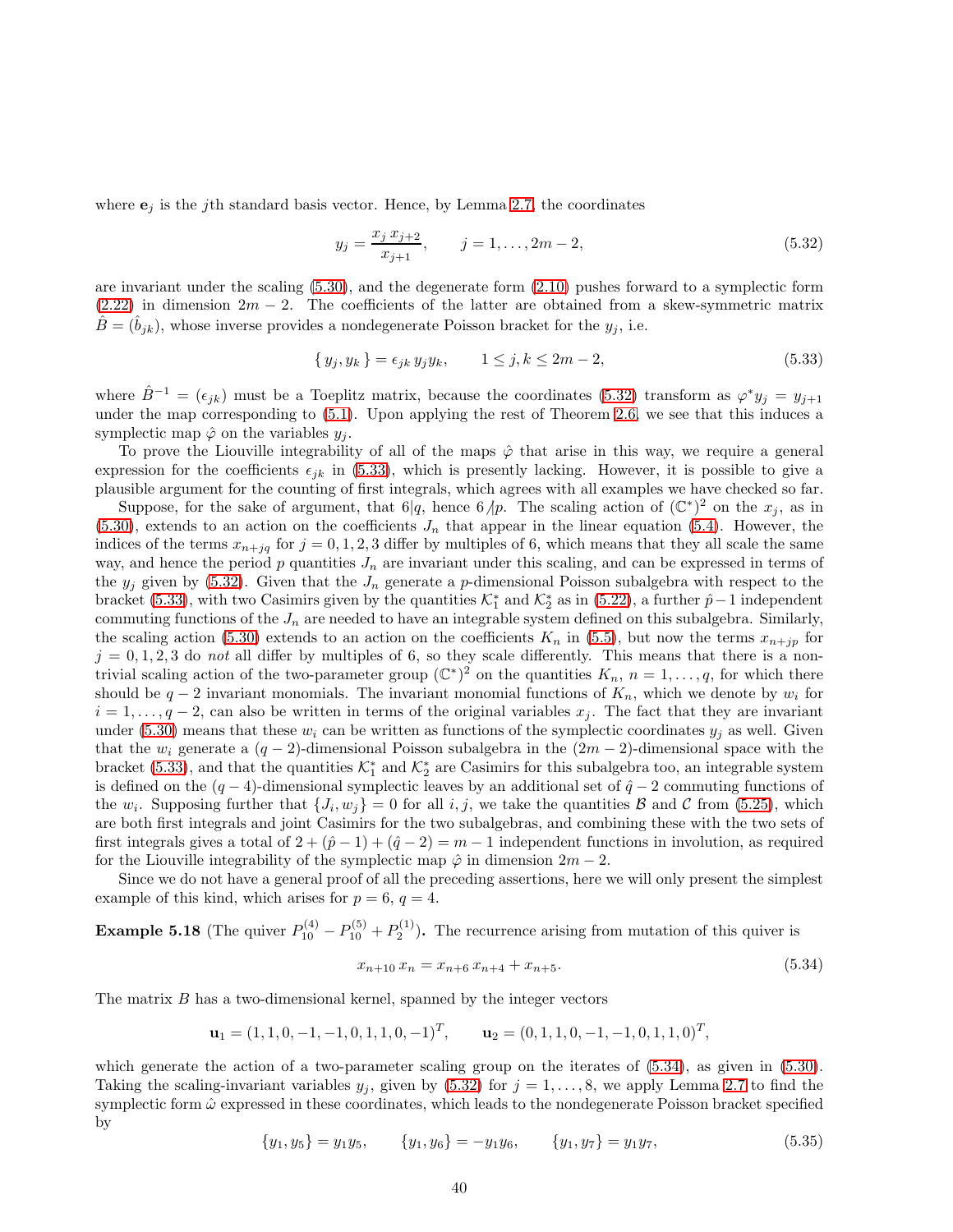where $\mathbf{e}_j$ is the $j$th standard basis vector. Hence, by Lemma 2.7, the coordinates

$$y_j = \frac{x_j\, x_{j+2}}{x_{j+1}}, \qquad j = 1, \ldots, 2m-2, \tag{5.32}$$

are invariant under the scaling (5.30), and the degenerate form (2.10) pushes forward to a symplectic form (2.22) in dimension $2m-2$. The coefficients of the latter are obtained from a skew-symmetric matrix $\hat{B} = (\hat{b}_{jk})$, whose inverse provides a nondegenerate Poisson bracket for the $y_j$, i.e.

$$\{\, y_j, y_k \,\} = \epsilon_{jk}\, y_j y_k, \qquad 1 \leq j, k \leq 2m-2, \tag{5.33}$$

where $\hat{B}^{-1} = (\epsilon_{jk})$ must be a Toeplitz matrix, because the coordinates (5.32) transform as $\varphi^* y_j = y_{j+1}$ under the map corresponding to (5.1). Upon applying the rest of Theorem 2.6, we see that this induces a symplectic map $\hat{\varphi}$ on the variables $y_j$.

To prove the Liouville integrability of all of the maps $\hat{\varphi}$ that arise in this way, we require a general expression for the coefficients $\epsilon_{jk}$ in (5.33), which is presently lacking. However, it is possible to give a plausible argument for the counting of first integrals, which agrees with all examples we have checked so far.

Suppose, for the sake of argument, that $6|q$, hence $6 \not| p$. The scaling action of $(\mathbb{C}^*)^2$ on the $x_j$, as in (5.30), extends to an action on the coefficients $J_n$ that appear in the linear equation (5.4). However, the indices of the terms $x_{n+jq}$ for $j = 0, 1, 2, 3$ differ by multiples of 6, which means that they all scale the same way, and hence the period $p$ quantities $J_n$ are invariant under this scaling, and can be expressed in terms of the $y_j$ given by (5.32). Given that the $J_n$ generate a $p$-dimensional Poisson subalgebra with respect to the bracket (5.33), with two Casimirs given by the quantities $\mathcal{K}_1^*$ and $\mathcal{K}_2^*$ as in (5.22), a further $\hat{p}-1$ independent commuting functions of the $J_n$ are needed to have an integrable system defined on this subalgebra. Similarly, the scaling action (5.30) extends to an action on the coefficients $K_n$ in (5.5), but now the terms $x_{n+jp}$ for $j = 0, 1, 2, 3$ do *not* all differ by multiples of 6, so they scale differently. This means that there is a non-trivial scaling action of the two-parameter group $(\mathbb{C}^*)^2$ on the quantities $K_n$, $n = 1, \ldots, q$, for which there should be $q-2$ invariant monomials. The invariant monomial functions of $K_n$, which we denote by $w_i$ for $i = 1, \ldots, q-2$, can also be written in terms of the original variables $x_j$. The fact that they are invariant under (5.30) means that these $w_i$ can be written as functions of the symplectic coordinates $y_j$ as well. Given that the $w_i$ generate a $(q-2)$-dimensional Poisson subalgebra in the $(2m-2)$-dimensional space with the bracket (5.33), and that the quantities $\mathcal{K}_1^*$ and $\mathcal{K}_2^*$ are Casimirs for this subalgebra too, an integrable system is defined on the $(q-4)$-dimensional symplectic leaves by an additional set of $\hat{q}-2$ commuting functions of the $w_i$. Supposing further that $\{J_i, w_j\} = 0$ for all $i, j$, we take the quantities $\mathcal{B}$ and $\mathcal{C}$ from (5.25), which are both first integrals and joint Casimirs for the two subalgebras, and combining these with the two sets of first integrals gives a total of $2 + (\hat{p}-1) + (\hat{q}-2) = m-1$ independent functions in involution, as required for the Liouville integrability of the symplectic map $\hat{\varphi}$ in dimension $2m-2$.

Since we do not have a general proof of all the preceding assertions, here we will only present the simplest example of this kind, which arises for $p = 6$, $q = 4$.

**Example 5.18** (The quiver $P_{10}^{(4)} - P_{10}^{(5)} + P_2^{(1)}$)**.** The recurrence arising from mutation of this quiver is

$$x_{n+10}\, x_n = x_{n+6}\, x_{n+4} + x_{n+5}. \tag{5.34}$$

The matrix $B$ has a two-dimensional kernel, spanned by the integer vectors

$$\mathbf{u}_1 = (1, 1, 0, -1, -1, 0, 1, 1, 0, -1)^T, \qquad \mathbf{u}_2 = (0, 1, 1, 0, -1, -1, 0, 1, 1, 0)^T,$$

which generate the action of a two-parameter scaling group on the iterates of (5.34), as given in (5.30). Taking the scaling-invariant variables $y_j$, given by (5.32) for $j = 1, \ldots, 8$, we apply Lemma 2.7 to find the symplectic form $\hat{\omega}$ expressed in these coordinates, which leads to the nondegenerate Poisson bracket specified by

$$\{y_1, y_5\} = y_1 y_5, \qquad \{y_1, y_6\} = -y_1 y_6, \qquad \{y_1, y_7\} = y_1 y_7, \tag{5.35}$$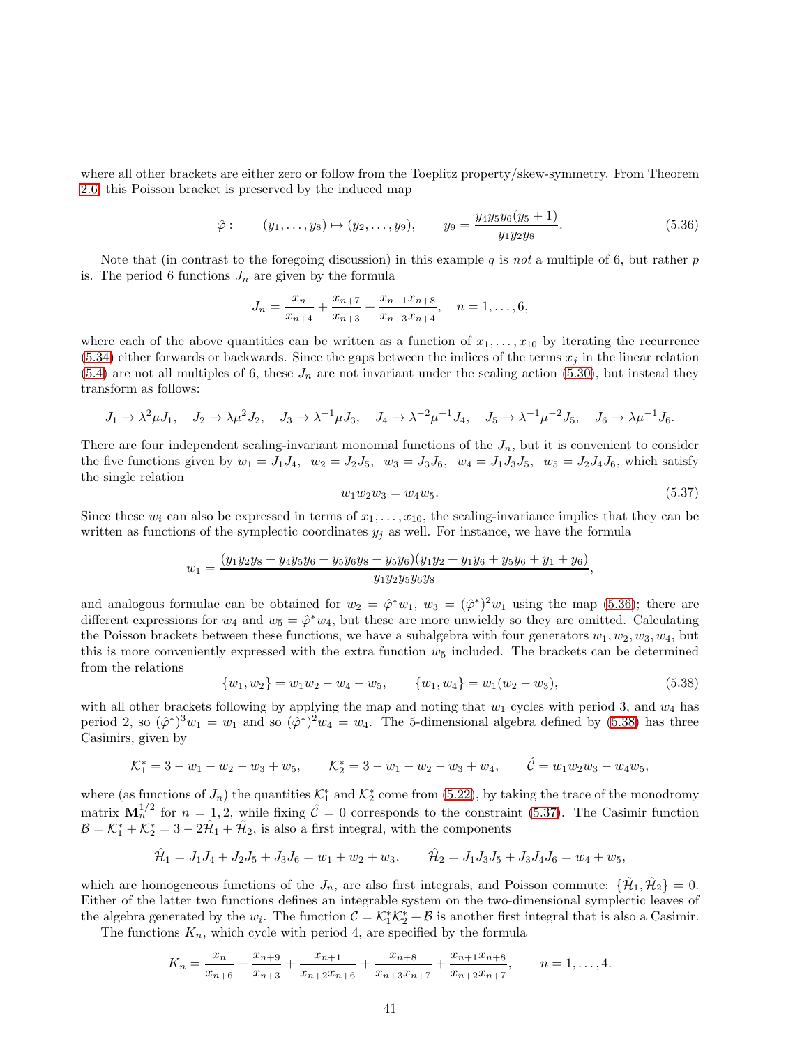where all other brackets are either zero or follow from the Toeplitz property/skew-symmetry. From Theorem 2.6, this Poisson bracket is preserved by the induced map

$$\hat{\varphi}: \qquad (y_1, \ldots, y_8) \mapsto (y_2, \ldots, y_9), \qquad y_9 = \frac{y_4 y_5 y_6 (y_5 + 1)}{y_1 y_2 y_8}. \tag{5.36}$$

Note that (in contrast to the foregoing discussion) in this example $q$ is *not* a multiple of 6, but rather $p$ is. The period 6 functions $J_n$ are given by the formula

$$J_n = \frac{x_n}{x_{n+4}} + \frac{x_{n+7}}{x_{n+3}} + \frac{x_{n-1} x_{n+8}}{x_{n+3} x_{n+4}}, \quad n = 1, \ldots, 6,$$

where each of the above quantities can be written as a function of $x_1, \ldots, x_{10}$ by iterating the recurrence (5.34) either forwards or backwards. Since the gaps between the indices of the terms $x_j$ in the linear relation (5.4) are not all multiples of 6, these $J_n$ are not invariant under the scaling action (5.30), but instead they transform as follows:

$$J_1 \to \lambda^2 \mu J_1, \quad J_2 \to \lambda \mu^2 J_2, \quad J_3 \to \lambda^{-1} \mu J_3, \quad J_4 \to \lambda^{-2} \mu^{-1} J_4, \quad J_5 \to \lambda^{-1} \mu^{-2} J_5, \quad J_6 \to \lambda \mu^{-1} J_6.$$

There are four independent scaling-invariant monomial functions of the $J_n$, but it is convenient to consider the five functions given by $w_1 = J_1 J_4$, $w_2 = J_2 J_5$, $w_3 = J_3 J_6$, $w_4 = J_1 J_3 J_5$, $w_5 = J_2 J_4 J_6$, which satisfy the single relation

$$w_1 w_2 w_3 = w_4 w_5. \tag{5.37}$$

Since these $w_i$ can also be expressed in terms of $x_1, \ldots, x_{10}$, the scaling-invariance implies that they can be written as functions of the symplectic coordinates $y_j$ as well. For instance, we have the formula

$$w_1 = \frac{(y_1 y_2 y_8 + y_4 y_5 y_6 + y_5 y_6 y_8 + y_5 y_6)(y_1 y_2 + y_1 y_6 + y_5 y_6 + y_1 + y_6)}{y_1 y_2 y_5 y_6 y_8},$$

and analogous formulae can be obtained for $w_2 = \hat{\varphi}^* w_1$, $w_3 = (\hat{\varphi}^*)^2 w_1$ using the map (5.36); there are different expressions for $w_4$ and $w_5 = \hat{\varphi}^* w_4$, but these are more unwieldy so they are omitted. Calculating the Poisson brackets between these functions, we have a subalgebra with four generators $w_1, w_2, w_3, w_4$, but this is more conveniently expressed with the extra function $w_5$ included. The brackets can be determined from the relations

$$\{w_1, w_2\} = w_1 w_2 - w_4 - w_5, \qquad \{w_1, w_4\} = w_1(w_2 - w_3), \tag{5.38}$$

with all other brackets following by applying the map and noting that $w_1$ cycles with period 3, and $w_4$ has period 2, so $(\hat{\varphi}^*)^3 w_1 = w_1$ and so $(\hat{\varphi}^*)^2 w_4 = w_4$. The 5-dimensional algebra defined by (5.38) has three Casimirs, given by

$$\mathcal{K}_1^* = 3 - w_1 - w_2 - w_3 + w_5, \qquad \mathcal{K}_2^* = 3 - w_1 - w_2 - w_3 + w_4, \qquad \hat{\mathcal{C}} = w_1 w_2 w_3 - w_4 w_5,$$

where (as functions of $J_n$) the quantities $\mathcal{K}_1^*$ and $\mathcal{K}_2^*$ come from (5.22), by taking the trace of the monodromy matrix $\mathbf{M}_n^{1/2}$ for $n = 1, 2$, while fixing $\hat{\mathcal{C}} = 0$ corresponds to the constraint (5.37). The Casimir function $\mathcal{B} = \mathcal{K}_1^* + \mathcal{K}_2^* = 3 - 2\hat{\mathcal{H}}_1 + \hat{\mathcal{H}}_2$, is also a first integral, with the components

$$\hat{\mathcal{H}}_1 = J_1 J_4 + J_2 J_5 + J_3 J_6 = w_1 + w_2 + w_3, \qquad \hat{\mathcal{H}}_2 = J_1 J_3 J_5 + J_3 J_4 J_6 = w_4 + w_5,$$

which are homogeneous functions of the $J_n$, are also first integrals, and Poisson commute: $\{\hat{\mathcal{H}}_1, \hat{\mathcal{H}}_2\} = 0$. Either of the latter two functions defines an integrable system on the two-dimensional symplectic leaves of the algebra generated by the $w_i$. The function $\mathcal{C} = \mathcal{K}_1^* \mathcal{K}_2^* + \mathcal{B}$ is another first integral that is also a Casimir.

The functions $K_n$, which cycle with period 4, are specified by the formula

$$K_n = \frac{x_n}{x_{n+6}} + \frac{x_{n+9}}{x_{n+3}} + \frac{x_{n+1}}{x_{n+2} x_{n+6}} + \frac{x_{n+8}}{x_{n+3} x_{n+7}} + \frac{x_{n+1} x_{n+8}}{x_{n+2} x_{n+7}}, \qquad n = 1, \ldots, 4.$$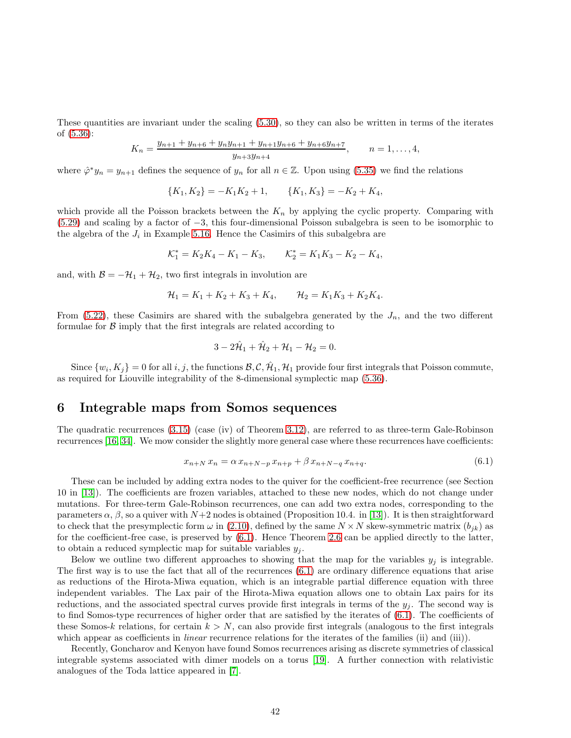These quantities are invariant under the scaling (5.30), so they can also be written in terms of the iterates of (5.36):

$$K_n = \frac{y_{n+1} + y_{n+6} + y_n y_{n+1} + y_{n+1} y_{n+6} + y_{n+6} y_{n+7}}{y_{n+3} y_{n+4}}, \qquad n = 1, \ldots, 4,$$

where $\hat{\varphi}^* y_n = y_{n+1}$ defines the sequence of $y_n$ for all $n \in \mathbb{Z}$. Upon using (5.35) we find the relations

$$\{K_1, K_2\} = -K_1 K_2 + 1, \qquad \{K_1, K_3\} = -K_2 + K_4,$$

which provide all the Poisson brackets between the $K_n$ by applying the cyclic property. Comparing with (5.29) and scaling by a factor of $-3$, this four-dimensional Poisson subalgebra is seen to be isomorphic to the algebra of the $J_i$ in Example 5.16. Hence the Casimirs of this subalgebra are

$$\mathcal{K}_1^* = K_2 K_4 - K_1 - K_3, \qquad \mathcal{K}_2^* = K_1 K_3 - K_2 - K_4,$$

and, with $\mathcal{B} = -\mathcal{H}_1 + \mathcal{H}_2$, two first integrals in involution are

$$\mathcal{H}_1 = K_1 + K_2 + K_3 + K_4, \qquad \mathcal{H}_2 = K_1 K_3 + K_2 K_4.$$

From (5.22), these Casimirs are shared with the subalgebra generated by the $J_n$, and the two different formulae for $\mathcal{B}$ imply that the first integrals are related according to

$$3 - 2\hat{\mathcal{H}}_1 + \hat{\mathcal{H}}_2 + \mathcal{H}_1 - \mathcal{H}_2 = 0.$$

Since $\{w_i, K_j\} = 0$ for all $i, j$, the functions $\mathcal{B}, \mathcal{C}, \hat{\mathcal{H}}_1, \mathcal{H}_1$ provide four first integrals that Poisson commute, as required for Liouville integrability of the 8-dimensional symplectic map (5.36).

# 6 Integrable maps from Somos sequences

The quadratic recurrences (3.15) (case (iv) of Theorem 3.12), are referred to as three-term Gale-Robinson recurrences [16, 34]. We mow consider the slightly more general case where these recurrences have coefficients:

$$x_{n+N}\, x_n = \alpha\, x_{n+N-p}\, x_{n+p} + \beta\, x_{n+N-q}\, x_{n+q}. \tag{6.1}$$

These can be included by adding extra nodes to the quiver for the coefficient-free recurrence (see Section 10 in [13]). The coefficients are frozen variables, attached to these new nodes, which do not change under mutations. For three-term Gale-Robinson recurrences, one can add two extra nodes, corresponding to the parameters $\alpha$, $\beta$, so a quiver with $N+2$ nodes is obtained (Proposition 10.4. in [13]). It is then straightforward to check that the presymplectic form $\omega$ in (2.10), defined by the same $N \times N$ skew-symmetric matrix $(b_{jk})$ as for the coefficient-free case, is preserved by (6.1). Hence Theorem 2.6 can be applied directly to the latter, to obtain a reduced symplectic map for suitable variables $y_j$.

Below we outline two different approaches to showing that the map for the variables $y_j$ is integrable. The first way is to use the fact that all of the recurrences (6.1) are ordinary difference equations that arise as reductions of the Hirota-Miwa equation, which is an integrable partial difference equation with three independent variables. The Lax pair of the Hirota-Miwa equation allows one to obtain Lax pairs for its reductions, and the associated spectral curves provide first integrals in terms of the $y_j$. The second way is to find Somos-type recurrences of higher order that are satisfied by the iterates of (6.1). The coefficients of these Somos-$k$ relations, for certain $k > N$, can also provide first integrals (analogous to the first integrals which appear as coefficients in *linear* recurrence relations for the iterates of the families (ii) and (iii)).

Recently, Goncharov and Kenyon have found Somos recurrences arising as discrete symmetries of classical integrable systems associated with dimer models on a torus [19]. A further connection with relativistic analogues of the Toda lattice appeared in [7].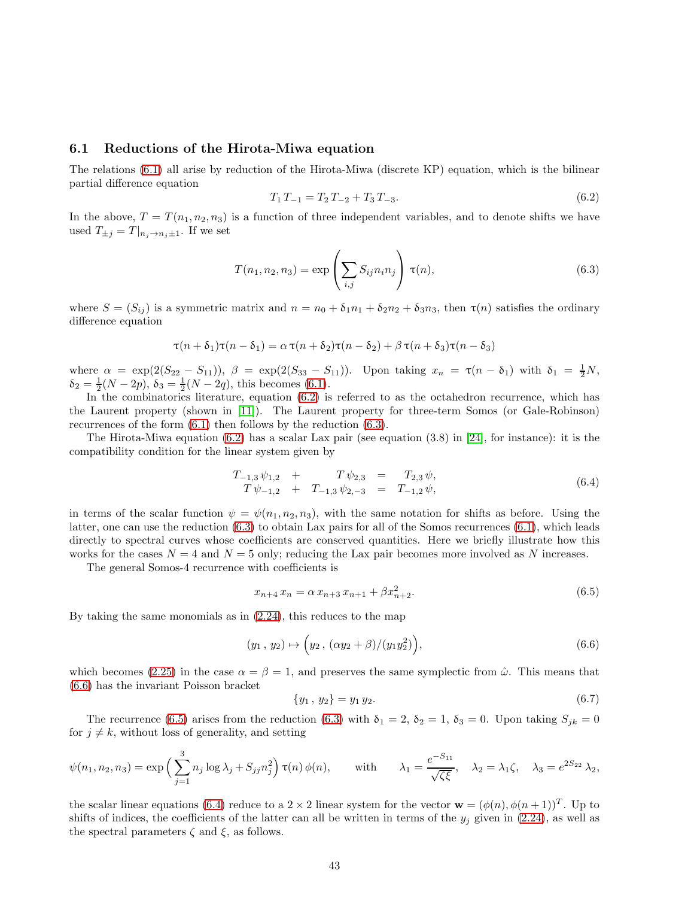### 6.1 Reductions of the Hirota-Miwa equation

The relations (6.1) all arise by reduction of the Hirota-Miwa (discrete KP) equation, which is the bilinear partial difference equation

$$T_1\, T_{-1} = T_2\, T_{-2} + T_3\, T_{-3}. \tag{6.2}$$

In the above, $T = T(n_1, n_2, n_3)$ is a function of three independent variables, and to denote shifts we have used $T_{\pm j} = T|_{n_j \to n_j \pm 1}$. If we set

$$T(n_1, n_2, n_3) = \exp\left(\sum_{i,j} S_{ij} n_i n_j\right) \tau(n), \tag{6.3}$$

where $S = (S_{ij})$ is a symmetric matrix and $n = n_0 + \delta_1 n_1 + \delta_2 n_2 + \delta_3 n_3$, then $\tau(n)$ satisfies the ordinary difference equation

$$\tau(n+\delta_1)\tau(n-\delta_1) = \alpha\, \tau(n+\delta_2)\tau(n-\delta_2) + \beta\, \tau(n+\delta_3)\tau(n-\delta_3)$$

where $\alpha = \exp(2(S_{22} - S_{11}))$, $\beta = \exp(2(S_{33} - S_{11}))$. Upon taking $x_n = \tau(n - \delta_1)$ with $\delta_1 = \frac{1}{2}N$, $\delta_2 = \frac{1}{2}(N - 2p)$, $\delta_3 = \frac{1}{2}(N - 2q)$, this becomes (6.1).

In the combinatorics literature, equation (6.2) is referred to as the octahedron recurrence, which has the Laurent property (shown in [11]). The Laurent property for three-term Somos (or Gale-Robinson) recurrences of the form (6.1) then follows by the reduction (6.3).

The Hirota-Miwa equation (6.2) has a scalar Lax pair (see equation (3.8) in [24], for instance): it is the compatibility condition for the linear system given by

$$\begin{array}{rcccl} T_{-1,3}\, \psi_{1,2} & + & T\, \psi_{2,3} & = & T_{2,3}\, \psi, \\ T\, \psi_{-1,2} & + & T_{-1,3}\, \psi_{2,-3} & = & T_{-1,2}\, \psi, \end{array} \tag{6.4}$$

in terms of the scalar function $\psi = \psi(n_1, n_2, n_3)$, with the same notation for shifts as before. Using the latter, one can use the reduction (6.3) to obtain Lax pairs for all of the Somos recurrences (6.1), which leads directly to spectral curves whose coefficients are conserved quantities. Here we briefly illustrate how this works for the cases $N = 4$ and $N = 5$ only; reducing the Lax pair becomes more involved as $N$ increases.

The general Somos-4 recurrence with coefficients is

$$x_{n+4}\, x_n = \alpha\, x_{n+3}\, x_{n+1} + \beta x_{n+2}^2. \tag{6.5}$$

By taking the same monomials as in (2.24), this reduces to the map

$$(y_1\,,\, y_2) \mapsto \Big(y_2\,,\, (\alpha y_2 + \beta)/(y_1 y_2^2)\Big), \tag{6.6}$$

which becomes (2.25) in the case $\alpha = \beta = 1$, and preserves the same symplectic from $\hat{\omega}$. This means that (6.6) has the invariant Poisson bracket

$$\{y_1\,,\, y_2\} = y_1\, y_2. \tag{6.7}$$

The recurrence (6.5) arises from the reduction (6.3) with $\delta_1 = 2$, $\delta_2 = 1$, $\delta_3 = 0$. Upon taking $S_{jk} = 0$ for $j \neq k$, without loss of generality, and setting

$$\psi(n_1, n_2, n_3) = \exp\Big(\sum_{j=1}^{3} n_j \log \lambda_j + S_{jj} n_j^2\Big)\, \tau(n)\, \phi(n), \qquad \text{with} \qquad \lambda_1 = \frac{e^{-S_{11}}}{\sqrt{\zeta\xi}}, \quad \lambda_2 = \lambda_1 \zeta, \quad \lambda_3 = e^{2S_{22}}\, \lambda_2,$$

the scalar linear equations (6.4) reduce to a $2 \times 2$ linear system for the vector $\mathbf{w} = (\phi(n), \phi(n+1))^T$. Up to shifts of indices, the coefficients of the latter can all be written in terms of the $y_j$ given in (2.24), as well as the spectral parameters $\zeta$ and $\xi$, as follows.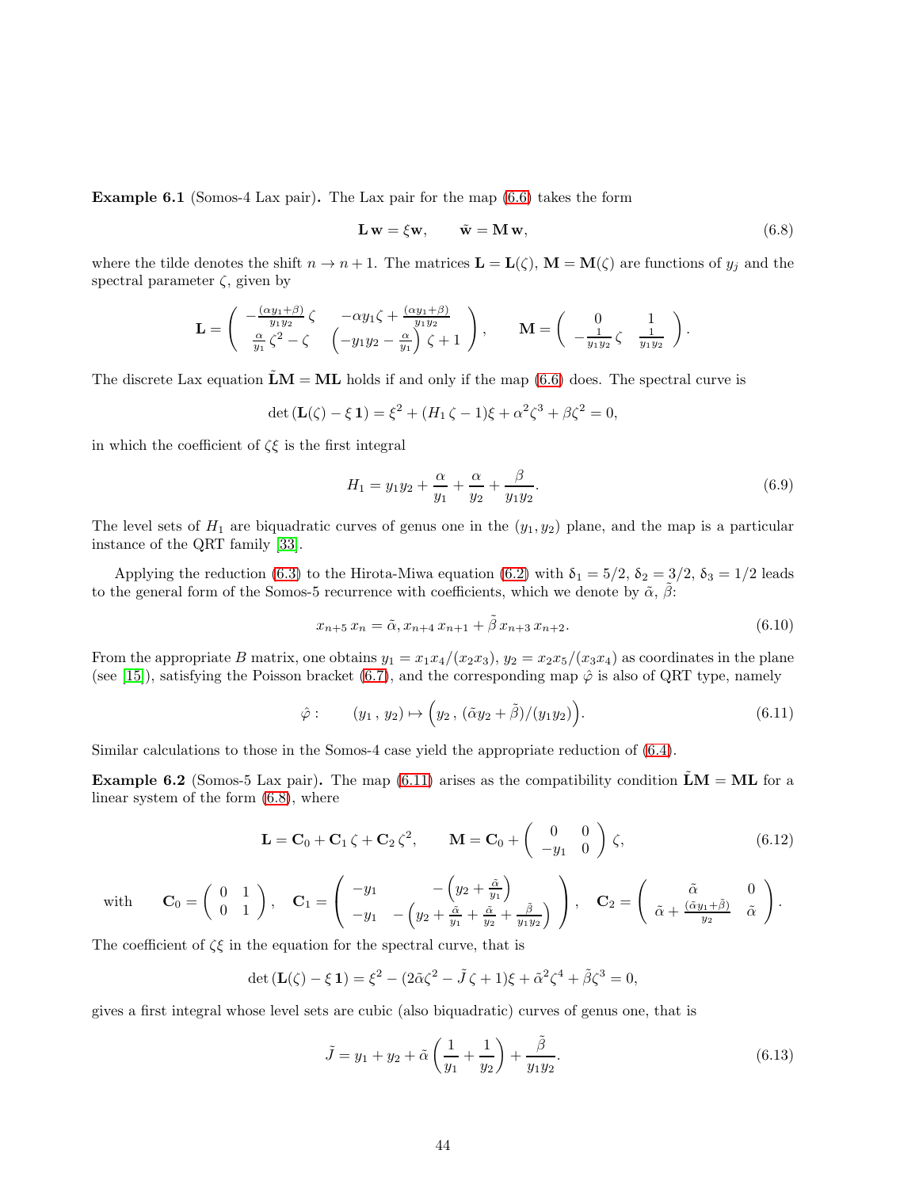**Example 6.1** (Somos-4 Lax pair)**.** The Lax pair for the map (6.6) takes the form

$$\mathbf{L}\,\mathbf{w} = \xi\mathbf{w}, \qquad \tilde{\mathbf{w}} = \mathbf{M}\,\mathbf{w}, \tag{6.8}$$

where the tilde denotes the shift $n \to n+1$. The matrices $\mathbf{L} = \mathbf{L}(\zeta)$, $\mathbf{M} = \mathbf{M}(\zeta)$ are functions of $y_j$ and the spectral parameter $\zeta$, given by

$$\mathbf{L} = \begin{pmatrix} -\frac{(\alpha y_1+\beta)}{y_1 y_2}\,\zeta & -\alpha y_1 \zeta + \frac{(\alpha y_1+\beta)}{y_1 y_2} \\ \frac{\alpha}{y_1}\,\zeta^2 - \zeta & \left(-y_1 y_2 - \frac{\alpha}{y_1}\right)\zeta + 1 \end{pmatrix}, \qquad \mathbf{M} = \begin{pmatrix} 0 & 1 \\ -\frac{1}{y_1 y_2}\,\zeta & \frac{1}{y_1 y_2} \end{pmatrix}.$$

The discrete Lax equation $\tilde{\mathbf{L}}\mathbf{M} = \mathbf{M}\mathbf{L}$ holds if and only if the map (6.6) does. The spectral curve is

$$\det\left(\mathbf{L}(\zeta) - \xi\,\mathbf{1}\right) = \xi^2 + (H_1\,\zeta - 1)\xi + \alpha^2\zeta^3 + \beta\zeta^2 = 0,$$

in which the coefficient of $\zeta\xi$ is the first integral

$$H_1 = y_1 y_2 + \frac{\alpha}{y_1} + \frac{\alpha}{y_2} + \frac{\beta}{y_1 y_2}. \tag{6.9}$$

The level sets of $H_1$ are biquadratic curves of genus one in the $(y_1, y_2)$ plane, and the map is a particular instance of the QRT family [33].

Applying the reduction (6.3) to the Hirota-Miwa equation (6.2) with $\delta_1 = 5/2$, $\delta_2 = 3/2$, $\delta_3 = 1/2$ leads to the general form of the Somos-5 recurrence with coefficients, which we denote by $\tilde{\alpha}$, $\tilde{\beta}$:

$$x_{n+5}\,x_n = \tilde{\alpha}, x_{n+4}\,x_{n+1} + \tilde{\beta}\,x_{n+3}\,x_{n+2}. \tag{6.10}$$

From the appropriate $B$ matrix, one obtains $y_1 = x_1 x_4/(x_2 x_3)$, $y_2 = x_2 x_5/(x_3 x_4)$ as coordinates in the plane (see [15]), satisfying the Poisson bracket (6.7), and the corresponding map $\hat{\varphi}$ is also of QRT type, namely

$$\hat{\varphi}: \qquad (y_1\,,\,y_2) \mapsto \Big(y_2\,,\,(\tilde{\alpha} y_2 + \tilde{\beta})/(y_1 y_2)\Big). \tag{6.11}$$

Similar calculations to those in the Somos-4 case yield the appropriate reduction of (6.4).

**Example 6.2** (Somos-5 Lax pair)**.** The map (6.11) arises as the compatibility condition $\tilde{\mathbf{L}}\mathbf{M} = \mathbf{M}\mathbf{L}$ for a linear system of the form (6.8), where

$$\mathbf{L} = \mathbf{C}_0 + \mathbf{C}_1\,\zeta + \mathbf{C}_2\,\zeta^2, \qquad \mathbf{M} = \mathbf{C}_0 + \begin{pmatrix} 0 & 0 \\ -y_1 & 0 \end{pmatrix}\zeta, \tag{6.12}$$

$$\text{with} \qquad \mathbf{C}_0 = \begin{pmatrix} 0 & 1 \\ 0 & 1 \end{pmatrix}, \quad \mathbf{C}_1 = \begin{pmatrix} -y_1 & -\left(y_2 + \frac{\tilde{\alpha}}{y_1}\right) \\ -y_1 & -\left(y_2 + \frac{\tilde{\alpha}}{y_1} + \frac{\tilde{\alpha}}{y_2} + \frac{\tilde{\beta}}{y_1 y_2}\right) \end{pmatrix}, \quad \mathbf{C}_2 = \begin{pmatrix} \tilde{\alpha} & 0 \\ \tilde{\alpha} + \frac{(\tilde{\alpha} y_1 + \tilde{\beta})}{y_2} & \tilde{\alpha} \end{pmatrix}.$$

The coefficient of $\zeta\xi$ in the equation for the spectral curve, that is

$$\det\left(\mathbf{L}(\zeta) - \xi\,\mathbf{1}\right) = \xi^2 - (2\tilde{\alpha}\zeta^2 - \tilde{J}\,\zeta + 1)\xi + \tilde{\alpha}^2\zeta^4 + \tilde{\beta}\zeta^3 = 0,$$

gives a first integral whose level sets are cubic (also biquadratic) curves of genus one, that is

$$\tilde{J} = y_1 + y_2 + \tilde{\alpha}\left(\frac{1}{y_1} + \frac{1}{y_2}\right) + \frac{\tilde{\beta}}{y_1 y_2}. \tag{6.13}$$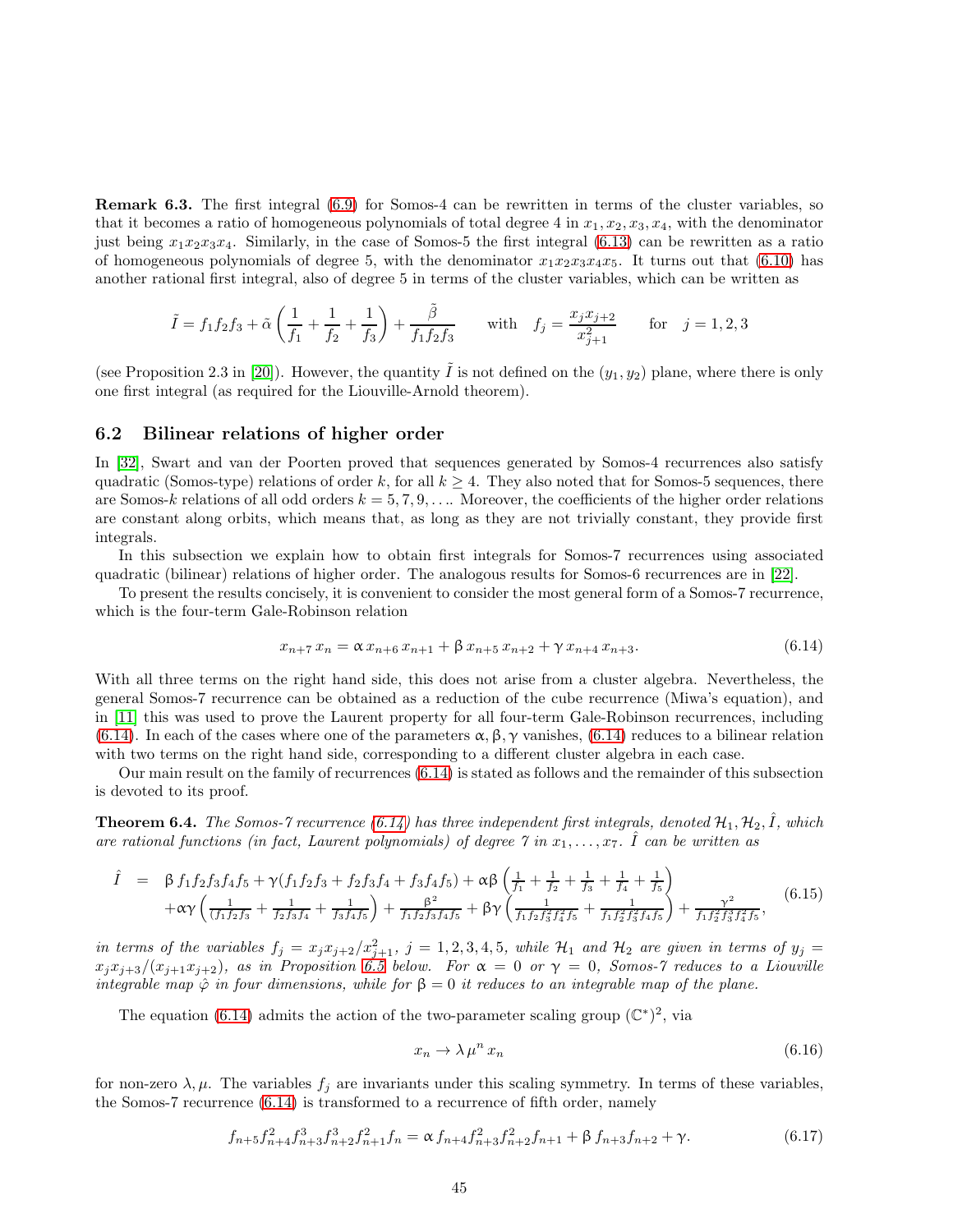**Remark 6.3.** The first integral (6.9) for Somos-4 can be rewritten in terms of the cluster variables, so that it becomes a ratio of homogeneous polynomials of total degree 4 in $x_1, x_2, x_3, x_4$, with the denominator just being $x_1x_2x_3x_4$. Similarly, in the case of Somos-5 the first integral (6.13) can be rewritten as a ratio of homogeneous polynomials of degree 5, with the denominator $x_1x_2x_3x_4x_5$. It turns out that (6.10) has another rational first integral, also of degree 5 in terms of the cluster variables, which can be written as

$$\tilde{I} = f_1f_2f_3 + \tilde{\alpha}\left(\frac{1}{f_1} + \frac{1}{f_2} + \frac{1}{f_3}\right) + \frac{\tilde{\beta}}{f_1f_2f_3} \qquad \text{with} \quad f_j = \frac{x_jx_{j+2}}{x_{j+1}^2} \qquad \text{for} \quad j = 1, 2, 3$$

(see Proposition 2.3 in [20]). However, the quantity $\tilde{I}$ is not defined on the $(y_1, y_2)$ plane, where there is only one first integral (as required for the Liouville-Arnold theorem).

## 6.2 Bilinear relations of higher order

In [32], Swart and van der Poorten proved that sequences generated by Somos-4 recurrences also satisfy quadratic (Somos-type) relations of order $k$, for all $k \geq 4$. They also noted that for Somos-5 sequences, there are Somos-$k$ relations of all odd orders $k = 5, 7, 9, \ldots$. Moreover, the coefficients of the higher order relations are constant along orbits, which means that, as long as they are not trivially constant, they provide first integrals.

In this subsection we explain how to obtain first integrals for Somos-7 recurrences using associated quadratic (bilinear) relations of higher order. The analogous results for Somos-6 recurrences are in [22].

To present the results concisely, it is convenient to consider the most general form of a Somos-7 recurrence, which is the four-term Gale-Robinson relation

$$x_{n+7}\, x_n = \alpha\, x_{n+6}\, x_{n+1} + \beta\, x_{n+5}\, x_{n+2} + \gamma\, x_{n+4}\, x_{n+3}. \tag{6.14}$$

With all three terms on the right hand side, this does not arise from a cluster algebra. Nevertheless, the general Somos-7 recurrence can be obtained as a reduction of the cube recurrence (Miwa's equation), and in [11] this was used to prove the Laurent property for all four-term Gale-Robinson recurrences, including (6.14). In each of the cases where one of the parameters $\alpha, \beta, \gamma$ vanishes, (6.14) reduces to a bilinear relation with two terms on the right hand side, corresponding to a different cluster algebra in each case.

Our main result on the family of recurrences (6.14) is stated as follows and the remainder of this subsection is devoted to its proof.

**Theorem 6.4.** *The Somos-7 recurrence (6.14) has three independent first integrals, denoted $\mathcal{H}_1, \mathcal{H}_2, \hat{I}$, which are rational functions (in fact, Laurent polynomials) of degree 7 in $x_1, \ldots, x_7$. $\hat{I}$ can be written as*

$$\begin{aligned} \hat{I} \;=\;& \beta\, f_1f_2f_3f_4f_5 + \gamma(f_1f_2f_3 + f_2f_3f_4 + f_3f_4f_5) + \alpha\beta\left(\tfrac{1}{f_1} + \tfrac{1}{f_2} + \tfrac{1}{f_3} + \tfrac{1}{f_4} + \tfrac{1}{f_5}\right) \\ &+ \alpha\gamma\left(\tfrac{1}{f_1f_2f_3} + \tfrac{1}{f_2f_3f_4} + \tfrac{1}{f_3f_4f_5}\right) + \tfrac{\beta^2}{f_1f_2f_3f_4f_5} + \beta\gamma\left(\tfrac{1}{f_1f_2f_3^2f_4^2f_5} + \tfrac{1}{f_1f_2^2f_3^2f_4f_5}\right) + \tfrac{\gamma^2}{f_1f_2^2f_3^3f_4^2f_5}, \end{aligned} \tag{6.15}$$

*in terms of the variables $f_j = x_jx_{j+2}/x_{j+1}^2$, $j = 1, 2, 3, 4, 5$, while $\mathcal{H}_1$ and $\mathcal{H}_2$ are given in terms of $y_j = x_jx_{j+3}/(x_{j+1}x_{j+2})$, as in Proposition 6.5 below. For $\alpha = 0$ or $\gamma = 0$, Somos-7 reduces to a Liouville integrable map $\hat{\varphi}$ in four dimensions, while for $\beta = 0$ it reduces to an integrable map of the plane.*

The equation (6.14) admits the action of the two-parameter scaling group $(\mathbb{C}^*)^2$, via

$$x_n \to \lambda\, \mu^n\, x_n \tag{6.16}$$

for non-zero $\lambda, \mu$. The variables $f_j$ are invariants under this scaling symmetry. In terms of these variables, the Somos-7 recurrence (6.14) is transformed to a recurrence of fifth order, namely

$$f_{n+5}f_{n+4}^2f_{n+3}^3f_{n+2}^3f_{n+1}^2f_n = \alpha\, f_{n+4}f_{n+3}^2f_{n+2}^2f_{n+1} + \beta\, f_{n+3}f_{n+2} + \gamma. \tag{6.17}$$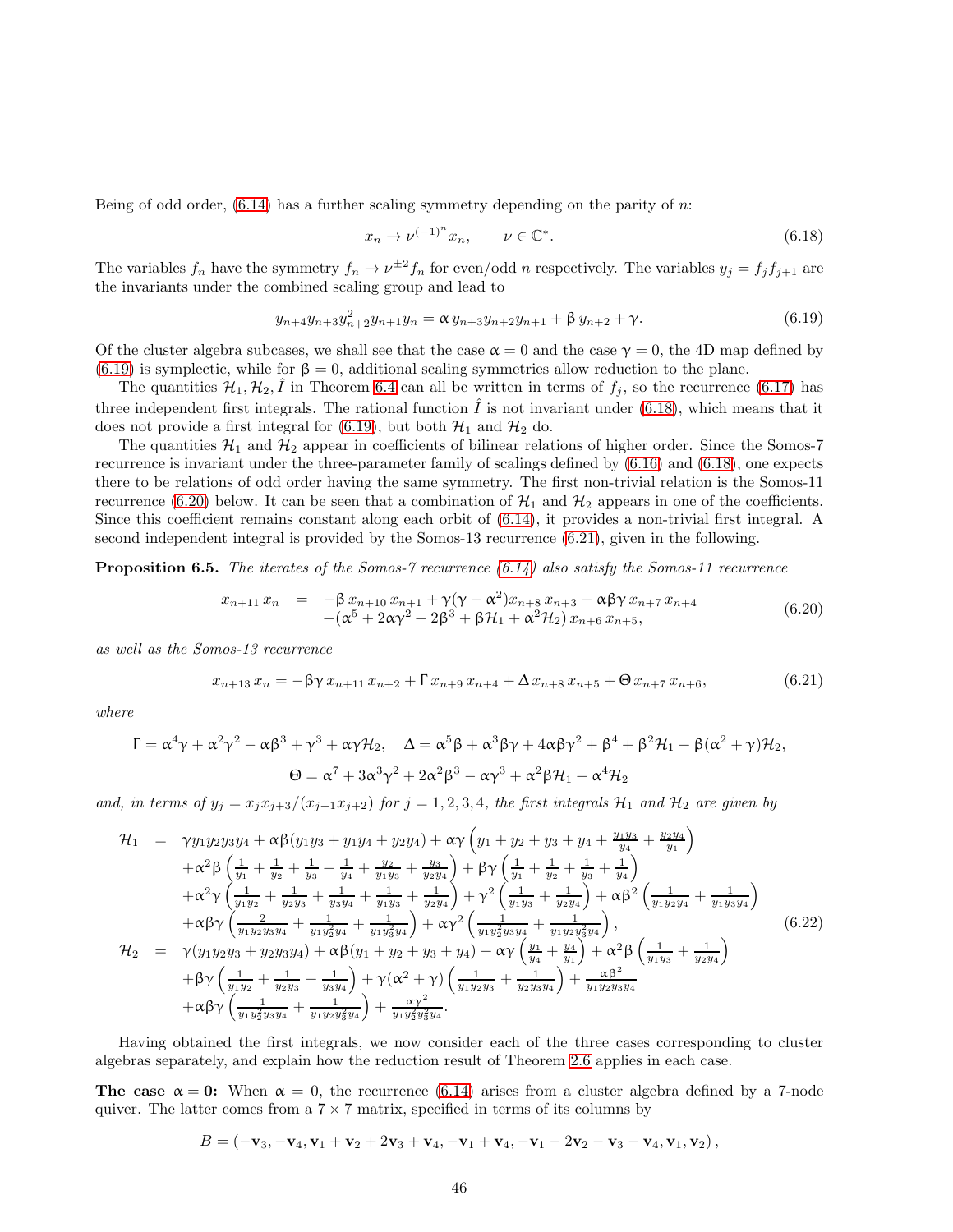Being of odd order, (6.14) has a further scaling symmetry depending on the parity of $n$:

$$x_n \to \nu^{(-1)^n} x_n, \qquad \nu \in \mathbb{C}^*. \tag{6.18}$$

The variables $f_n$ have the symmetry $f_n \to \nu^{\pm 2} f_n$ for even/odd $n$ respectively. The variables $y_j = f_j f_{j+1}$ are the invariants under the combined scaling group and lead to

$$y_{n+4} y_{n+3} y_{n+2}^2 y_{n+1} y_n = \alpha\, y_{n+3} y_{n+2} y_{n+1} + \beta\, y_{n+2} + \gamma. \tag{6.19}$$

Of the cluster algebra subcases, we shall see that the case $\alpha = 0$ and the case $\gamma = 0$, the 4D map defined by (6.19) is symplectic, while for $\beta = 0$, additional scaling symmetries allow reduction to the plane.

The quantities $\mathcal{H}_1, \mathcal{H}_2, \hat{I}$ in Theorem 6.4 can all be written in terms of $f_j$, so the recurrence (6.17) has three independent first integrals. The rational function $\hat{I}$ is not invariant under (6.18), which means that it does not provide a first integral for (6.19), but both $\mathcal{H}_1$ and $\mathcal{H}_2$ do.

The quantities $\mathcal{H}_1$ and $\mathcal{H}_2$ appear in coefficients of bilinear relations of higher order. Since the Somos-7 recurrence is invariant under the three-parameter family of scalings defined by (6.16) and (6.18), one expects there to be relations of odd order having the same symmetry. The first non-trivial relation is the Somos-11 recurrence (6.20) below. It can be seen that a combination of $\mathcal{H}_1$ and $\mathcal{H}_2$ appears in one of the coefficients. Since this coefficient remains constant along each orbit of (6.14), it provides a non-trivial first integral. A second independent integral is provided by the Somos-13 recurrence (6.21), given in the following.

**Proposition 6.5.** *The iterates of the Somos-7 recurrence (6.14) also satisfy the Somos-11 recurrence*

$$\begin{aligned} x_{n+11}\, x_n \;=\; & -\beta\, x_{n+10}\, x_{n+1} + \gamma(\gamma - \alpha^2) x_{n+8}\, x_{n+3} - \alpha\beta\gamma\, x_{n+7}\, x_{n+4} \\ & + (\alpha^5 + 2\alpha\gamma^2 + 2\beta^3 + \beta\mathcal{H}_1 + \alpha^2\mathcal{H}_2)\, x_{n+6}\, x_{n+5}, \end{aligned} \tag{6.20}$$

*as well as the Somos-13 recurrence*

$$x_{n+13}\, x_n = -\beta\gamma\, x_{n+11}\, x_{n+2} + \Gamma\, x_{n+9}\, x_{n+4} + \Delta\, x_{n+8}\, x_{n+5} + \Theta\, x_{n+7}\, x_{n+6}, \tag{6.21}$$

*where*

$$\Gamma = \alpha^4\gamma + \alpha^2\gamma^2 - \alpha\beta^3 + \gamma^3 + \alpha\gamma\mathcal{H}_2, \quad \Delta = \alpha^5\beta + \alpha^3\beta\gamma + 4\alpha\beta\gamma^2 + \beta^4 + \beta^2\mathcal{H}_1 + \beta(\alpha^2 + \gamma)\mathcal{H}_2,$$

$$\Theta = \alpha^7 + 3\alpha^3\gamma^2 + 2\alpha^2\beta^3 - \alpha\gamma^3 + \alpha^2\beta\mathcal{H}_1 + \alpha^4\mathcal{H}_2$$

*and, in terms of $y_j = x_j x_{j+3}/(x_{j+1}x_{j+2})$ for $j = 1, 2, 3, 4$, the first integrals $\mathcal{H}_1$ and $\mathcal{H}_2$ are given by*

$$\begin{aligned} \mathcal{H}_1 \;=\; & \gamma y_1 y_2 y_3 y_4 + \alpha\beta(y_1 y_3 + y_1 y_4 + y_2 y_4) + \alpha\gamma\left(y_1 + y_2 + y_3 + y_4 + \tfrac{y_1 y_3}{y_4} + \tfrac{y_2 y_4}{y_1}\right) \\ & + \alpha^2\beta\left(\tfrac{1}{y_1} + \tfrac{1}{y_2} + \tfrac{1}{y_3} + \tfrac{1}{y_4} + \tfrac{y_2}{y_1 y_3} + \tfrac{y_3}{y_2 y_4}\right) + \beta\gamma\left(\tfrac{1}{y_1} + \tfrac{1}{y_2} + \tfrac{1}{y_3} + \tfrac{1}{y_4}\right) \\ & + \alpha^2\gamma\left(\tfrac{1}{y_1 y_2} + \tfrac{1}{y_2 y_3} + \tfrac{1}{y_3 y_4} + \tfrac{1}{y_1 y_3} + \tfrac{1}{y_2 y_4}\right) + \gamma^2\left(\tfrac{1}{y_1 y_3} + \tfrac{1}{y_2 y_4}\right) + \alpha\beta^2\left(\tfrac{1}{y_1 y_2 y_4} + \tfrac{1}{y_1 y_3 y_4}\right) \\ & + \alpha\beta\gamma\left(\tfrac{2}{y_1 y_2 y_3 y_4} + \tfrac{1}{y_1 y_2^2 y_4} + \tfrac{1}{y_1 y_3^2 y_4}\right) + \alpha\gamma^2\left(\tfrac{1}{y_1 y_2^2 y_3 y_4} + \tfrac{1}{y_1 y_2 y_3^2 y_4}\right), \\ \mathcal{H}_2 \;=\; & \gamma(y_1 y_2 y_3 + y_2 y_3 y_4) + \alpha\beta(y_1 + y_2 + y_3 + y_4) + \alpha\gamma\left(\tfrac{y_1}{y_4} + \tfrac{y_4}{y_1}\right) + \alpha^2\beta\left(\tfrac{1}{y_1 y_3} + \tfrac{1}{y_2 y_4}\right) \\ & + \beta\gamma\left(\tfrac{1}{y_1 y_2} + \tfrac{1}{y_2 y_3} + \tfrac{1}{y_3 y_4}\right) + \gamma(\alpha^2 + \gamma)\left(\tfrac{1}{y_1 y_2 y_3} + \tfrac{1}{y_2 y_3 y_4}\right) + \tfrac{\alpha\beta^2}{y_1 y_2 y_3 y_4} \\ & + \alpha\beta\gamma\left(\tfrac{1}{y_1 y_2^2 y_3 y_4} + \tfrac{1}{y_1 y_2 y_3^2 y_4}\right) + \tfrac{\alpha\gamma^2}{y_1 y_2^2 y_3^2 y_4}. \end{aligned} \tag{6.22}$$

Having obtained the first integrals, we now consider each of the three cases corresponding to cluster algebras separately, and explain how the reduction result of Theorem 2.6 applies in each case.

**The case $\alpha = 0$:** When $\alpha = 0$, the recurrence (6.14) arises from a cluster algebra defined by a 7-node quiver. The latter comes from a $7 \times 7$ matrix, specified in terms of its columns by

$$B = \left(-\mathbf{v}_3, -\mathbf{v}_4, \mathbf{v}_1 + \mathbf{v}_2 + 2\mathbf{v}_3 + \mathbf{v}_4, -\mathbf{v}_1 + \mathbf{v}_4, -\mathbf{v}_1 - 2\mathbf{v}_2 - \mathbf{v}_3 - \mathbf{v}_4, \mathbf{v}_1, \mathbf{v}_2\right),$$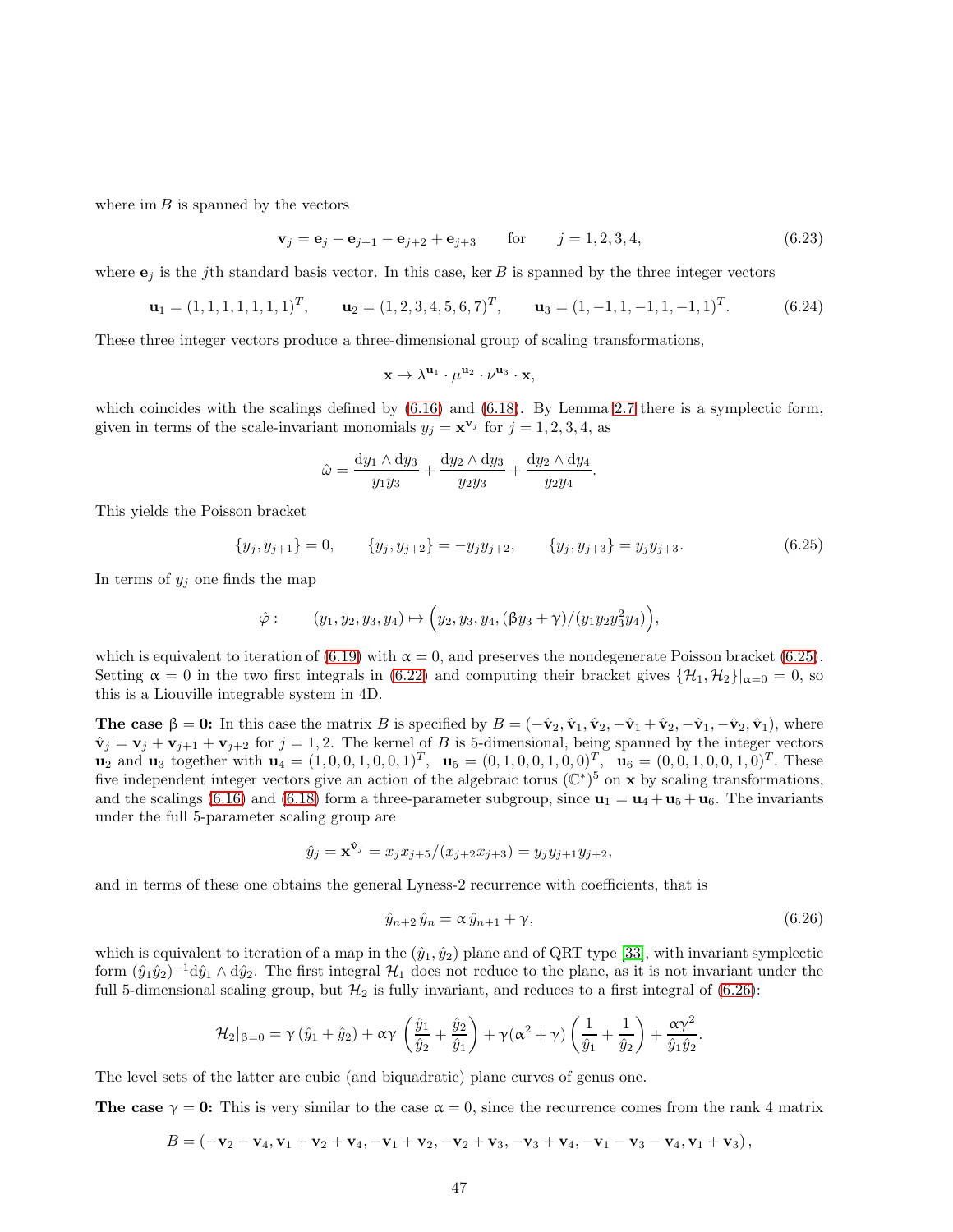where im $B$ is spanned by the vectors

$$\mathbf{v}_j = \mathbf{e}_j - \mathbf{e}_{j+1} - \mathbf{e}_{j+2} + \mathbf{e}_{j+3} \qquad \text{for} \qquad j = 1,2,3,4, \tag{6.23}$$

where $\mathbf{e}_j$ is the $j$th standard basis vector. In this case, $\ker B$ is spanned by the three integer vectors

$$\mathbf{u}_1 = (1,1,1,1,1,1,1)^T, \qquad \mathbf{u}_2 = (1,2,3,4,5,6,7)^T, \qquad \mathbf{u}_3 = (1,-1,1,-1,1,-1,1)^T. \tag{6.24}$$

These three integer vectors produce a three-dimensional group of scaling transformations,

$$\mathbf{x} \to \lambda^{\mathbf{u}_1} \cdot \mu^{\mathbf{u}_2} \cdot \nu^{\mathbf{u}_3} \cdot \mathbf{x},$$

which coincides with the scalings defined by (6.16) and (6.18). By Lemma 2.7 there is a symplectic form, given in terms of the scale-invariant monomials $y_j = \mathbf{x}^{\mathbf{v}_j}$ for $j = 1,2,3,4$, as

$$\hat{\omega} = \frac{\mathrm{d}y_1 \wedge \mathrm{d}y_3}{y_1 y_3} + \frac{\mathrm{d}y_2 \wedge \mathrm{d}y_3}{y_2 y_3} + \frac{\mathrm{d}y_2 \wedge \mathrm{d}y_4}{y_2 y_4}.$$

This yields the Poisson bracket

$$\{y_j, y_{j+1}\} = 0, \qquad \{y_j, y_{j+2}\} = -y_j y_{j+2}, \qquad \{y_j, y_{j+3}\} = y_j y_{j+3}. \tag{6.25}$$

In terms of $y_j$ one finds the map

$$\hat{\varphi}: \qquad (y_1,y_2,y_3,y_4) \mapsto \Big(y_2, y_3, y_4, (\beta y_3 + \gamma)/(y_1 y_2 y_3^2 y_4)\Big),$$

which is equivalent to iteration of (6.19) with $\alpha = 0$, and preserves the nondegenerate Poisson bracket (6.25). Setting $\alpha = 0$ in the two first integrals in (6.22) and computing their bracket gives $\{\mathcal{H}_1, \mathcal{H}_2\}|_{\alpha=0} = 0$, so this is a Liouville integrable system in 4D.

**The case $\beta = 0$:** In this case the matrix $B$ is specified by $B = (-\hat{\mathbf{v}}_2, \hat{\mathbf{v}}_1, \hat{\mathbf{v}}_2, -\hat{\mathbf{v}}_1 + \hat{\mathbf{v}}_2, -\hat{\mathbf{v}}_1, -\hat{\mathbf{v}}_2, \hat{\mathbf{v}}_1)$, where $\hat{\mathbf{v}}_j = \mathbf{v}_j + \mathbf{v}_{j+1} + \mathbf{v}_{j+2}$ for $j = 1,2$. The kernel of $B$ is 5-dimensional, being spanned by the integer vectors $\mathbf{u}_2$ and $\mathbf{u}_3$ together with $\mathbf{u}_4 = (1,0,0,1,0,0,1)^T$, $\mathbf{u}_5 = (0,1,0,0,1,0,0)^T$, $\mathbf{u}_6 = (0,0,1,0,0,1,0)^T$. These five independent integer vectors give an action of the algebraic torus $(\mathbb{C}^*)^5$ on $\mathbf{x}$ by scaling transformations, and the scalings (6.16) and (6.18) form a three-parameter subgroup, since $\mathbf{u}_1 = \mathbf{u}_4 + \mathbf{u}_5 + \mathbf{u}_6$. The invariants under the full 5-parameter scaling group are

$$\hat{y}_j = \mathbf{x}^{\hat{\mathbf{v}}_j} = x_j x_{j+5}/(x_{j+2}x_{j+3}) = y_j y_{j+1} y_{j+2},$$

and in terms of these one obtains the general Lyness-2 recurrence with coefficients, that is

$$\hat{y}_{n+2}\,\hat{y}_n = \alpha\,\hat{y}_{n+1} + \gamma, \tag{6.26}$$

which is equivalent to iteration of a map in the $(\hat{y}_1, \hat{y}_2)$ plane and of QRT type [33], with invariant symplectic form $(\hat{y}_1\hat{y}_2)^{-1}\mathrm{d}\hat{y}_1 \wedge \mathrm{d}\hat{y}_2$. The first integral $\mathcal{H}_1$ does not reduce to the plane, as it is not invariant under the full 5-dimensional scaling group, but $\mathcal{H}_2$ is fully invariant, and reduces to a first integral of (6.26):

$$\mathcal{H}_2|_{\beta=0} = \gamma\,(\hat{y}_1 + \hat{y}_2) + \alpha\gamma\,\left(\frac{\hat{y}_1}{\hat{y}_2} + \frac{\hat{y}_2}{\hat{y}_1}\right) + \gamma(\alpha^2 + \gamma)\left(\frac{1}{\hat{y}_1} + \frac{1}{\hat{y}_2}\right) + \frac{\alpha\gamma^2}{\hat{y}_1\hat{y}_2}.$$

The level sets of the latter are cubic (and biquadratic) plane curves of genus one.

**The case $\gamma = 0$:** This is very similar to the case $\alpha = 0$, since the recurrence comes from the rank 4 matrix

$$B = (-\mathbf{v}_2 - \mathbf{v}_4, \mathbf{v}_1 + \mathbf{v}_2 + \mathbf{v}_4, -\mathbf{v}_1 + \mathbf{v}_2, -\mathbf{v}_2 + \mathbf{v}_3, -\mathbf{v}_3 + \mathbf{v}_4, -\mathbf{v}_1 - \mathbf{v}_3 - \mathbf{v}_4, \mathbf{v}_1 + \mathbf{v}_3),$$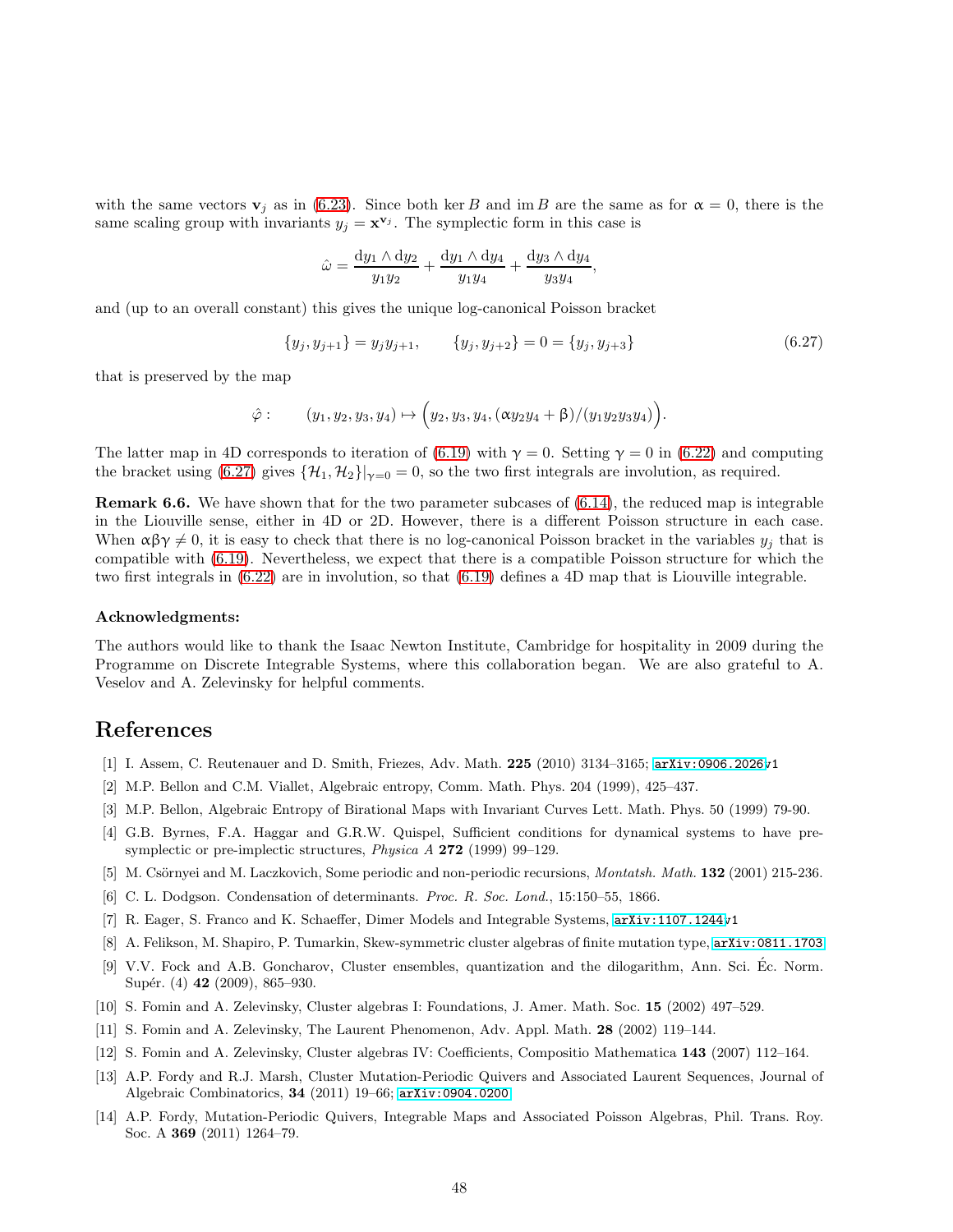with the same vectors $\mathbf{v}_j$ as in (6.23). Since both $\ker B$ and $\operatorname{im} B$ are the same as for $\alpha = 0$, there is the same scaling group with invariants $y_j = \mathbf{x}^{\mathbf{v}_j}$. The symplectic form in this case is

$$\hat{\omega} = \frac{\mathrm{d}y_1 \wedge \mathrm{d}y_2}{y_1 y_2} + \frac{\mathrm{d}y_1 \wedge \mathrm{d}y_4}{y_1 y_4} + \frac{\mathrm{d}y_3 \wedge \mathrm{d}y_4}{y_3 y_4},$$

and (up to an overall constant) this gives the unique log-canonical Poisson bracket

$$\{y_j, y_{j+1}\} = y_j y_{j+1}, \qquad \{y_j, y_{j+2}\} = 0 = \{y_j, y_{j+3}\} \tag{6.27}$$

that is preserved by the map

$$\hat{\varphi}: \qquad (y_1, y_2, y_3, y_4) \mapsto \Big(y_2, y_3, y_4, (\alpha y_2 y_4 + \beta)/(y_1 y_2 y_3 y_4)\Big).$$

The latter map in 4D corresponds to iteration of (6.19) with $\gamma = 0$. Setting $\gamma = 0$ in (6.22) and computing the bracket using (6.27) gives $\{\mathcal{H}_1, \mathcal{H}_2\}|_{\gamma=0} = 0$, so the two first integrals are involution, as required.

**Remark 6.6.** We have shown that for the two parameter subcases of (6.14), the reduced map is integrable in the Liouville sense, either in 4D or 2D. However, there is a different Poisson structure in each case. When $\alpha\beta\gamma \neq 0$, it is easy to check that there is no log-canonical Poisson bracket in the variables $y_j$ that is compatible with (6.19). Nevertheless, we expect that there is a compatible Poisson structure for which the two first integrals in (6.22) are in involution, so that (6.19) defines a 4D map that is Liouville integrable.

**Acknowledgments:**

The authors would like to thank the Isaac Newton Institute, Cambridge for hospitality in 2009 during the Programme on Discrete Integrable Systems, where this collaboration began. We are also grateful to A. Veselov and A. Zelevinsky for helpful comments.

# References

[1] I. Assem, C. Reutenauer and D. Smith, Friezes, Adv. Math. **225** (2010) 3134–3165; arXiv:0906.2026v1

[2] M.P. Bellon and C.M. Viallet, Algebraic entropy, Comm. Math. Phys. 204 (1999), 425–437.

[3] M.P. Bellon, Algebraic Entropy of Birational Maps with Invariant Curves Lett. Math. Phys. 50 (1999) 79-90.

[4] G.B. Byrnes, F.A. Haggar and G.R.W. Quispel, Sufficient conditions for dynamical systems to have pre-symplectic or pre-implectic structures, *Physica A* **272** (1999) 99–129.

[5] M. Csörnyei and M. Laczkovich, Some periodic and non-periodic recursions, *Montatsh. Math.* **132** (2001) 215-236.

[6] C. L. Dodgson. Condensation of determinants. *Proc. R. Soc. Lond.*, 15:150–55, 1866.

[7] R. Eager, S. Franco and K. Schaeffer, Dimer Models and Integrable Systems, arXiv:1107.1244v1

[8] A. Felikson, M. Shapiro, P. Tumarkin, Skew-symmetric cluster algebras of finite mutation type, arXiv:0811.1703

[9] V.V. Fock and A.B. Goncharov, Cluster ensembles, quantization and the dilogarithm, Ann. Sci. Éc. Norm. Supér. (4) **42** (2009), 865–930.

[10] S. Fomin and A. Zelevinsky, Cluster algebras I: Foundations, J. Amer. Math. Soc. **15** (2002) 497–529.

[11] S. Fomin and A. Zelevinsky, The Laurent Phenomenon, Adv. Appl. Math. **28** (2002) 119–144.

[12] S. Fomin and A. Zelevinsky, Cluster algebras IV: Coefficients, Compositio Mathematica **143** (2007) 112–164.

[13] A.P. Fordy and R.J. Marsh, Cluster Mutation-Periodic Quivers and Associated Laurent Sequences, Journal of Algebraic Combinatorics, **34** (2011) 19–66; arXiv:0904.0200

[14] A.P. Fordy, Mutation-Periodic Quivers, Integrable Maps and Associated Poisson Algebras, Phil. Trans. Roy. Soc. A **369** (2011) 1264–79.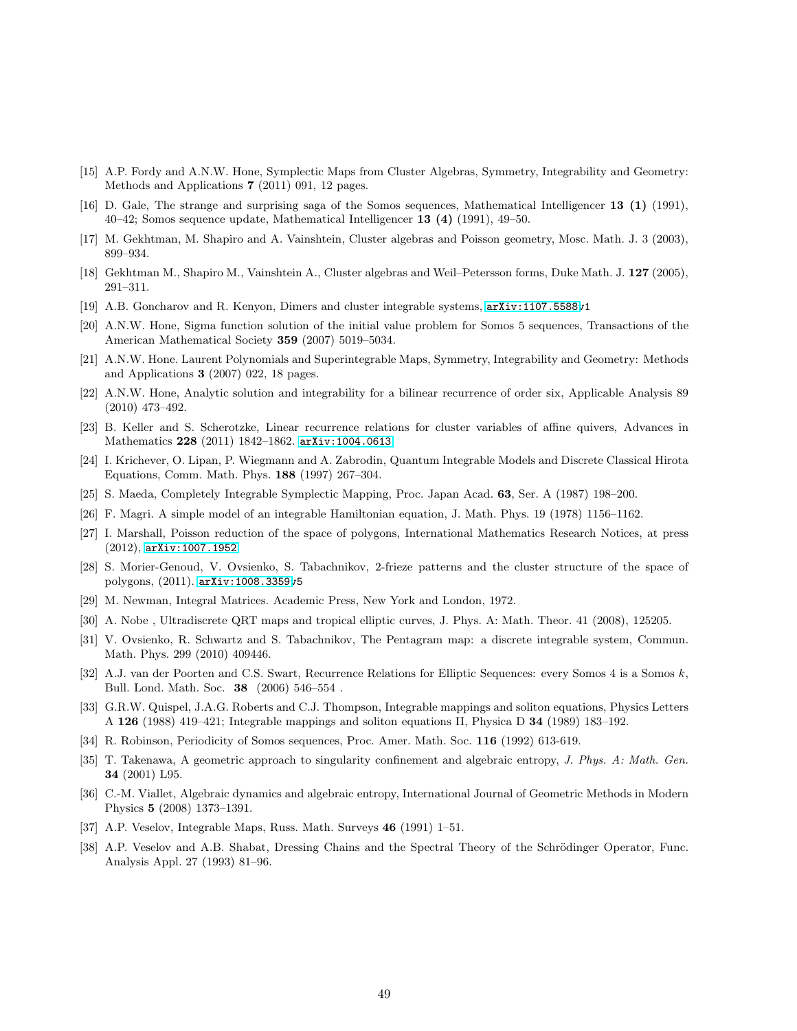[15] A.P. Fordy and A.N.W. Hone, Symplectic Maps from Cluster Algebras, Symmetry, Integrability and Geometry: Methods and Applications **7** (2011) 091, 12 pages.

[16] D. Gale, The strange and surprising saga of the Somos sequences, Mathematical Intelligencer **13 (1)** (1991), 40–42; Somos sequence update, Mathematical Intelligencer **13 (4)** (1991), 49–50.

[17] M. Gekhtman, M. Shapiro and A. Vainshtein, Cluster algebras and Poisson geometry, Mosc. Math. J. 3 (2003), 899–934.

[18] Gekhtman M., Shapiro M., Vainshtein A., Cluster algebras and Weil–Petersson forms, Duke Math. J. **127** (2005), 291–311.

[19] A.B. Goncharov and R. Kenyon, Dimers and cluster integrable systems, arXiv:1107.5588v1

[20] A.N.W. Hone, Sigma function solution of the initial value problem for Somos 5 sequences, Transactions of the American Mathematical Society **359** (2007) 5019–5034.

[21] A.N.W. Hone. Laurent Polynomials and Superintegrable Maps, Symmetry, Integrability and Geometry: Methods and Applications **3** (2007) 022, 18 pages.

[22] A.N.W. Hone, Analytic solution and integrability for a bilinear recurrence of order six, Applicable Analysis 89 (2010) 473–492.

[23] B. Keller and S. Scherotzke, Linear recurrence relations for cluster variables of affine quivers, Advances in Mathematics **228** (2011) 1842–1862. arXiv:1004.0613.

[24] I. Krichever, O. Lipan, P. Wiegmann and A. Zabrodin, Quantum Integrable Models and Discrete Classical Hirota Equations, Comm. Math. Phys. **188** (1997) 267–304.

[25] S. Maeda, Completely Integrable Symplectic Mapping, Proc. Japan Acad. **63**, Ser. A (1987) 198–200.

[26] F. Magri. A simple model of an integrable Hamiltonian equation, J. Math. Phys. 19 (1978) 1156–1162.

[27] I. Marshall, Poisson reduction of the space of polygons, International Mathematics Research Notices, at press (2012), arXiv:1007.1952

[28] S. Morier-Genoud, V. Ovsienko, S. Tabachnikov, 2-frieze patterns and the cluster structure of the space of polygons, (2011). arXiv:1008.3359v5

[29] M. Newman, Integral Matrices. Academic Press, New York and London, 1972.

[30] A. Nobe , Ultradiscrete QRT maps and tropical elliptic curves, J. Phys. A: Math. Theor. 41 (2008), 125205.

[31] V. Ovsienko, R. Schwartz and S. Tabachnikov, The Pentagram map: a discrete integrable system, Commun. Math. Phys. 299 (2010) 409446.

[32] A.J. van der Poorten and C.S. Swart, Recurrence Relations for Elliptic Sequences: every Somos 4 is a Somos $k$, Bull. Lond. Math. Soc. **38** (2006) 546–554 .

[33] G.R.W. Quispel, J.A.G. Roberts and C.J. Thompson, Integrable mappings and soliton equations, Physics Letters A **126** (1988) 419–421; Integrable mappings and soliton equations II, Physica D **34** (1989) 183–192.

[34] R. Robinson, Periodicity of Somos sequences, Proc. Amer. Math. Soc. **116** (1992) 613-619.

[35] T. Takenawa, A geometric approach to singularity confinement and algebraic entropy, *J. Phys. A: Math. Gen.* **34** (2001) L95.

[36] C.-M. Viallet, Algebraic dynamics and algebraic entropy, International Journal of Geometric Methods in Modern Physics **5** (2008) 1373–1391.

[37] A.P. Veselov, Integrable Maps, Russ. Math. Surveys **46** (1991) 1–51.

[38] A.P. Veselov and A.B. Shabat, Dressing Chains and the Spectral Theory of the Schrödinger Operator, Func. Analysis Appl. 27 (1993) 81–96.